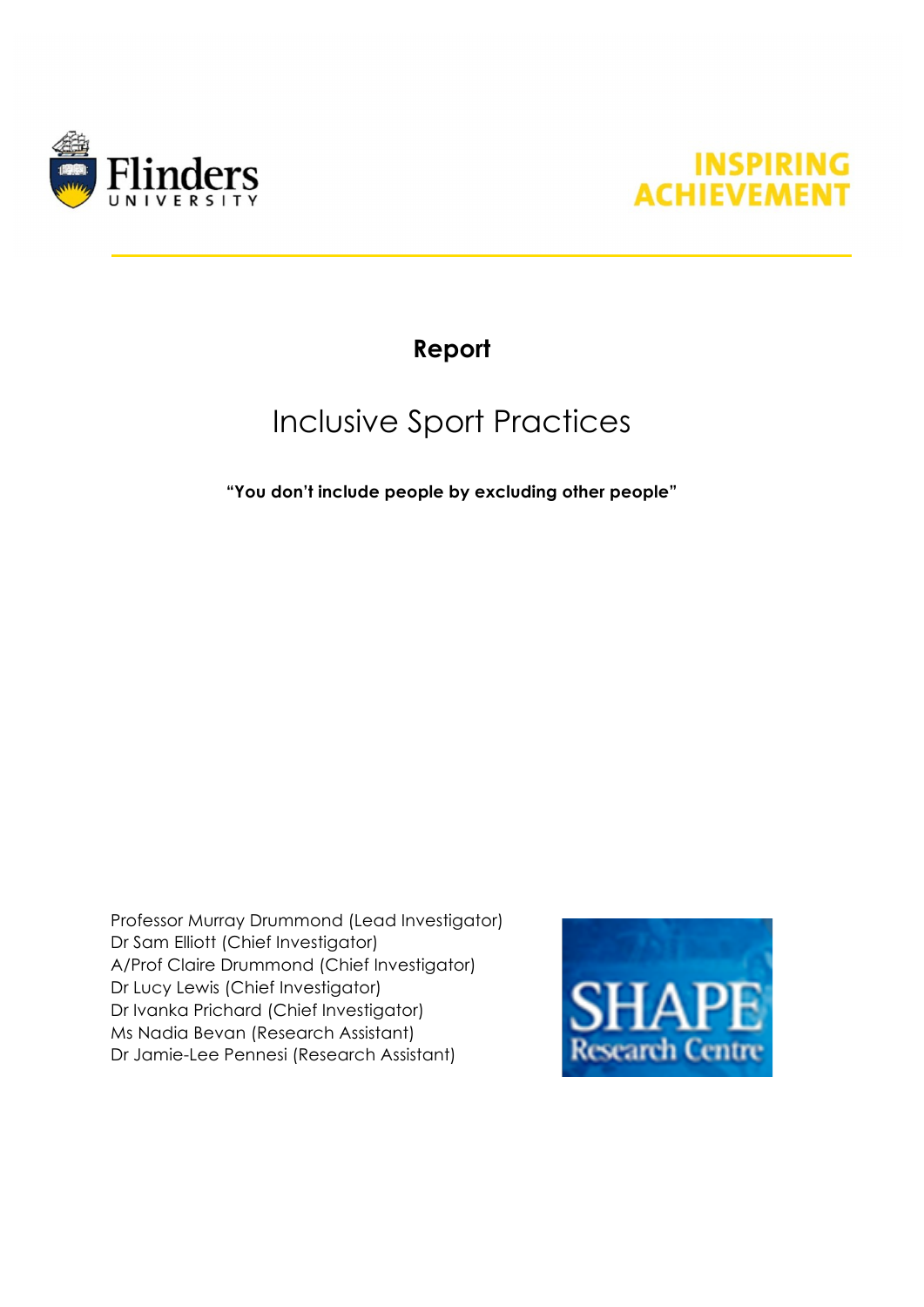Flinders University

INSPIRING ACHIEVEMENT

**Report**

# Inclusive Sport Practices

**"You don't include people by excluding other people"**

Professor Murray Drummond (Lead Investigator)
Dr Sam Elliott (Chief Investigator)
A/Prof Claire Drummond (Chief Investigator)
Dr Lucy Lewis (Chief Investigator)
Dr Ivanka Prichard (Chief Investigator)
Ms Nadia Bevan (Research Assistant)
Dr Jamie-Lee Pennesi (Research Assistant)

SHAPE Research Centre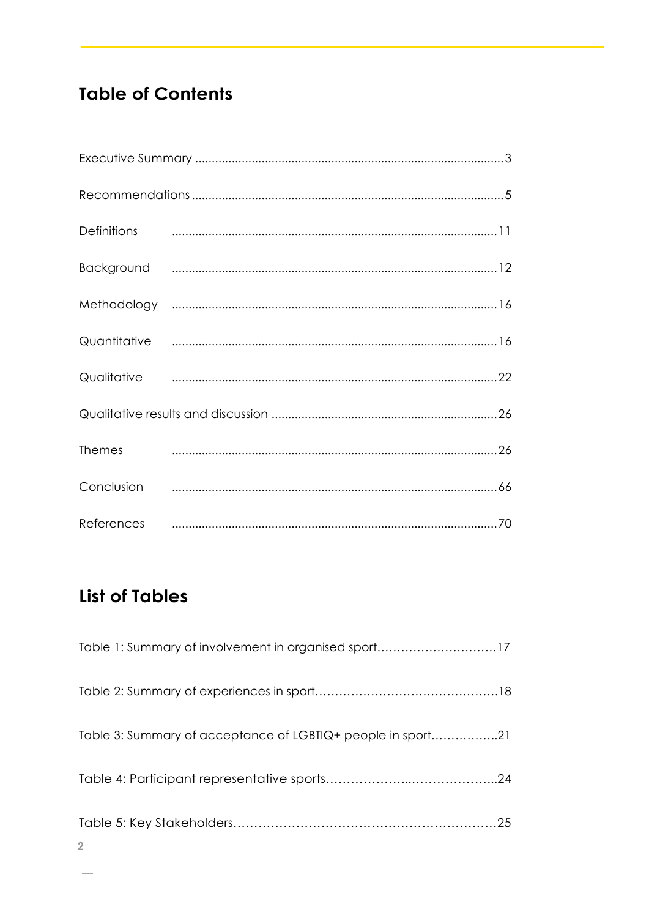## Table of Contents

Executive Summary ........................................................................................... 3

Recommendations ........................................................................................... 5

Definitions ................................................................................................. 11

Background ................................................................................................. 12

Methodology ................................................................................................. 16

Quantitative ................................................................................................. 16

Qualitative ................................................................................................. 22

Qualitative results and discussion ................................................................... 26

Themes ................................................................................................. 26

Conclusion ................................................................................................. 66

References ................................................................................................. 70

## List of Tables

Table 1: Summary of involvement in organised sport…………………………17

Table 2: Summary of experiences in sport………………………………………18

Table 3: Summary of acceptance of LGBTIQ+ people in sport……………..21

Table 4: Participant representative sports………………..………………...24

Table 5: Key Stakeholders…………………………………………………………25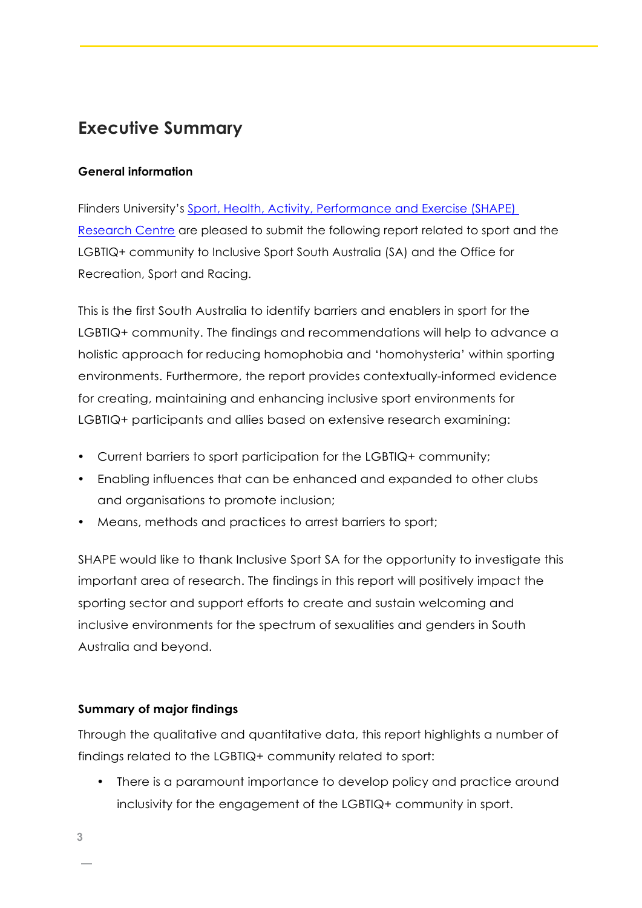## Executive Summary

**General information**

Flinders University's [Sport, Health, Activity, Performance and Exercise (SHAPE) Research Centre] are pleased to submit the following report related to sport and the LGBTIQ+ community to Inclusive Sport South Australia (SA) and the Office for Recreation, Sport and Racing.

This is the first South Australia to identify barriers and enablers in sport for the LGBTIQ+ community. The findings and recommendations will help to advance a holistic approach for reducing homophobia and 'homohysteria' within sporting environments. Furthermore, the report provides contextually-informed evidence for creating, maintaining and enhancing inclusive sport environments for LGBTIQ+ participants and allies based on extensive research examining:

- Current barriers to sport participation for the LGBTIQ+ community;
- Enabling influences that can be enhanced and expanded to other clubs and organisations to promote inclusion;
- Means, methods and practices to arrest barriers to sport;

SHAPE would like to thank Inclusive Sport SA for the opportunity to investigate this important area of research. The findings in this report will positively impact the sporting sector and support efforts to create and sustain welcoming and inclusive environments for the spectrum of sexualities and genders in South Australia and beyond.

**Summary of major findings**

Through the qualitative and quantitative data, this report highlights a number of findings related to the LGBTIQ+ community related to sport:

- There is a paramount importance to develop policy and practice around inclusivity for the engagement of the LGBTIQ+ community in sport.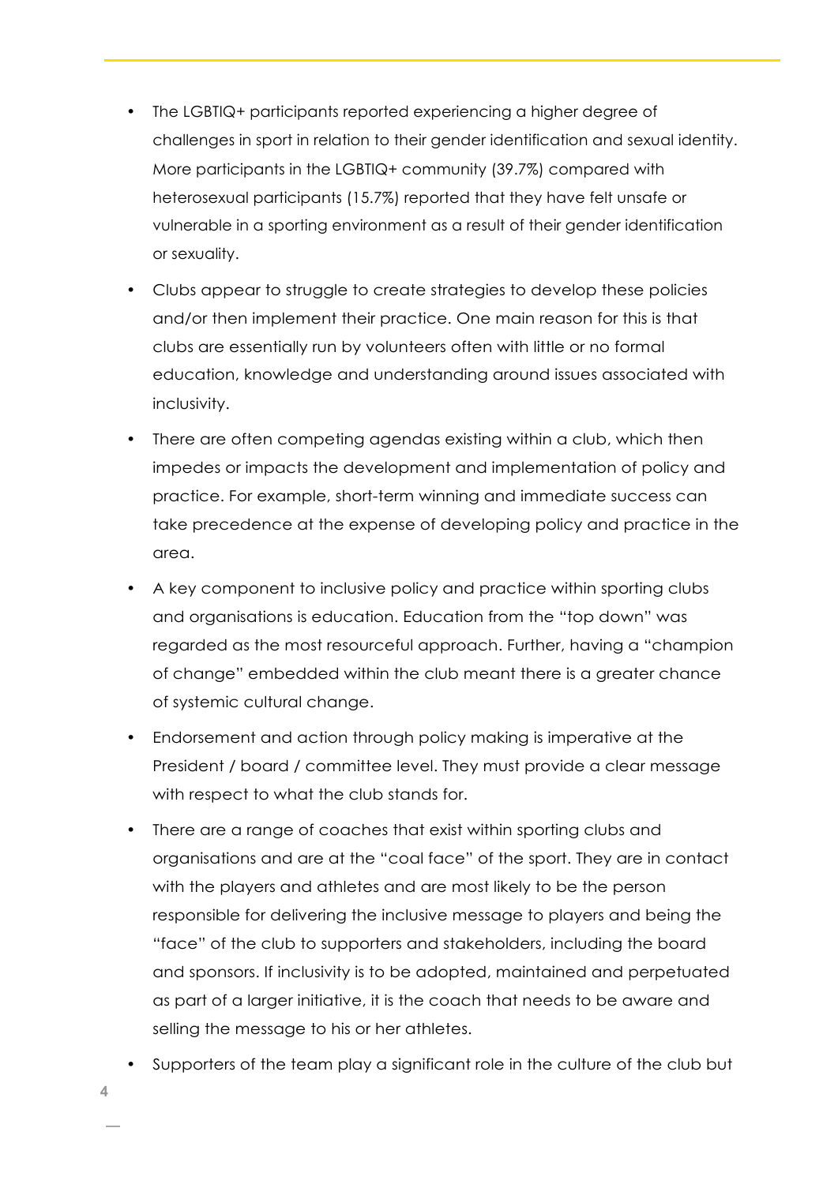- The LGBTIQ+ participants reported experiencing a higher degree of challenges in sport in relation to their gender identification and sexual identity. More participants in the LGBTIQ+ community (39.7%) compared with heterosexual participants (15.7%) reported that they have felt unsafe or vulnerable in a sporting environment as a result of their gender identification or sexuality.
- Clubs appear to struggle to create strategies to develop these policies and/or then implement their practice. One main reason for this is that clubs are essentially run by volunteers often with little or no formal education, knowledge and understanding around issues associated with inclusivity.
- There are often competing agendas existing within a club, which then impedes or impacts the development and implementation of policy and practice. For example, short-term winning and immediate success can take precedence at the expense of developing policy and practice in the area.
- A key component to inclusive policy and practice within sporting clubs and organisations is education. Education from the "top down" was regarded as the most resourceful approach. Further, having a "champion of change" embedded within the club meant there is a greater chance of systemic cultural change.
- Endorsement and action through policy making is imperative at the President / board / committee level. They must provide a clear message with respect to what the club stands for.
- There are a range of coaches that exist within sporting clubs and organisations and are at the "coal face" of the sport. They are in contact with the players and athletes and are most likely to be the person responsible for delivering the inclusive message to players and being the "face" of the club to supporters and stakeholders, including the board and sponsors. If inclusivity is to be adopted, maintained and perpetuated as part of a larger initiative, it is the coach that needs to be aware and selling the message to his or her athletes.
- Supporters of the team play a significant role in the culture of the club but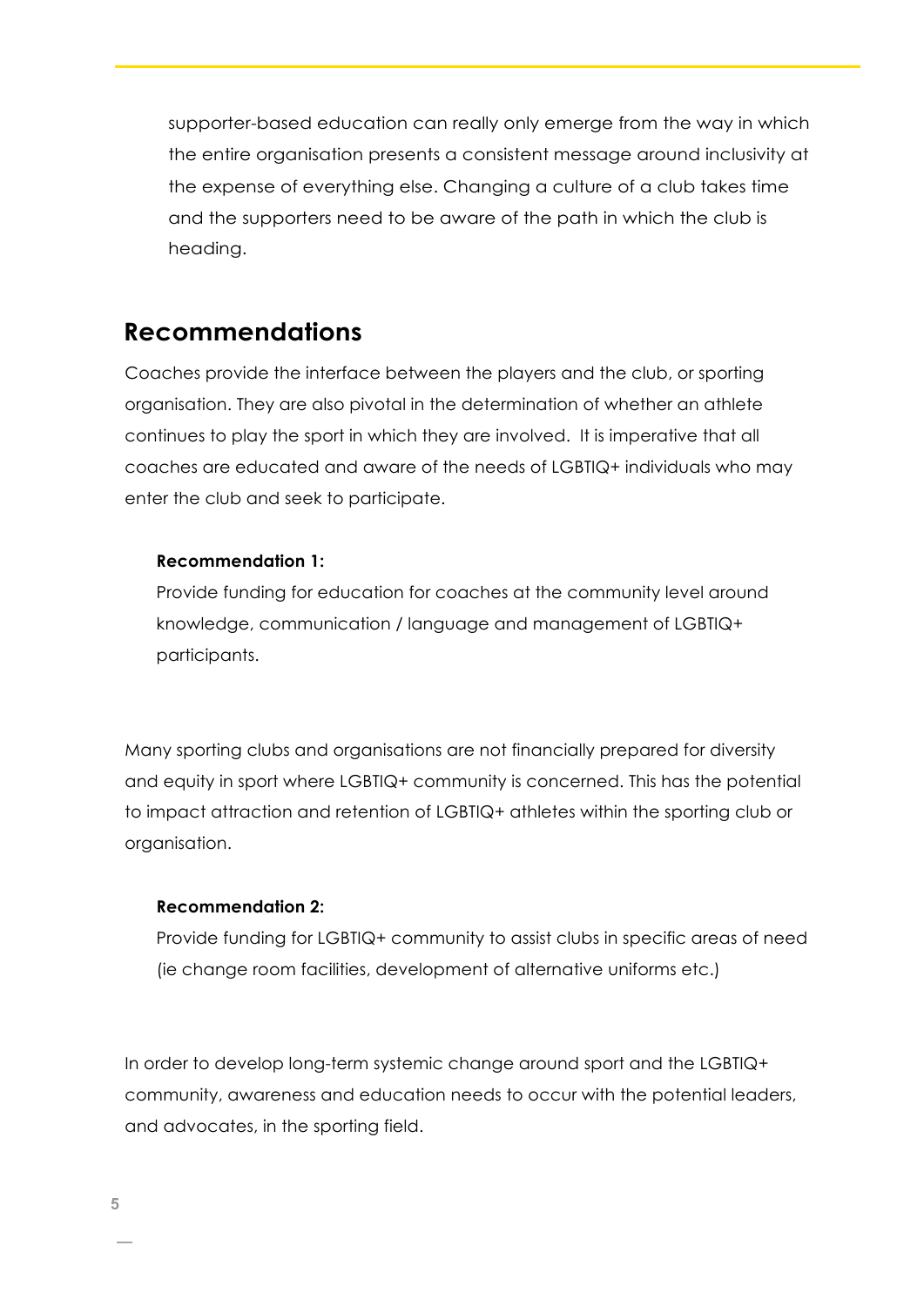supporter-based education can really only emerge from the way in which the entire organisation presents a consistent message around inclusivity at the expense of everything else. Changing a culture of a club takes time and the supporters need to be aware of the path in which the club is heading.

## Recommendations

Coaches provide the interface between the players and the club, or sporting organisation. They are also pivotal in the determination of whether an athlete continues to play the sport in which they are involved. It is imperative that all coaches are educated and aware of the needs of LGBTIQ+ individuals who may enter the club and seek to participate.

**Recommendation 1:**
Provide funding for education for coaches at the community level around knowledge, communication / language and management of LGBTIQ+ participants.

Many sporting clubs and organisations are not financially prepared for diversity and equity in sport where LGBTIQ+ community is concerned. This has the potential to impact attraction and retention of LGBTIQ+ athletes within the sporting club or organisation.

**Recommendation 2:**
Provide funding for LGBTIQ+ community to assist clubs in specific areas of need (ie change room facilities, development of alternative uniforms etc.)

In order to develop long-term systemic change around sport and the LGBTIQ+ community, awareness and education needs to occur with the potential leaders, and advocates, in the sporting field.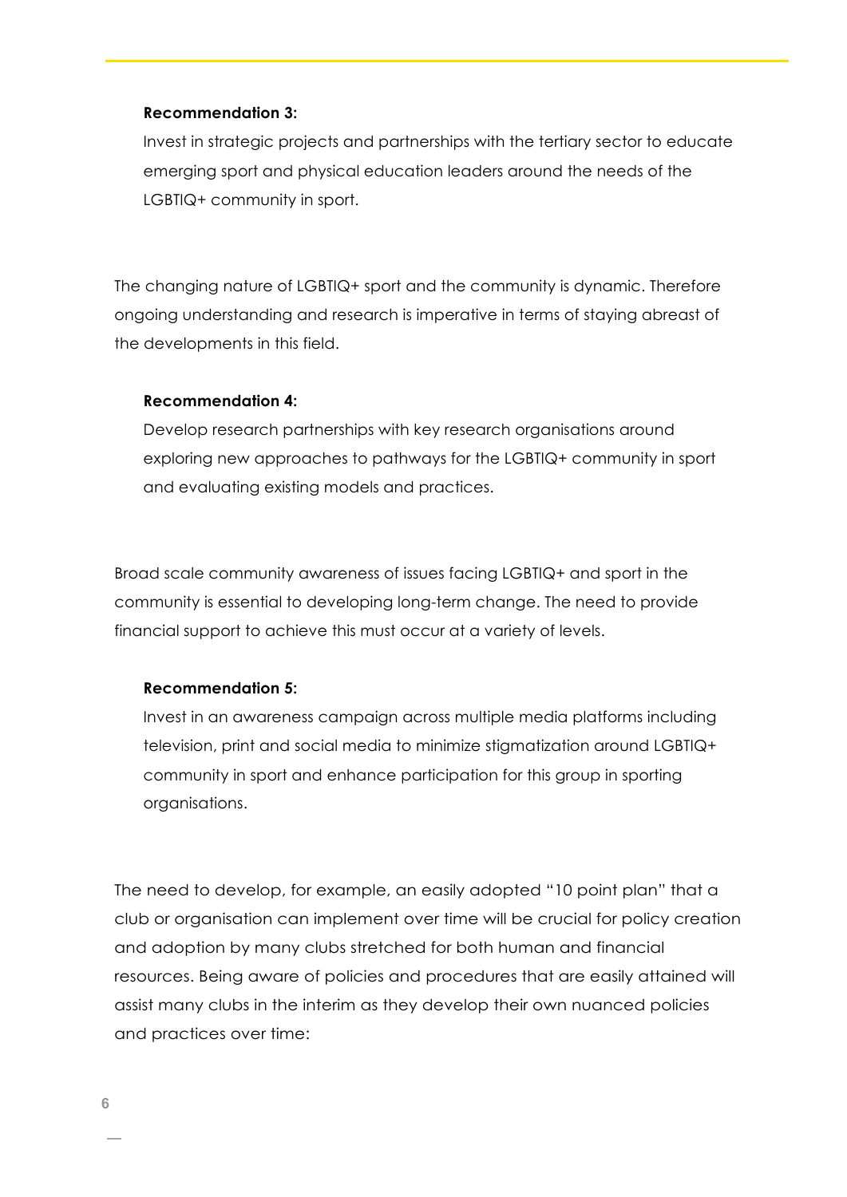**Recommendation 3:**

Invest in strategic projects and partnerships with the tertiary sector to educate emerging sport and physical education leaders around the needs of the LGBTIQ+ community in sport.

The changing nature of LGBTIQ+ sport and the community is dynamic. Therefore ongoing understanding and research is imperative in terms of staying abreast of the developments in this field.

**Recommendation 4:**

Develop research partnerships with key research organisations around exploring new approaches to pathways for the LGBTIQ+ community in sport and evaluating existing models and practices.

Broad scale community awareness of issues facing LGBTIQ+ and sport in the community is essential to developing long-term change. The need to provide financial support to achieve this must occur at a variety of levels.

**Recommendation 5:**

Invest in an awareness campaign across multiple media platforms including television, print and social media to minimize stigmatization around LGBTIQ+ community in sport and enhance participation for this group in sporting organisations.

The need to develop, for example, an easily adopted "10 point plan" that a club or organisation can implement over time will be crucial for policy creation and adoption by many clubs stretched for both human and financial resources. Being aware of policies and procedures that are easily attained will assist many clubs in the interim as they develop their own nuanced policies and practices over time: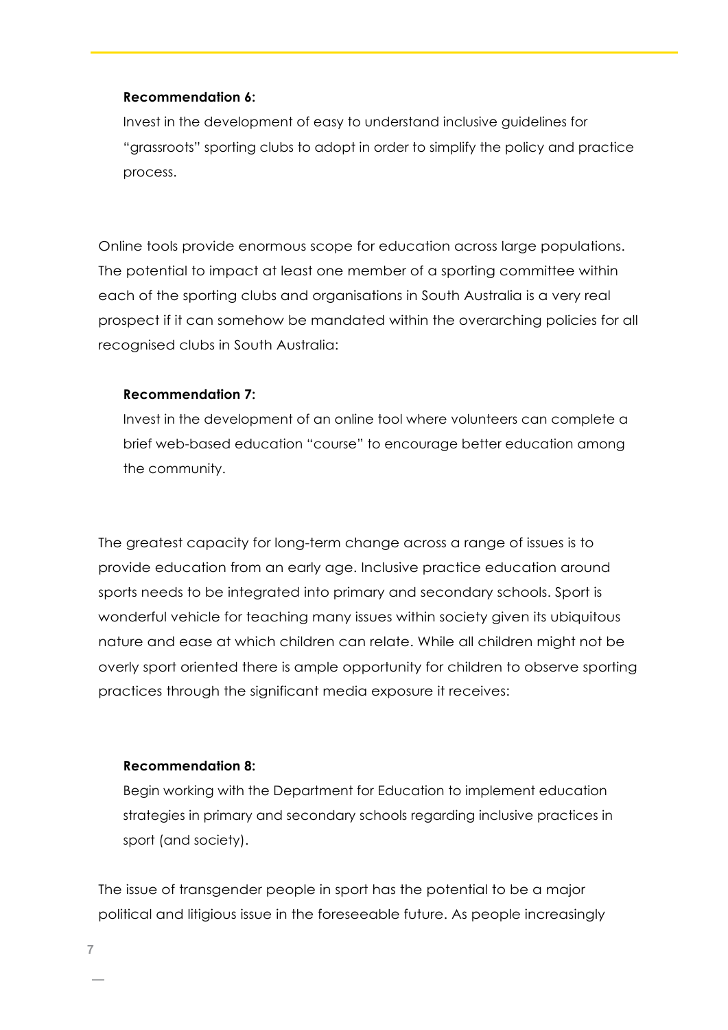**Recommendation 6:**

Invest in the development of easy to understand inclusive guidelines for "grassroots" sporting clubs to adopt in order to simplify the policy and practice process.

Online tools provide enormous scope for education across large populations. The potential to impact at least one member of a sporting committee within each of the sporting clubs and organisations in South Australia is a very real prospect if it can somehow be mandated within the overarching policies for all recognised clubs in South Australia:

**Recommendation 7:**

Invest in the development of an online tool where volunteers can complete a brief web-based education "course" to encourage better education among the community.

The greatest capacity for long-term change across a range of issues is to provide education from an early age. Inclusive practice education around sports needs to be integrated into primary and secondary schools. Sport is wonderful vehicle for teaching many issues within society given its ubiquitous nature and ease at which children can relate. While all children might not be overly sport oriented there is ample opportunity for children to observe sporting practices through the significant media exposure it receives:

**Recommendation 8:**

Begin working with the Department for Education to implement education strategies in primary and secondary schools regarding inclusive practices in sport (and society).

The issue of transgender people in sport has the potential to be a major political and litigious issue in the foreseeable future. As people increasingly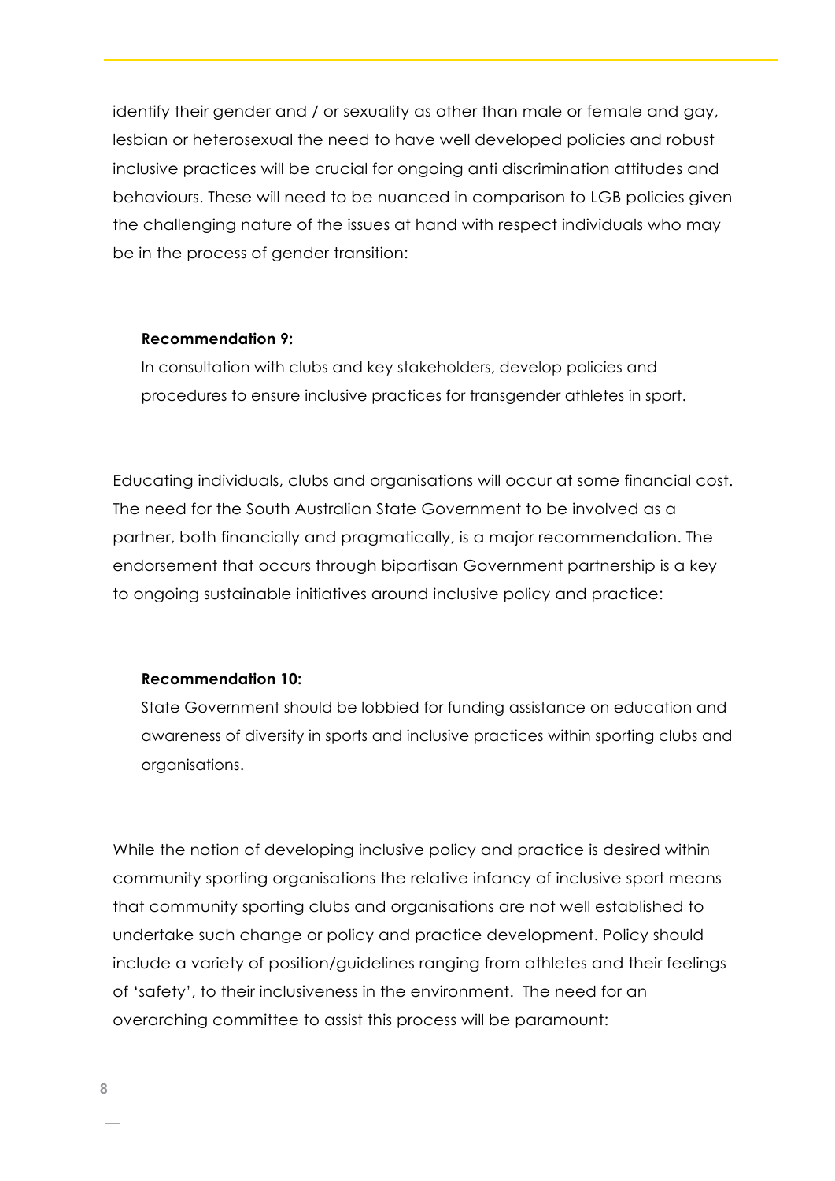identify their gender and / or sexuality as other than male or female and gay, lesbian or heterosexual the need to have well developed policies and robust inclusive practices will be crucial for ongoing anti discrimination attitudes and behaviours. These will need to be nuanced in comparison to LGB policies given the challenging nature of the issues at hand with respect individuals who may be in the process of gender transition:

**Recommendation 9:**

In consultation with clubs and key stakeholders, develop policies and procedures to ensure inclusive practices for transgender athletes in sport.

Educating individuals, clubs and organisations will occur at some financial cost. The need for the South Australian State Government to be involved as a partner, both financially and pragmatically, is a major recommendation. The endorsement that occurs through bipartisan Government partnership is a key to ongoing sustainable initiatives around inclusive policy and practice:

**Recommendation 10:**

State Government should be lobbied for funding assistance on education and awareness of diversity in sports and inclusive practices within sporting clubs and organisations.

While the notion of developing inclusive policy and practice is desired within community sporting organisations the relative infancy of inclusive sport means that community sporting clubs and organisations are not well established to undertake such change or policy and practice development. Policy should include a variety of position/guidelines ranging from athletes and their feelings of 'safety', to their inclusiveness in the environment. The need for an overarching committee to assist this process will be paramount: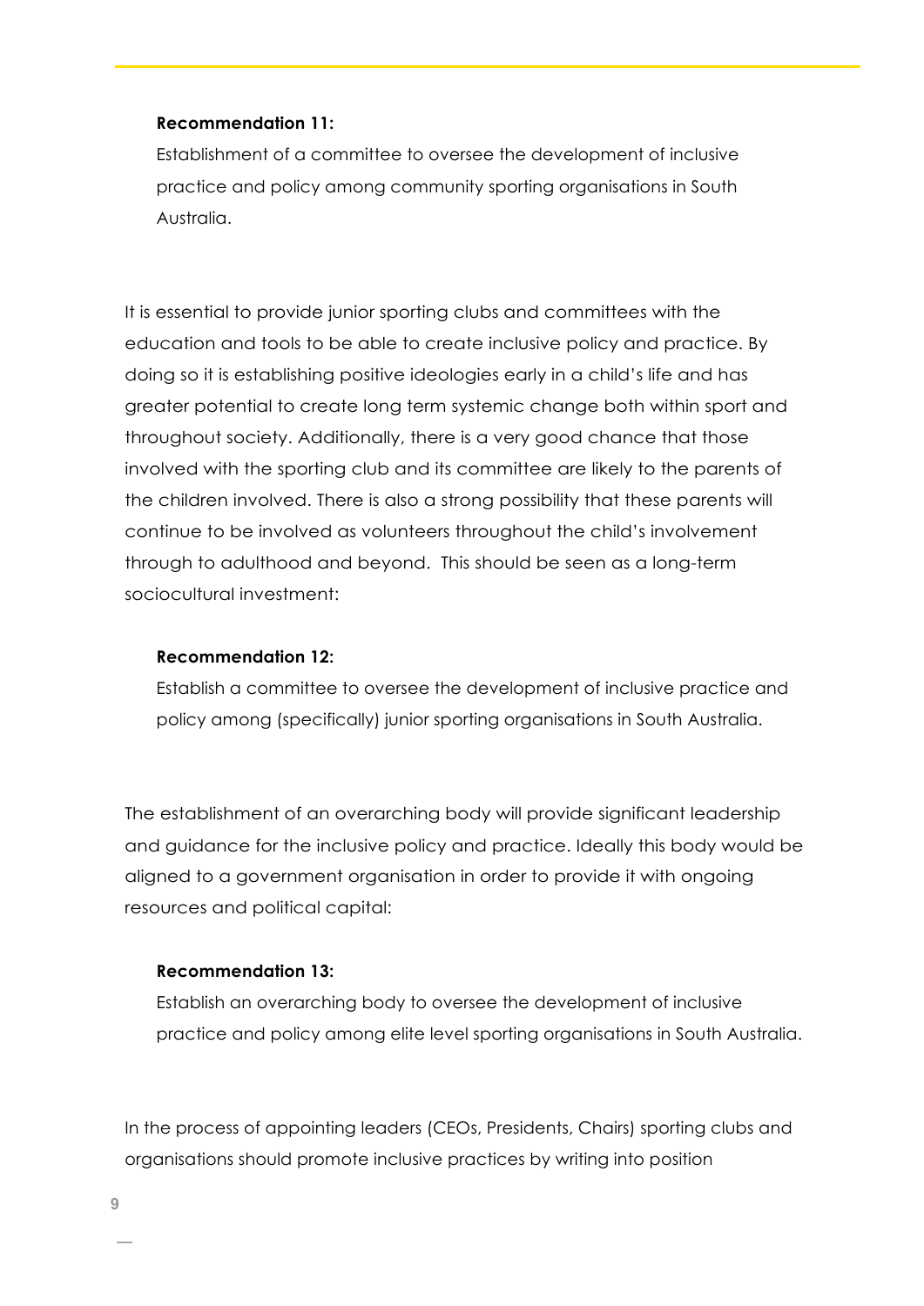**Recommendation 11:**
Establishment of a committee to oversee the development of inclusive practice and policy among community sporting organisations in South Australia.

It is essential to provide junior sporting clubs and committees with the education and tools to be able to create inclusive policy and practice. By doing so it is establishing positive ideologies early in a child's life and has greater potential to create long term systemic change both within sport and throughout society. Additionally, there is a very good chance that those involved with the sporting club and its committee are likely to the parents of the children involved. There is also a strong possibility that these parents will continue to be involved as volunteers throughout the child's involvement through to adulthood and beyond. This should be seen as a long-term sociocultural investment:

**Recommendation 12:**
Establish a committee to oversee the development of inclusive practice and policy among (specifically) junior sporting organisations in South Australia.

The establishment of an overarching body will provide significant leadership and guidance for the inclusive policy and practice. Ideally this body would be aligned to a government organisation in order to provide it with ongoing resources and political capital:

**Recommendation 13:**
Establish an overarching body to oversee the development of inclusive practice and policy among elite level sporting organisations in South Australia.

In the process of appointing leaders (CEOs, Presidents, Chairs) sporting clubs and organisations should promote inclusive practices by writing into position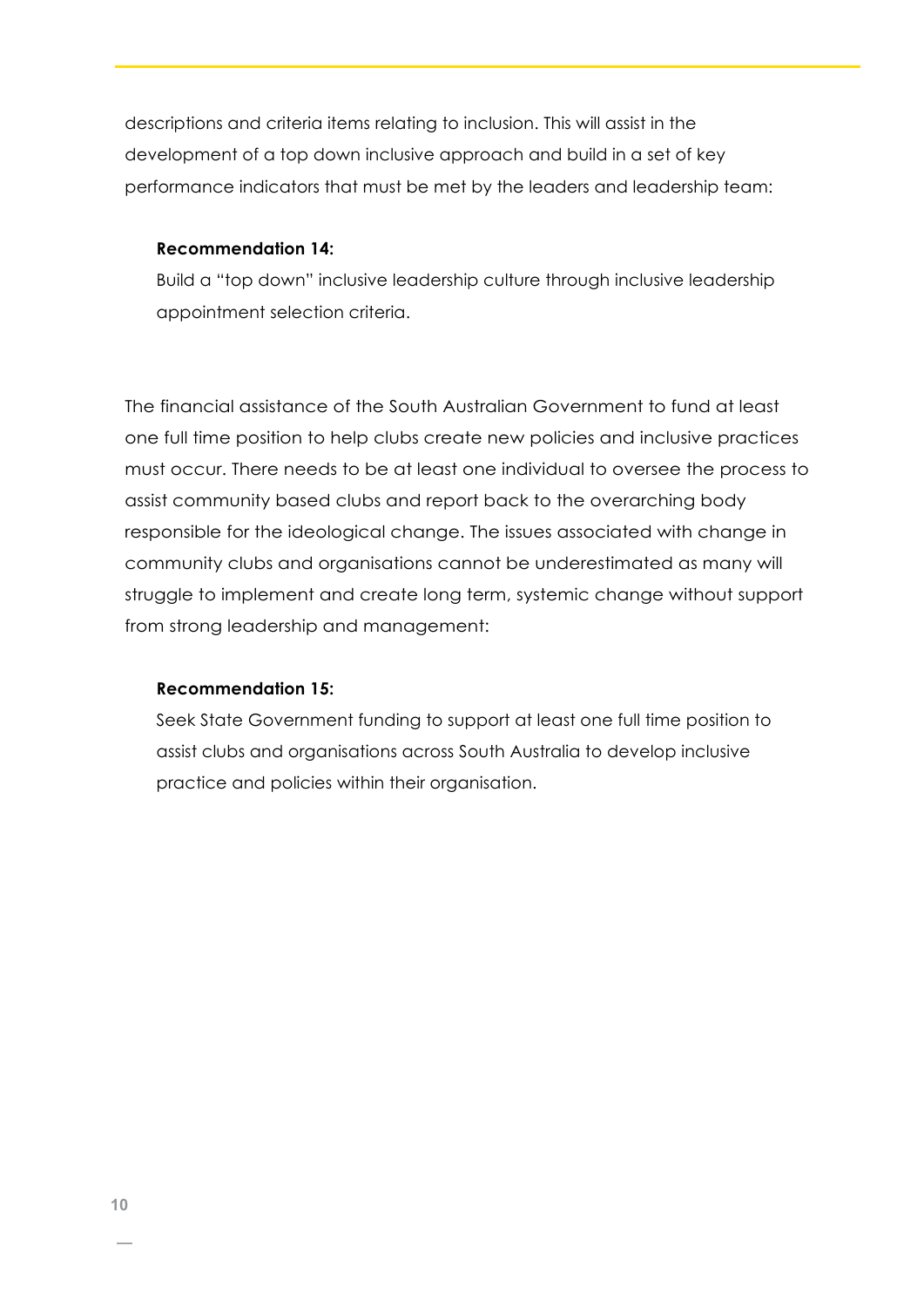descriptions and criteria items relating to inclusion. This will assist in the development of a top down inclusive approach and build in a set of key performance indicators that must be met by the leaders and leadership team:

> **Recommendation 14:**
> Build a "top down" inclusive leadership culture through inclusive leadership appointment selection criteria.

The financial assistance of the South Australian Government to fund at least one full time position to help clubs create new policies and inclusive practices must occur. There needs to be at least one individual to oversee the process to assist community based clubs and report back to the overarching body responsible for the ideological change. The issues associated with change in community clubs and organisations cannot be underestimated as many will struggle to implement and create long term, systemic change without support from strong leadership and management:

> **Recommendation 15:**
> Seek State Government funding to support at least one full time position to assist clubs and organisations across South Australia to develop inclusive practice and policies within their organisation.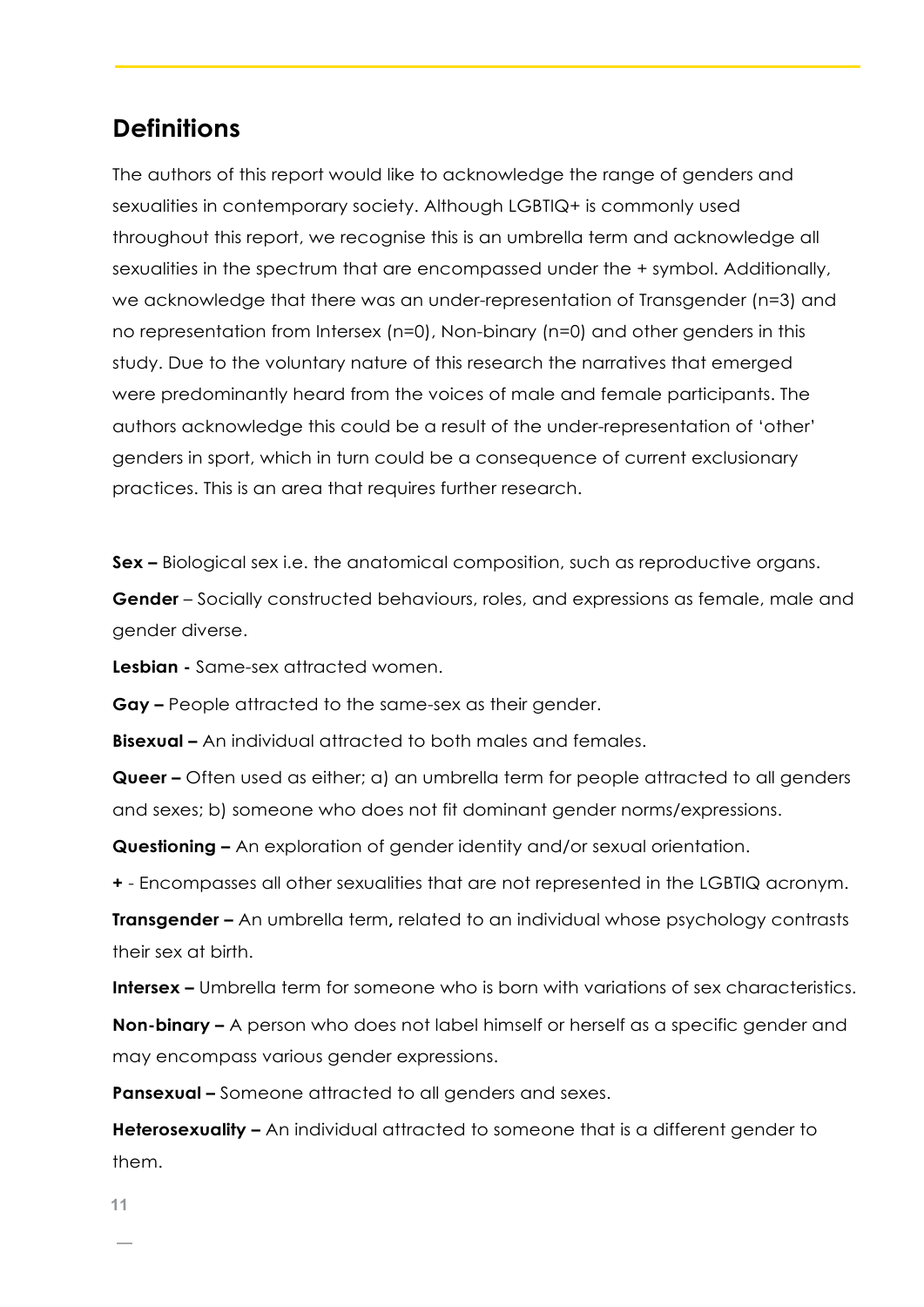## Definitions

The authors of this report would like to acknowledge the range of genders and sexualities in contemporary society. Although LGBTIQ+ is commonly used throughout this report, we recognise this is an umbrella term and acknowledge all sexualities in the spectrum that are encompassed under the + symbol. Additionally, we acknowledge that there was an under-representation of Transgender (n=3) and no representation from Intersex (n=0), Non-binary (n=0) and other genders in this study. Due to the voluntary nature of this research the narratives that emerged were predominantly heard from the voices of male and female participants. The authors acknowledge this could be a result of the under-representation of 'other' genders in sport, which in turn could be a consequence of current exclusionary practices. This is an area that requires further research.

**Sex –** Biological sex i.e. the anatomical composition, such as reproductive organs.

**Gender** – Socially constructed behaviours, roles, and expressions as female, male and gender diverse.

**Lesbian -** Same-sex attracted women.

**Gay –** People attracted to the same-sex as their gender.

**Bisexual –** An individual attracted to both males and females.

**Queer –** Often used as either; a) an umbrella term for people attracted to all genders and sexes; b) someone who does not fit dominant gender norms/expressions.

**Questioning –** An exploration of gender identity and/or sexual orientation.

**+** - Encompasses all other sexualities that are not represented in the LGBTIQ acronym.

**Transgender –** An umbrella term, related to an individual whose psychology contrasts their sex at birth.

**Intersex –** Umbrella term for someone who is born with variations of sex characteristics.

**Non-binary –** A person who does not label himself or herself as a specific gender and may encompass various gender expressions.

**Pansexual –** Someone attracted to all genders and sexes.

**Heterosexuality –** An individual attracted to someone that is a different gender to them.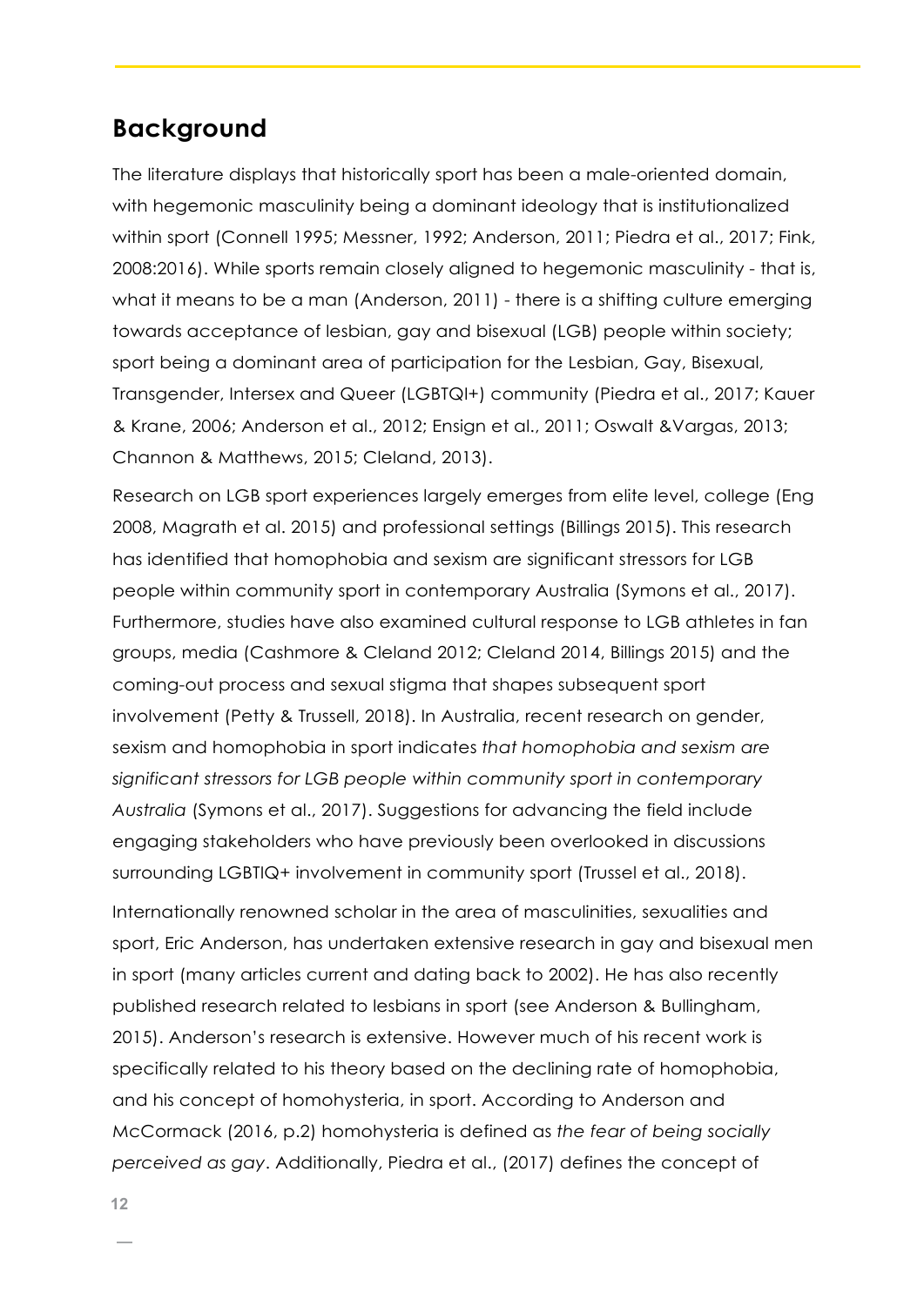## Background

The literature displays that historically sport has been a male-oriented domain, with hegemonic masculinity being a dominant ideology that is institutionalized within sport (Connell 1995; Messner, 1992; Anderson, 2011; Piedra et al., 2017; Fink, 2008:2016). While sports remain closely aligned to hegemonic masculinity - that is, what it means to be a man (Anderson, 2011) - there is a shifting culture emerging towards acceptance of lesbian, gay and bisexual (LGB) people within society; sport being a dominant area of participation for the Lesbian, Gay, Bisexual, Transgender, Intersex and Queer (LGBTQI+) community (Piedra et al., 2017; Kauer & Krane, 2006; Anderson et al., 2012; Ensign et al., 2011; Oswalt &Vargas, 2013; Channon & Matthews, 2015; Cleland, 2013).

Research on LGB sport experiences largely emerges from elite level, college (Eng 2008, Magrath et al. 2015) and professional settings (Billings 2015). This research has identified that homophobia and sexism are significant stressors for LGB people within community sport in contemporary Australia (Symons et al., 2017). Furthermore, studies have also examined cultural response to LGB athletes in fan groups, media (Cashmore & Cleland 2012; Cleland 2014, Billings 2015) and the coming-out process and sexual stigma that shapes subsequent sport involvement (Petty & Trussell, 2018). In Australia, recent research on gender, sexism and homophobia in sport indicates *that homophobia and sexism are significant stressors for LGB people within community sport in contemporary Australia* (Symons et al., 2017). Suggestions for advancing the field include engaging stakeholders who have previously been overlooked in discussions surrounding LGBTIQ+ involvement in community sport (Trussel et al., 2018).

Internationally renowned scholar in the area of masculinities, sexualities and sport, Eric Anderson, has undertaken extensive research in gay and bisexual men in sport (many articles current and dating back to 2002). He has also recently published research related to lesbians in sport (see Anderson & Bullingham, 2015). Anderson's research is extensive. However much of his recent work is specifically related to his theory based on the declining rate of homophobia, and his concept of homohysteria, in sport. According to Anderson and McCormack (2016, p.2) homohysteria is defined as *the fear of being socially perceived as gay*. Additionally, Piedra et al., (2017) defines the concept of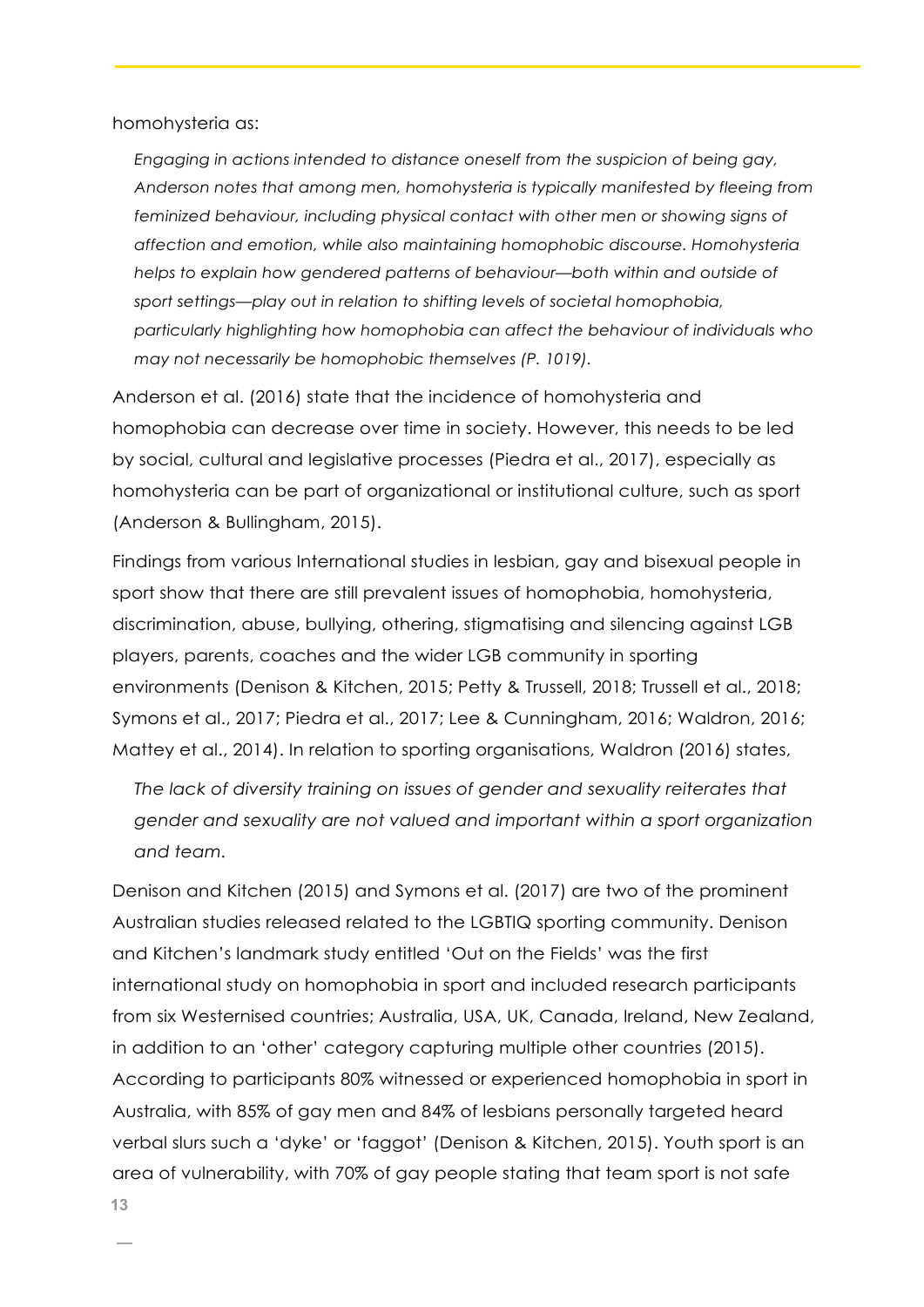homohysteria as:

> *Engaging in actions intended to distance oneself from the suspicion of being gay, Anderson notes that among men, homohysteria is typically manifested by fleeing from feminized behaviour, including physical contact with other men or showing signs of affection and emotion, while also maintaining homophobic discourse. Homohysteria helps to explain how gendered patterns of behaviour—both within and outside of sport settings—play out in relation to shifting levels of societal homophobia, particularly highlighting how homophobia can affect the behaviour of individuals who may not necessarily be homophobic themselves (P. 1019).*

Anderson et al. (2016) state that the incidence of homohysteria and homophobia can decrease over time in society. However, this needs to be led by social, cultural and legislative processes (Piedra et al., 2017), especially as homohysteria can be part of organizational or institutional culture, such as sport (Anderson & Bullingham, 2015).

Findings from various International studies in lesbian, gay and bisexual people in sport show that there are still prevalent issues of homophobia, homohysteria, discrimination, abuse, bullying, othering, stigmatising and silencing against LGB players, parents, coaches and the wider LGB community in sporting environments (Denison & Kitchen, 2015; Petty & Trussell, 2018; Trussell et al., 2018; Symons et al., 2017; Piedra et al., 2017; Lee & Cunningham, 2016; Waldron, 2016; Mattey et al., 2014). In relation to sporting organisations, Waldron (2016) states,

> *The lack of diversity training on issues of gender and sexuality reiterates that gender and sexuality are not valued and important within a sport organization and team.*

Denison and Kitchen (2015) and Symons et al. (2017) are two of the prominent Australian studies released related to the LGBTIQ sporting community. Denison and Kitchen's landmark study entitled 'Out on the Fields' was the first international study on homophobia in sport and included research participants from six Westernised countries; Australia, USA, UK, Canada, Ireland, New Zealand, in addition to an 'other' category capturing multiple other countries (2015). According to participants 80% witnessed or experienced homophobia in sport in Australia, with 85% of gay men and 84% of lesbians personally targeted heard verbal slurs such a 'dyke' or 'faggot' (Denison & Kitchen, 2015). Youth sport is an area of vulnerability, with 70% of gay people stating that team sport is not safe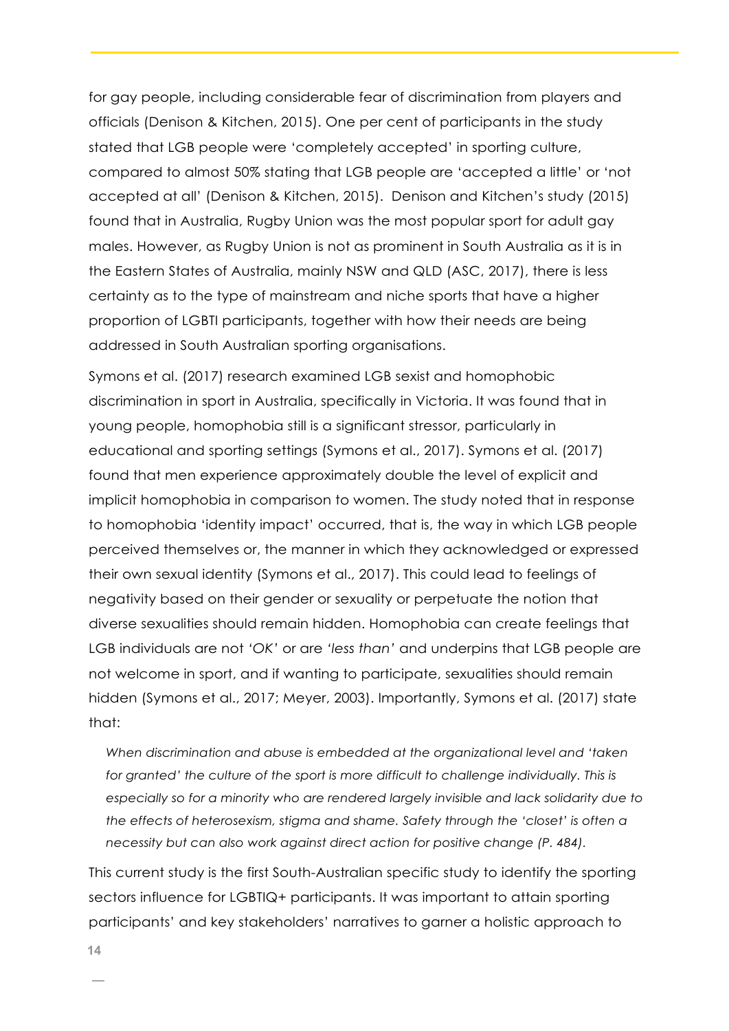for gay people, including considerable fear of discrimination from players and officials (Denison & Kitchen, 2015). One per cent of participants in the study stated that LGB people were 'completely accepted' in sporting culture, compared to almost 50% stating that LGB people are 'accepted a little' or 'not accepted at all' (Denison & Kitchen, 2015). Denison and Kitchen's study (2015) found that in Australia, Rugby Union was the most popular sport for adult gay males. However, as Rugby Union is not as prominent in South Australia as it is in the Eastern States of Australia, mainly NSW and QLD (ASC, 2017), there is less certainty as to the type of mainstream and niche sports that have a higher proportion of LGBTI participants, together with how their needs are being addressed in South Australian sporting organisations.

Symons et al. (2017) research examined LGB sexist and homophobic discrimination in sport in Australia, specifically in Victoria. It was found that in young people, homophobia still is a significant stressor, particularly in educational and sporting settings (Symons et al., 2017). Symons et al. (2017) found that men experience approximately double the level of explicit and implicit homophobia in comparison to women. The study noted that in response to homophobia 'identity impact' occurred, that is, the way in which LGB people perceived themselves or, the manner in which they acknowledged or expressed their own sexual identity (Symons et al., 2017). This could lead to feelings of negativity based on their gender or sexuality or perpetuate the notion that diverse sexualities should remain hidden. Homophobia can create feelings that LGB individuals are not *'OK'* or are *'less than'* and underpins that LGB people are not welcome in sport, and if wanting to participate, sexualities should remain hidden (Symons et al., 2017; Meyer, 2003). Importantly, Symons et al. (2017) state that:

> *When discrimination and abuse is embedded at the organizational level and 'taken for granted' the culture of the sport is more difficult to challenge individually. This is especially so for a minority who are rendered largely invisible and lack solidarity due to the effects of heterosexism, stigma and shame. Safety through the 'closet' is often a necessity but can also work against direct action for positive change (P. 484).*

This current study is the first South-Australian specific study to identify the sporting sectors influence for LGBTIQ+ participants. It was important to attain sporting participants' and key stakeholders' narratives to garner a holistic approach to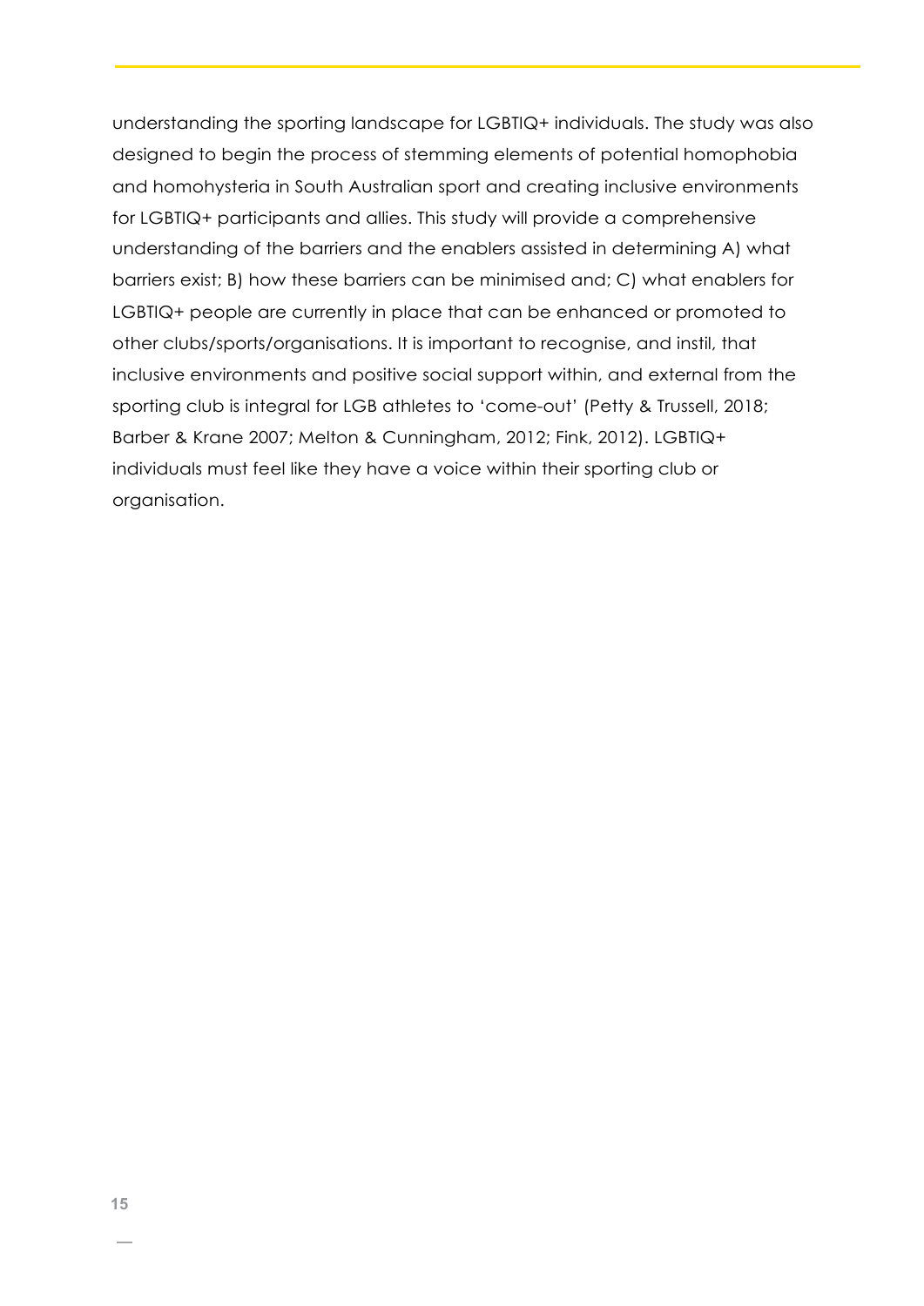understanding the sporting landscape for LGBTIQ+ individuals. The study was also designed to begin the process of stemming elements of potential homophobia and homohysteria in South Australian sport and creating inclusive environments for LGBTIQ+ participants and allies. This study will provide a comprehensive understanding of the barriers and the enablers assisted in determining A) what barriers exist; B) how these barriers can be minimised and; C) what enablers for LGBTIQ+ people are currently in place that can be enhanced or promoted to other clubs/sports/organisations. It is important to recognise, and instil, that inclusive environments and positive social support within, and external from the sporting club is integral for LGB athletes to 'come-out' (Petty & Trussell, 2018; Barber & Krane 2007; Melton & Cunningham, 2012; Fink, 2012). LGBTIQ+ individuals must feel like they have a voice within their sporting club or organisation.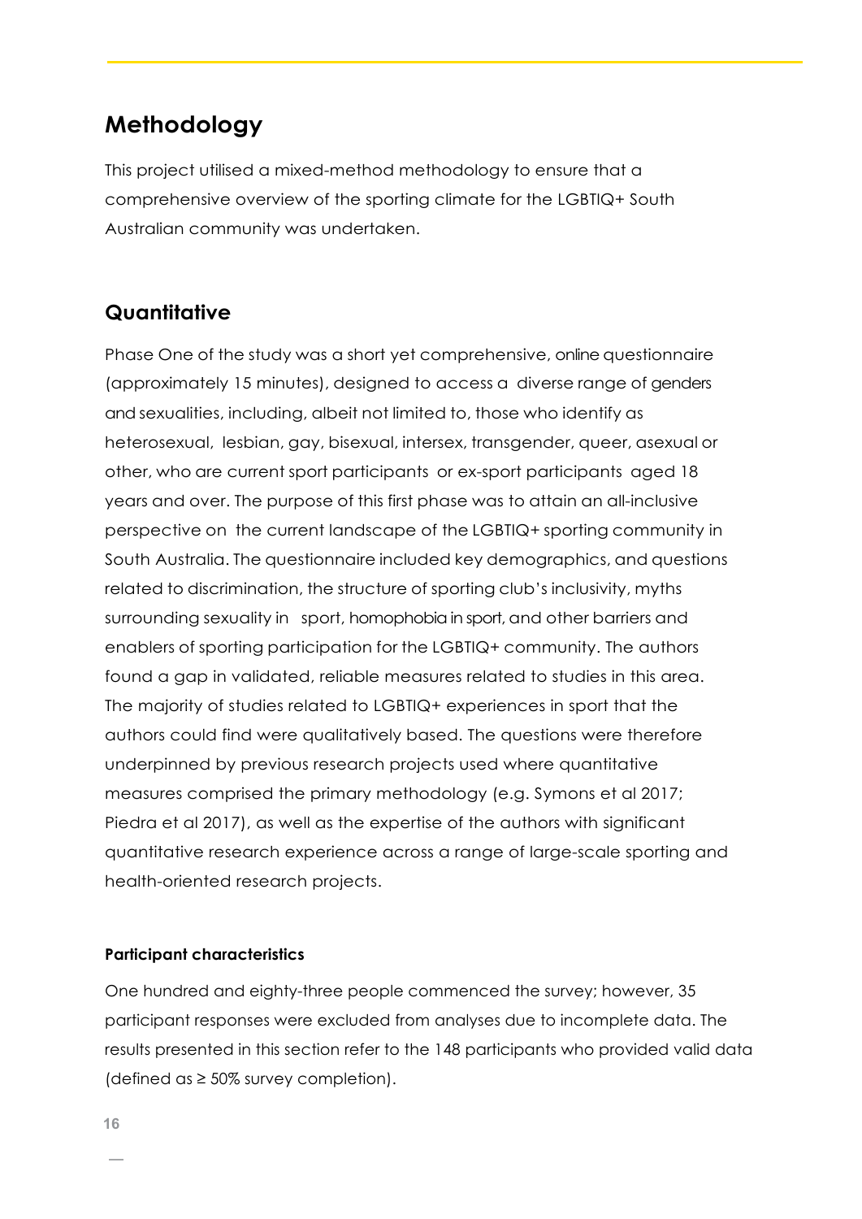# Methodology

This project utilised a mixed-method methodology to ensure that a comprehensive overview of the sporting climate for the LGBTIQ+ South Australian community was undertaken.

## Quantitative

Phase One of the study was a short yet comprehensive, online questionnaire (approximately 15 minutes), designed to access a diverse range of genders and sexualities, including, albeit not limited to, those who identify as heterosexual, lesbian, gay, bisexual, intersex, transgender, queer, asexual or other, who are current sport participants or ex-sport participants aged 18 years and over. The purpose of this first phase was to attain an all-inclusive perspective on the current landscape of the LGBTIQ+ sporting community in South Australia. The questionnaire included key demographics, and questions related to discrimination, the structure of sporting club's inclusivity, myths surrounding sexuality in sport, homophobia in sport, and other barriers and enablers of sporting participation for the LGBTIQ+ community. The authors found a gap in validated, reliable measures related to studies in this area. The majority of studies related to LGBTIQ+ experiences in sport that the authors could find were qualitatively based. The questions were therefore underpinned by previous research projects used where quantitative measures comprised the primary methodology (e.g. Symons et al 2017; Piedra et al 2017), as well as the expertise of the authors with significant quantitative research experience across a range of large-scale sporting and health-oriented research projects.

### Participant characteristics

One hundred and eighty-three people commenced the survey; however, 35 participant responses were excluded from analyses due to incomplete data. The results presented in this section refer to the 148 participants who provided valid data (defined as ≥ 50% survey completion).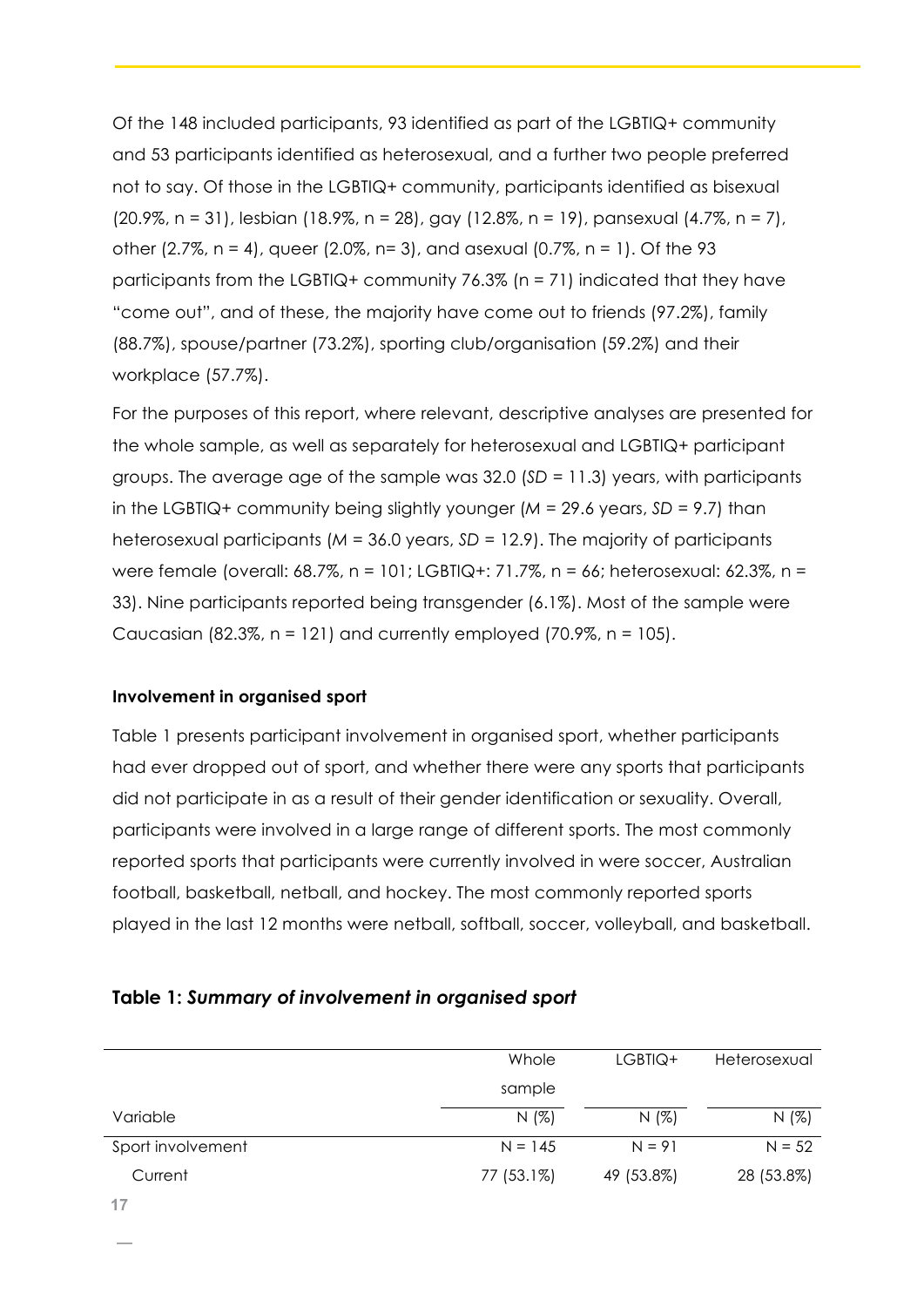Of the 148 included participants, 93 identified as part of the LGBTIQ+ community and 53 participants identified as heterosexual, and a further two people preferred not to say. Of those in the LGBTIQ+ community, participants identified as bisexual (20.9%, n = 31), lesbian (18.9%, n = 28), gay (12.8%, n = 19), pansexual (4.7%, n = 7), other (2.7%, n = 4), queer (2.0%, n= 3), and asexual (0.7%, n = 1). Of the 93 participants from the LGBTIQ+ community 76.3% (n = 71) indicated that they have "come out", and of these, the majority have come out to friends (97.2%), family (88.7%), spouse/partner (73.2%), sporting club/organisation (59.2%) and their workplace (57.7%).

For the purposes of this report, where relevant, descriptive analyses are presented for the whole sample, as well as separately for heterosexual and LGBTIQ+ participant groups. The average age of the sample was 32.0 (*SD* = 11.3) years, with participants in the LGBTIQ+ community being slightly younger (*M* = 29.6 years, *SD* = 9.7) than heterosexual participants (*M* = 36.0 years, *SD* = 12.9). The majority of participants were female (overall: 68.7%, n = 101; LGBTIQ+: 71.7%, n = 66; heterosexual: 62.3%, n = 33). Nine participants reported being transgender (6.1%). Most of the sample were Caucasian (82.3%, n = 121) and currently employed (70.9%, n = 105).

#### Involvement in organised sport

Table 1 presents participant involvement in organised sport, whether participants had ever dropped out of sport, and whether there were any sports that participants did not participate in as a result of their gender identification or sexuality. Overall, participants were involved in a large range of different sports. The most commonly reported sports that participants were currently involved in were soccer, Australian football, basketball, netball, and hockey. The most commonly reported sports played in the last 12 months were netball, softball, soccer, volleyball, and basketball.

### Table 1: *Summary of involvement in organised sport*

| | Whole sample | LGBTIQ+ | Heterosexual |
|---|---|---|---|
| Variable | N (%) | N (%) | N (%) |
| Sport involvement | N = 145 | N = 91 | N = 52 |
| Current | 77 (53.1%) | 49 (53.8%) | 28 (53.8%) |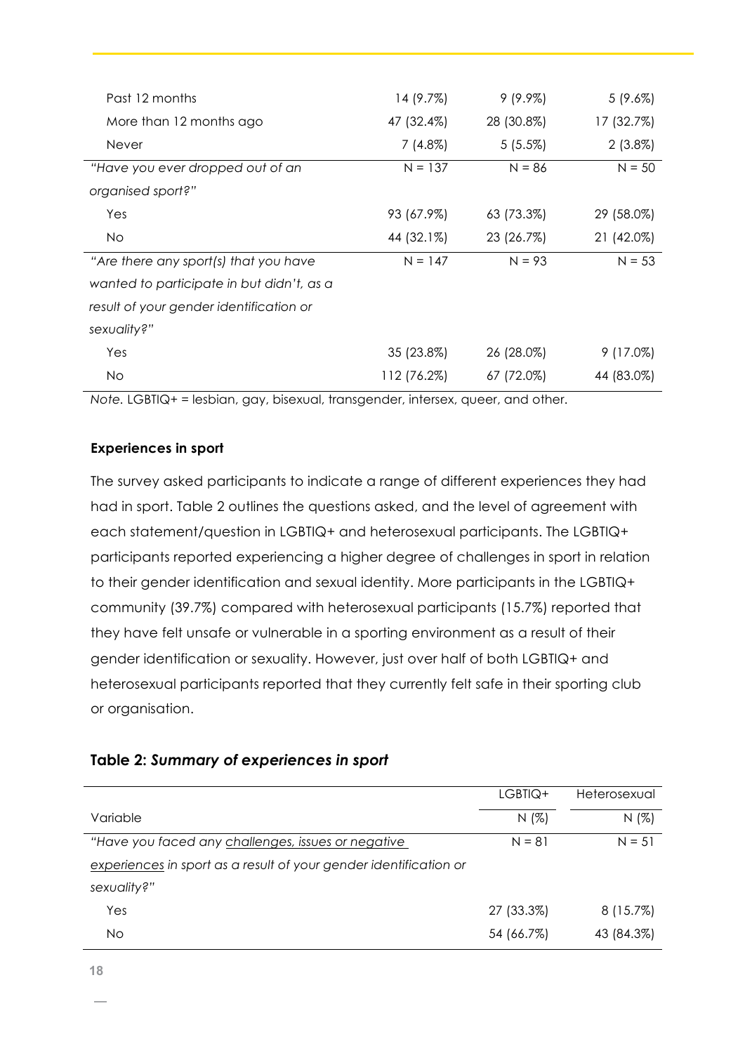| | | | |
|---|---|---|---|
| Past 12 months | 14 (9.7%) | 9 (9.9%) | 5 (9.6%) |
| More than 12 months ago | 47 (32.4%) | 28 (30.8%) | 17 (32.7%) |
| Never | 7 (4.8%) | 5 (5.5%) | 2 (3.8%) |
| *"Have you ever dropped out of an organised sport?"* | N = 137 | N = 86 | N = 50 |
| Yes | 93 (67.9%) | 63 (73.3%) | 29 (58.0%) |
| No | 44 (32.1%) | 23 (26.7%) | 21 (42.0%) |
| *"Are there any sport(s) that you have wanted to participate in but didn't, as a result of your gender identification or sexuality?"* | N = 147 | N = 93 | N = 53 |
| Yes | 35 (23.8%) | 26 (28.0%) | 9 (17.0%) |
| No | 112 (76.2%) | 67 (72.0%) | 44 (83.0%) |

*Note.* LGBTIQ+ = lesbian, gay, bisexual, transgender, intersex, queer, and other.

**Experiences in sport**

The survey asked participants to indicate a range of different experiences they had had in sport. Table 2 outlines the questions asked, and the level of agreement with each statement/question in LGBTIQ+ and heterosexual participants. The LGBTIQ+ participants reported experiencing a higher degree of challenges in sport in relation to their gender identification and sexual identity. More participants in the LGBTIQ+ community (39.7%) compared with heterosexual participants (15.7%) reported that they have felt unsafe or vulnerable in a sporting environment as a result of their gender identification or sexuality. However, just over half of both LGBTIQ+ and heterosexual participants reported that they currently felt safe in their sporting club or organisation.

## Table 2: *Summary of experiences in sport*

| | LGBTIQ+ | Heterosexual |
|---|---|---|
| Variable | N (%) | N (%) |
| *"Have you faced any challenges, issues or negative experiences in sport as a result of your gender identification or sexuality?"* | N = 81 | N = 51 |
| Yes | 27 (33.3%) | 8 (15.7%) |
| No | 54 (66.7%) | 43 (84.3%) |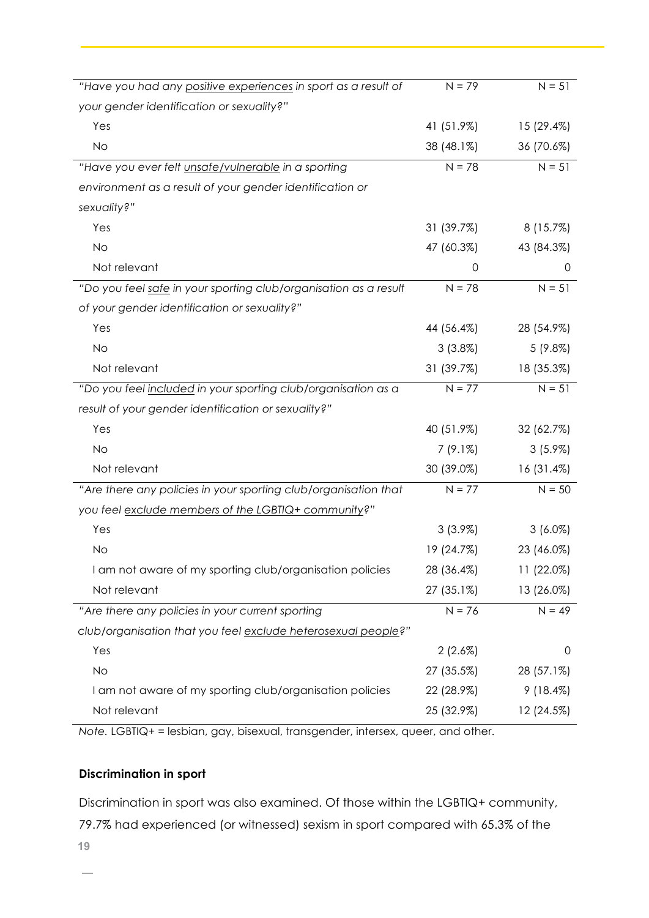| | | |
|---|---|---|
| *"Have you had any positive experiences in sport as a result of your gender identification or sexuality?"* | N = 79 | N = 51 |
| Yes | 41 (51.9%) | 15 (29.4%) |
| No | 38 (48.1%) | 36 (70.6%) |
| *"Have you ever felt unsafe/vulnerable in a sporting environment as a result of your gender identification or sexuality?"* | N = 78 | N = 51 |
| Yes | 31 (39.7%) | 8 (15.7%) |
| No | 47 (60.3%) | 43 (84.3%) |
| Not relevant | 0 | 0 |
| *"Do you feel safe in your sporting club/organisation as a result of your gender identification or sexuality?"* | N = 78 | N = 51 |
| Yes | 44 (56.4%) | 28 (54.9%) |
| No | 3 (3.8%) | 5 (9.8%) |
| Not relevant | 31 (39.7%) | 18 (35.3%) |
| *"Do you feel included in your sporting club/organisation as a result of your gender identification or sexuality?"* | N = 77 | N = 51 |
| Yes | 40 (51.9%) | 32 (62.7%) |
| No | 7 (9.1%) | 3 (5.9%) |
| Not relevant | 30 (39.0%) | 16 (31.4%) |
| *"Are there any policies in your sporting club/organisation that you feel exclude members of the LGBTIQ+ community?"* | N = 77 | N = 50 |
| Yes | 3 (3.9%) | 3 (6.0%) |
| No | 19 (24.7%) | 23 (46.0%) |
| I am not aware of my sporting club/organisation policies | 28 (36.4%) | 11 (22.0%) |
| Not relevant | 27 (35.1%) | 13 (26.0%) |
| *"Are there any policies in your current sporting club/organisation that you feel exclude heterosexual people?"* | N = 76 | N = 49 |
| Yes | 2 (2.6%) | 0 |
| No | 27 (35.5%) | 28 (57.1%) |
| I am not aware of my sporting club/organisation policies | 22 (28.9%) | 9 (18.4%) |
| Not relevant | 25 (32.9%) | 12 (24.5%) |

*Note.* LGBTIQ+ = lesbian, gay, bisexual, transgender, intersex, queer, and other.

**Discrimination in sport**

Discrimination in sport was also examined. Of those within the LGBTIQ+ community, 79.7% had experienced (or witnessed) sexism in sport compared with 65.3% of the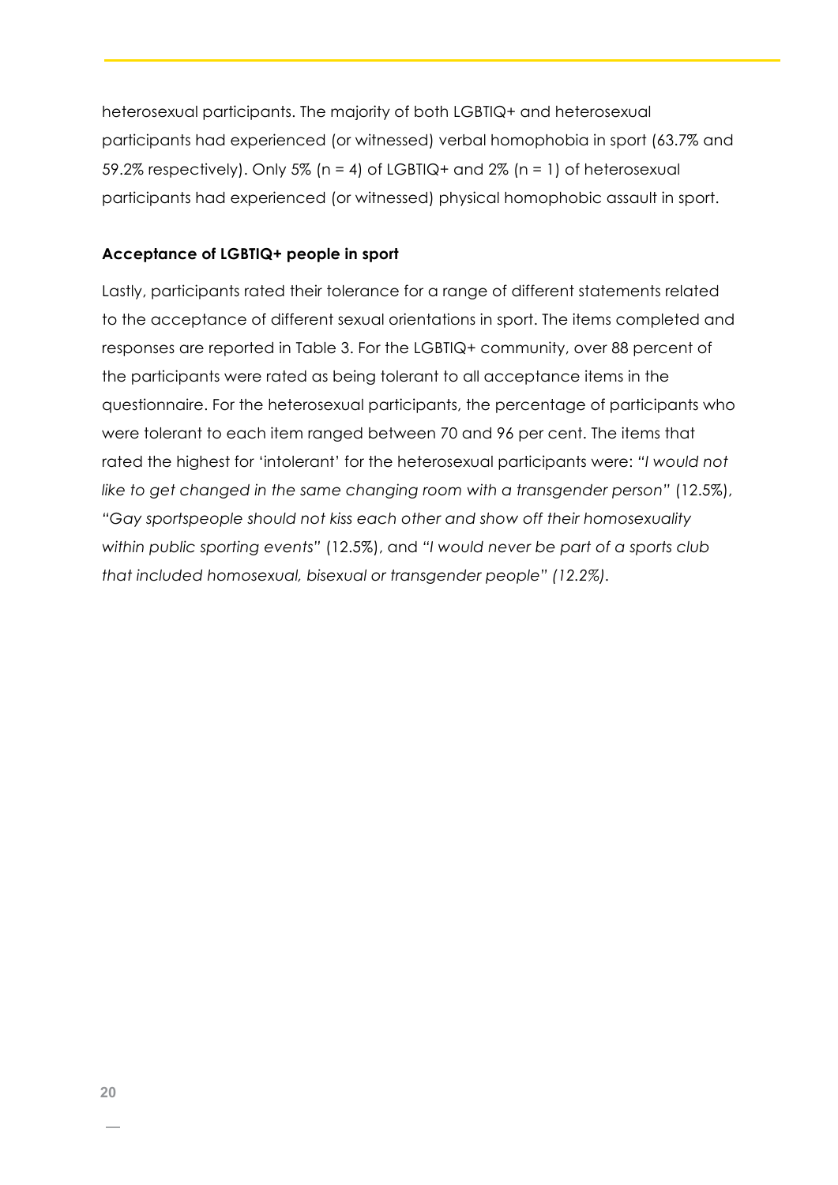heterosexual participants. The majority of both LGBTIQ+ and heterosexual participants had experienced (or witnessed) verbal homophobia in sport (63.7% and 59.2% respectively). Only 5% (n = 4) of LGBTIQ+ and 2% (n = 1) of heterosexual participants had experienced (or witnessed) physical homophobic assault in sport.

**Acceptance of LGBTIQ+ people in sport**

Lastly, participants rated their tolerance for a range of different statements related to the acceptance of different sexual orientations in sport. The items completed and responses are reported in Table 3. For the LGBTIQ+ community, over 88 percent of the participants were rated as being tolerant to all acceptance items in the questionnaire. For the heterosexual participants, the percentage of participants who were tolerant to each item ranged between 70 and 96 per cent. The items that rated the highest for 'intolerant' for the heterosexual participants were: *"I would not like to get changed in the same changing room with a transgender person"* (12.5%), *"Gay sportspeople should not kiss each other and show off their homosexuality within public sporting events"* (12.5%), and *"I would never be part of a sports club that included homosexual, bisexual or transgender people" (12.2%).*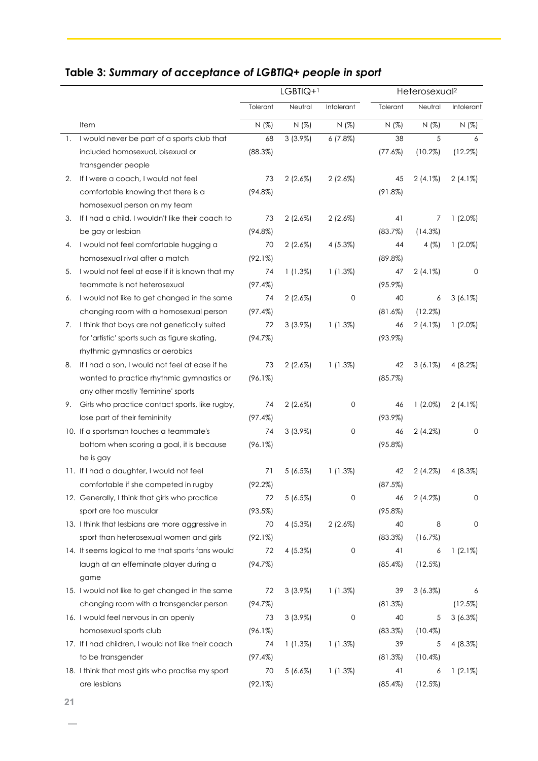## Table 3: *Summary of acceptance of LGBTIQ+ people in sport*

| | | LGBTIQ+[1] | | | Heterosexual[2] | | |
|---|---|---|---|---|---|---|---|
| | | Tolerant | Neutral | Intolerant | Tolerant | Neutral | Intolerant |
| | Item | N (%) | N (%) | N (%) | N (%) | N (%) | N (%) |
| 1. | I would never be part of a sports club that included homosexual, bisexual or transgender people | 68 (88.3%) | 3 (3.9%) | 6 (7.8%) | 38 (77.6%) | 5 (10.2%) | 6 (12.2%) |
| 2. | If I were a coach, I would not feel comfortable knowing that there is a homosexual person on my team | 73 (94.8%) | 2 (2.6%) | 2 (2.6%) | 45 (91.8%) | 2 (4.1%) | 2 (4.1%) |
| 3. | If I had a child, I wouldn't like their coach to be gay or lesbian | 73 (94.8%) | 2 (2.6%) | 2 (2.6%) | 41 (83.7%) | 7 (14.3%) | 1 (2.0%) |
| 4. | I would not feel comfortable hugging a homosexual rival after a match | 70 (92.1%) | 2 (2.6%) | 4 (5.3%) | 44 (89.8%) | 4 (%) | 1 (2.0%) |
| 5. | I would not feel at ease if it is known that my teammate is not heterosexual | 74 (97.4%) | 1 (1.3%) | 1 (1.3%) | 47 (95.9%) | 2 (4.1%) | 0 |
| 6. | I would not like to get changed in the same changing room with a homosexual person | 74 (97.4%) | 2 (2.6%) | 0 | 40 (81.6%) | 6 (12.2%) | 3 (6.1%) |
| 7. | I think that boys are not genetically suited for 'artistic' sports such as figure skating, rhythmic gymnastics or aerobics | 72 (94.7%) | 3 (3.9%) | 1 (1.3%) | 46 (93.9%) | 2 (4.1%) | 1 (2.0%) |
| 8. | If I had a son, I would not feel at ease if he wanted to practice rhythmic gymnastics or any other mostly 'feminine' sports | 73 (96.1%) | 2 (2.6%) | 1 (1.3%) | 42 (85.7%) | 3 (6.1%) | 4 (8.2%) |
| 9. | Girls who practice contact sports, like rugby, lose part of their femininity | 74 (97.4%) | 2 (2.6%) | 0 | 46 (93.9%) | 1 (2.0%) | 2 (4.1%) |
| 10. | If a sportsman touches a teammate's bottom when scoring a goal, it is because he is gay | 74 (96.1%) | 3 (3.9%) | 0 | 46 (95.8%) | 2 (4.2%) | 0 |
| 11. | If I had a daughter, I would not feel comfortable if she competed in rugby | 71 (92.2%) | 5 (6.5%) | 1 (1.3%) | 42 (87.5%) | 2 (4.2%) | 4 (8.3%) |
| 12. | Generally, I think that girls who practice sport are too muscular | 72 (93.5%) | 5 (6.5%) | 0 | 46 (95.8%) | 2 (4.2%) | 0 |
| 13. | I think that lesbians are more aggressive in sport than heterosexual women and girls | 70 (92.1%) | 4 (5.3%) | 2 (2.6%) | 40 (83.3%) | 8 (16.7%) | 0 |
| 14. | It seems logical to me that sports fans would laugh at an effeminate player during a game | 72 (94.7%) | 4 (5.3%) | 0 | 41 (85.4%) | 6 (12.5%) | 1 (2.1%) |
| 15. | I would not like to get changed in the same changing room with a transgender person | 72 (94.7%) | 3 (3.9%) | 1 (1.3%) | 39 (81.3%) | 3 (6.3%) | 6 (12.5%) |
| 16. | I would feel nervous in an openly homosexual sports club | 73 (96.1%) | 3 (3.9%) | 0 | 40 (83.3%) | 5 (10.4%) | 3 (6.3%) |
| 17. | If I had children, I would not like their coach to be transgender | 74 (97.4%) | 1 (1.3%) | 1 (1.3%) | 39 (81.3%) | 5 (10.4%) | 4 (8.3%) |
| 18. | I think that most girls who practise my sport are lesbians | 70 (92.1%) | 5 (6.6%) | 1 (1.3%) | 41 (85.4%) | 6 (12.5%) | 1 (2.1%) |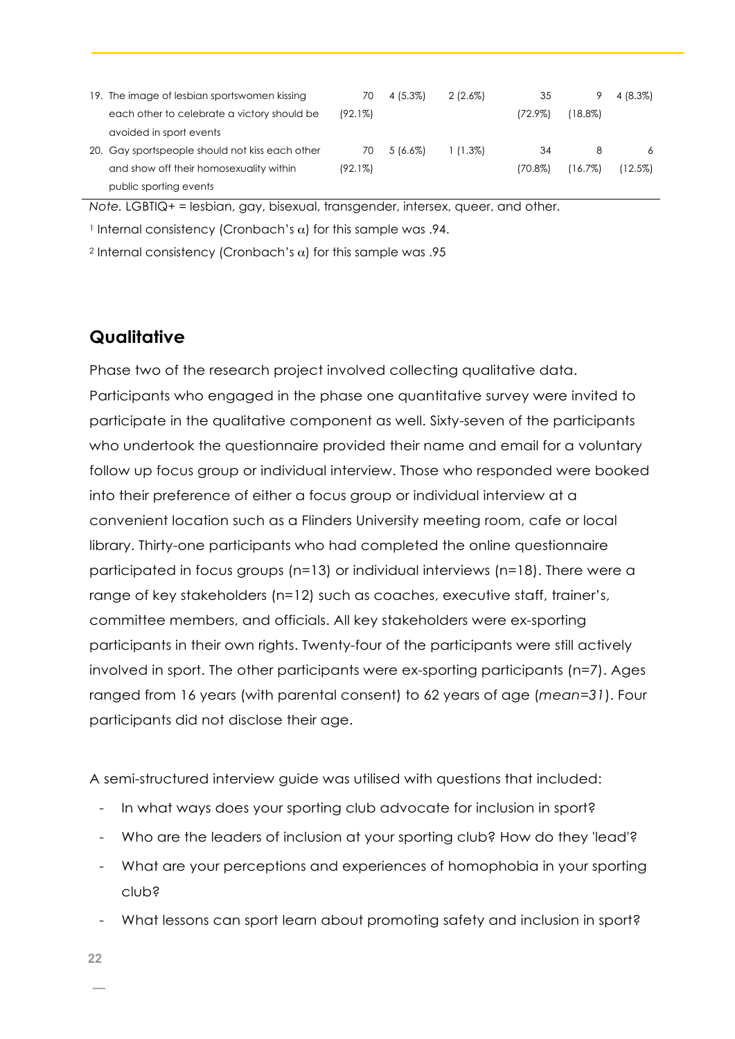| | | | | | | |
|---|---|---|---|---|---|---|
| 19. The image of lesbian sportswomen kissing each other to celebrate a victory should be avoided in sport events | 70 (92.1%) | 4 (5.3%) | 2 (2.6%) | 35 (72.9%) | 9 (18.8%) | 4 (8.3%) |
| 20. Gay sportspeople should not kiss each other and show off their homosexuality within public sporting events | 70 (92.1%) | 5 (6.6%) | 1 (1.3%) | 34 (70.8%) | 8 (16.7%) | 6 (12.5%) |

*Note.* LGBTIQ+ = lesbian, gay, bisexual, transgender, intersex, queer, and other.

[1] Internal consistency (Cronbach's $\alpha$) for this sample was .94.

[2] Internal consistency (Cronbach's $\alpha$) for this sample was .95

## Qualitative

Phase two of the research project involved collecting qualitative data. Participants who engaged in the phase one quantitative survey were invited to participate in the qualitative component as well. Sixty-seven of the participants who undertook the questionnaire provided their name and email for a voluntary follow up focus group or individual interview. Those who responded were booked into their preference of either a focus group or individual interview at a convenient location such as a Flinders University meeting room, cafe or local library. Thirty-one participants who had completed the online questionnaire participated in focus groups (n=13) or individual interviews (n=18). There were a range of key stakeholders (n=12) such as coaches, executive staff, trainer's, committee members, and officials. All key stakeholders were ex-sporting participants in their own rights. Twenty-four of the participants were still actively involved in sport. The other participants were ex-sporting participants (n=7). Ages ranged from 16 years (with parental consent) to 62 years of age (*mean=31*). Four participants did not disclose their age.

A semi-structured interview guide was utilised with questions that included:

- In what ways does your sporting club advocate for inclusion in sport?
- Who are the leaders of inclusion at your sporting club? How do they 'lead'?
- What are your perceptions and experiences of homophobia in your sporting club?
- What lessons can sport learn about promoting safety and inclusion in sport?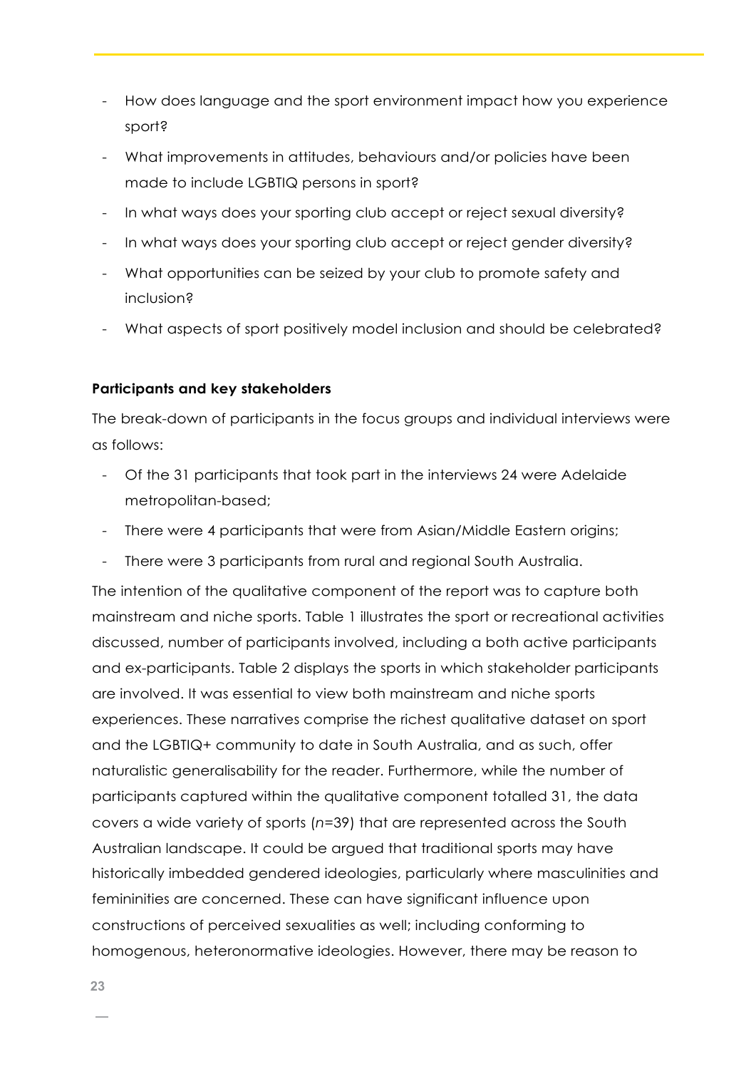- How does language and the sport environment impact how you experience sport?
- What improvements in attitudes, behaviours and/or policies have been made to include LGBTIQ persons in sport?
- In what ways does your sporting club accept or reject sexual diversity?
- In what ways does your sporting club accept or reject gender diversity?
- What opportunities can be seized by your club to promote safety and inclusion?
- What aspects of sport positively model inclusion and should be celebrated?

**Participants and key stakeholders**

The break-down of participants in the focus groups and individual interviews were as follows:

- Of the 31 participants that took part in the interviews 24 were Adelaide metropolitan-based;
- There were 4 participants that were from Asian/Middle Eastern origins;
- There were 3 participants from rural and regional South Australia.

The intention of the qualitative component of the report was to capture both mainstream and niche sports. Table 1 illustrates the sport or recreational activities discussed, number of participants involved, including a both active participants and ex-participants. Table 2 displays the sports in which stakeholder participants are involved. It was essential to view both mainstream and niche sports experiences. These narratives comprise the richest qualitative dataset on sport and the LGBTIQ+ community to date in South Australia, and as such, offer naturalistic generalisability for the reader. Furthermore, while the number of participants captured within the qualitative component totalled 31, the data covers a wide variety of sports (*n*=39) that are represented across the South Australian landscape. It could be argued that traditional sports may have historically imbedded gendered ideologies, particularly where masculinities and femininities are concerned. These can have significant influence upon constructions of perceived sexualities as well; including conforming to homogenous, heteronormative ideologies. However, there may be reason to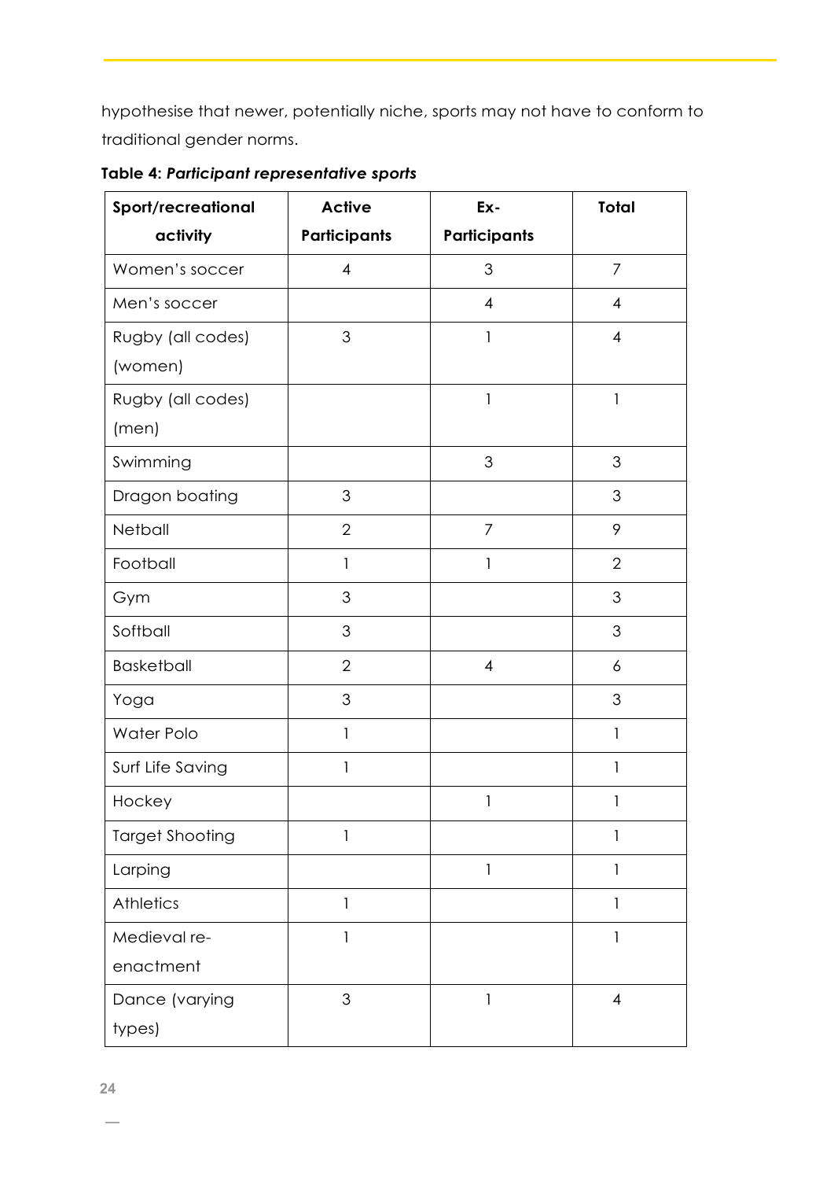hypothesise that newer, potentially niche, sports may not have to conform to traditional gender norms.

**Table 4: *Participant representative sports***

| Sport/recreational activity | Active Participants | Ex-Participants | Total |
|---|---|---|---|
| Women's soccer | 4 | 3 | 7 |
| Men's soccer | | 4 | 4 |
| Rugby (all codes) (women) | 3 | 1 | 4 |
| Rugby (all codes) (men) | | 1 | 1 |
| Swimming | | 3 | 3 |
| Dragon boating | 3 | | 3 |
| Netball | 2 | 7 | 9 |
| Football | 1 | 1 | 2 |
| Gym | 3 | | 3 |
| Softball | 3 | | 3 |
| Basketball | 2 | 4 | 6 |
| Yoga | 3 | | 3 |
| Water Polo | 1 | | 1 |
| Surf Life Saving | 1 | | 1 |
| Hockey | | 1 | 1 |
| Target Shooting | 1 | | 1 |
| Larping | | 1 | 1 |
| Athletics | 1 | | 1 |
| Medieval re-enactment | 1 | | 1 |
| Dance (varying types) | 3 | 1 | 4 |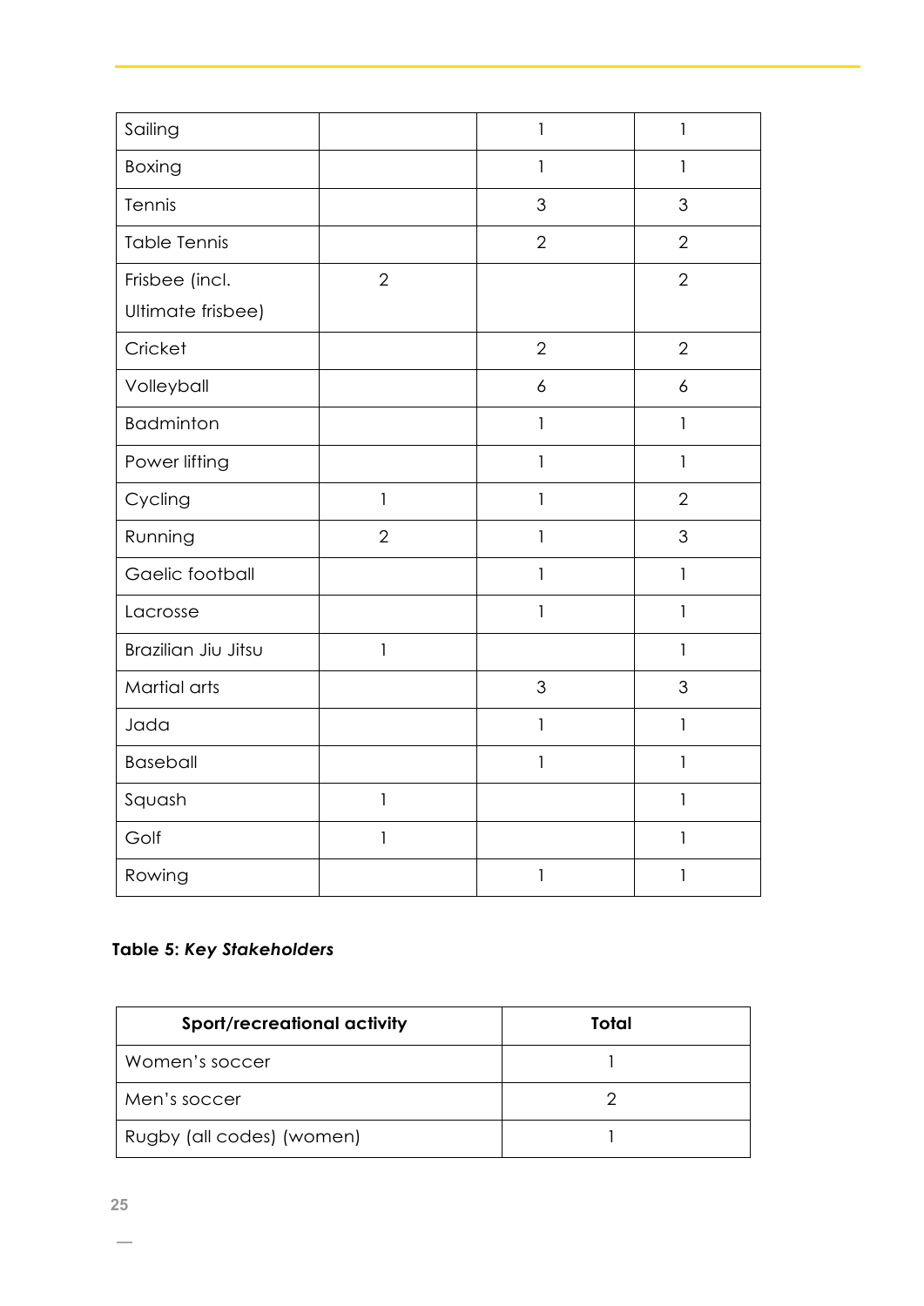| | | | |
|---|---|---|---|
| Sailing | | 1 | 1 |
| Boxing | | 1 | 1 |
| Tennis | | 3 | 3 |
| Table Tennis | | 2 | 2 |
| Frisbee (incl. Ultimate frisbee) | 2 | | 2 |
| Cricket | | 2 | 2 |
| Volleyball | | 6 | 6 |
| Badminton | | 1 | 1 |
| Power lifting | | 1 | 1 |
| Cycling | 1 | 1 | 2 |
| Running | 2 | 1 | 3 |
| Gaelic football | | 1 | 1 |
| Lacrosse | | 1 | 1 |
| Brazilian Jiu Jitsu | 1 | | 1 |
| Martial arts | | 3 | 3 |
| Jada | | 1 | 1 |
| Baseball | | 1 | 1 |
| Squash | 1 | | 1 |
| Golf | 1 | | 1 |
| Rowing | | 1 | 1 |

**Table 5: *Key Stakeholders***

| Sport/recreational activity | Total |
|---|---|
| Women's soccer | 1 |
| Men's soccer | 2 |
| Rugby (all codes) (women) | 1 |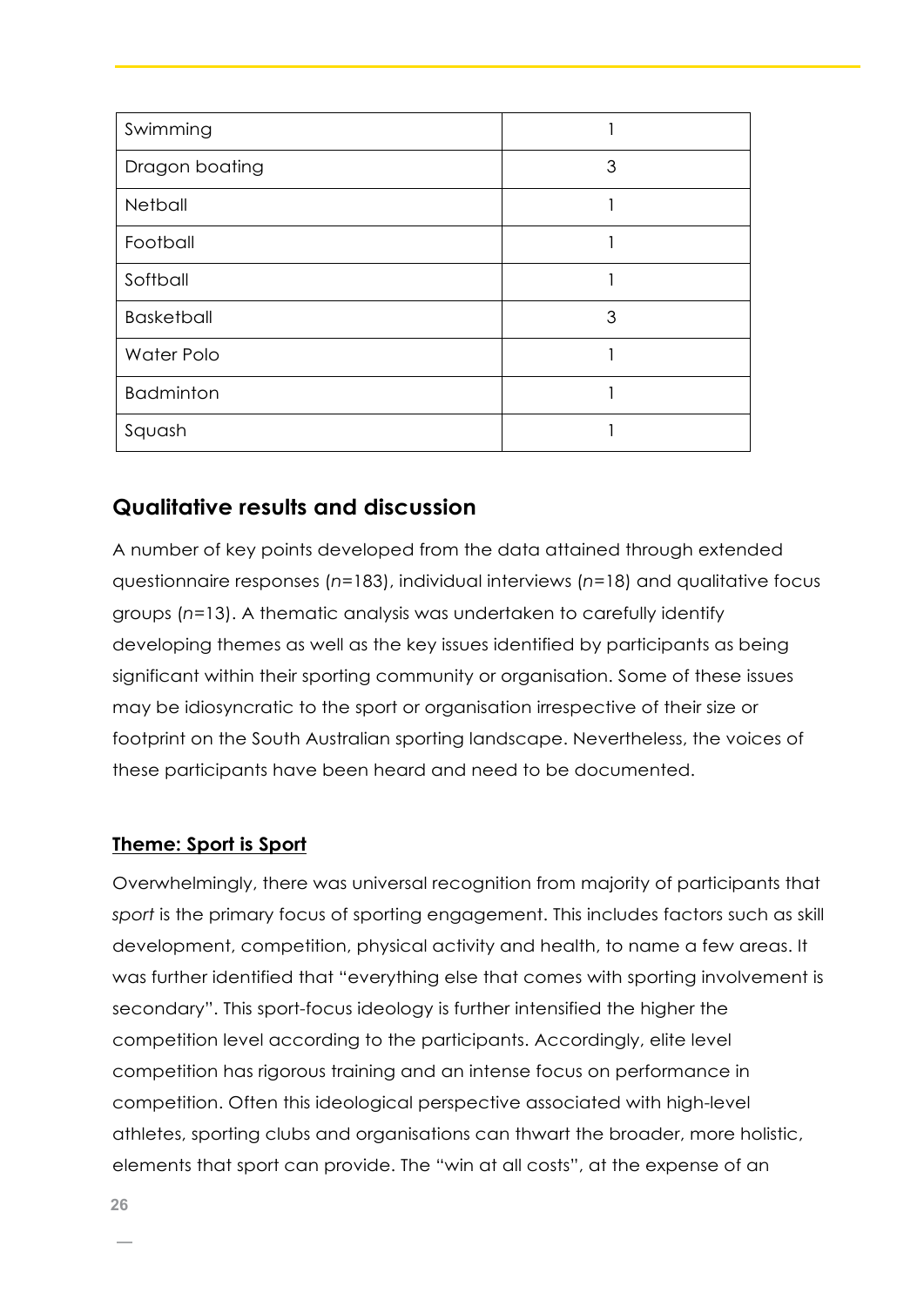| | |
|---|---|
| Swimming | 1 |
| Dragon boating | 3 |
| Netball | 1 |
| Football | 1 |
| Softball | 1 |
| Basketball | 3 |
| Water Polo | 1 |
| Badminton | 1 |
| Squash | 1 |

## Qualitative results and discussion

A number of key points developed from the data attained through extended questionnaire responses (*n*=183), individual interviews (*n*=18) and qualitative focus groups (*n*=13). A thematic analysis was undertaken to carefully identify developing themes as well as the key issues identified by participants as being significant within their sporting community or organisation. Some of these issues may be idiosyncratic to the sport or organisation irrespective of their size or footprint on the South Australian sporting landscape. Nevertheless, the voices of these participants have been heard and need to be documented.

### Theme: Sport is Sport

Overwhelmingly, there was universal recognition from majority of participants that *sport* is the primary focus of sporting engagement. This includes factors such as skill development, competition, physical activity and health, to name a few areas. It was further identified that "everything else that comes with sporting involvement is secondary". This sport-focus ideology is further intensified the higher the competition level according to the participants. Accordingly, elite level competition has rigorous training and an intense focus on performance in competition. Often this ideological perspective associated with high-level athletes, sporting clubs and organisations can thwart the broader, more holistic, elements that sport can provide. The "win at all costs", at the expense of an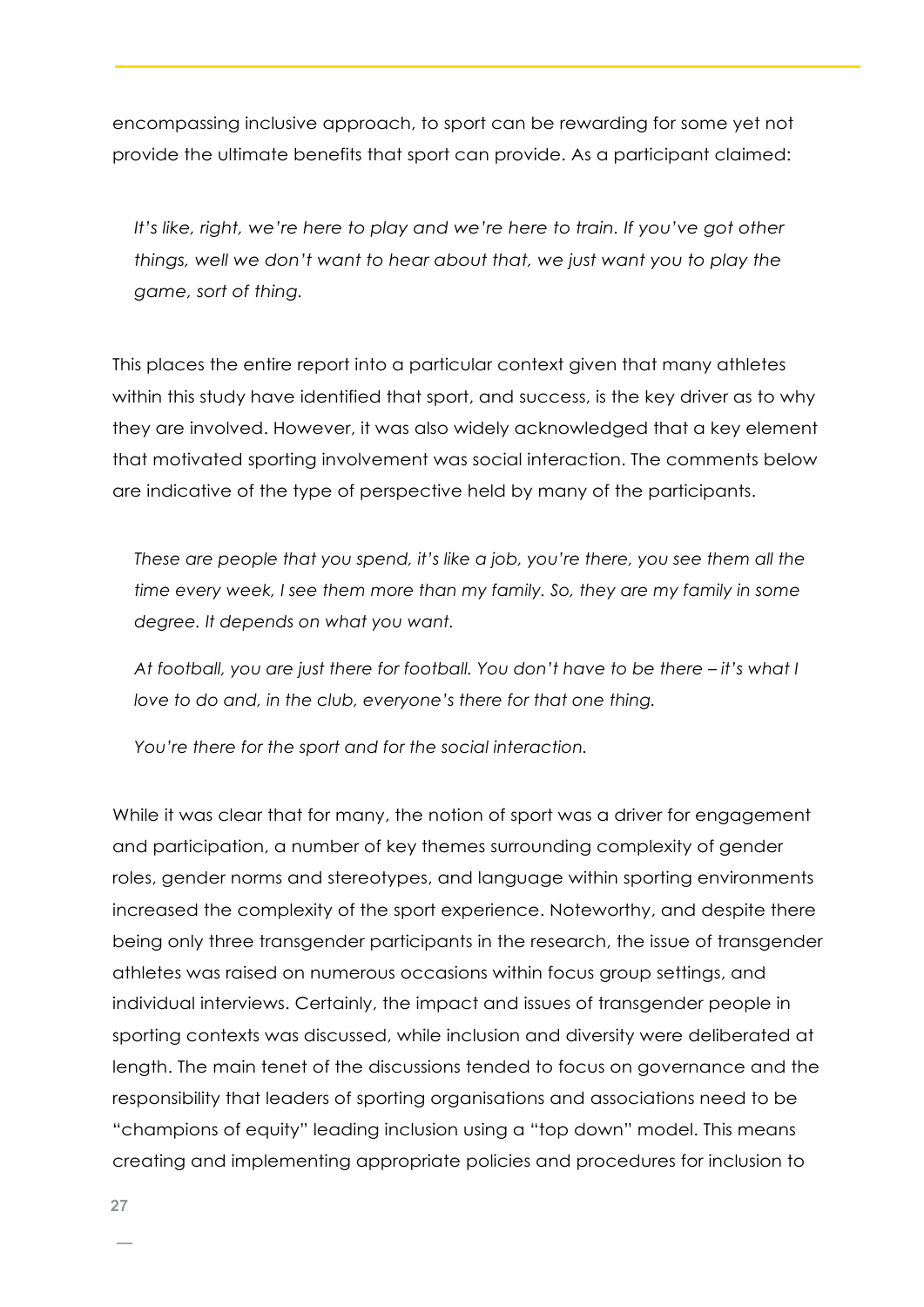encompassing inclusive approach, to sport can be rewarding for some yet not provide the ultimate benefits that sport can provide. As a participant claimed:

> *It's like, right, we're here to play and we're here to train. If you've got other things, well we don't want to hear about that, we just want you to play the game, sort of thing.*

This places the entire report into a particular context given that many athletes within this study have identified that sport, and success, is the key driver as to why they are involved. However, it was also widely acknowledged that a key element that motivated sporting involvement was social interaction. The comments below are indicative of the type of perspective held by many of the participants.

> *These are people that you spend, it's like a job, you're there, you see them all the time every week, I see them more than my family. So, they are my family in some degree. It depends on what you want.*
>
> *At football, you are just there for football. You don't have to be there – it's what I love to do and, in the club, everyone's there for that one thing.*
>
> *You're there for the sport and for the social interaction.*

While it was clear that for many, the notion of sport was a driver for engagement and participation, a number of key themes surrounding complexity of gender roles, gender norms and stereotypes, and language within sporting environments increased the complexity of the sport experience. Noteworthy, and despite there being only three transgender participants in the research, the issue of transgender athletes was raised on numerous occasions within focus group settings, and individual interviews. Certainly, the impact and issues of transgender people in sporting contexts was discussed, while inclusion and diversity were deliberated at length. The main tenet of the discussions tended to focus on governance and the responsibility that leaders of sporting organisations and associations need to be "champions of equity" leading inclusion using a "top down" model. This means creating and implementing appropriate policies and procedures for inclusion to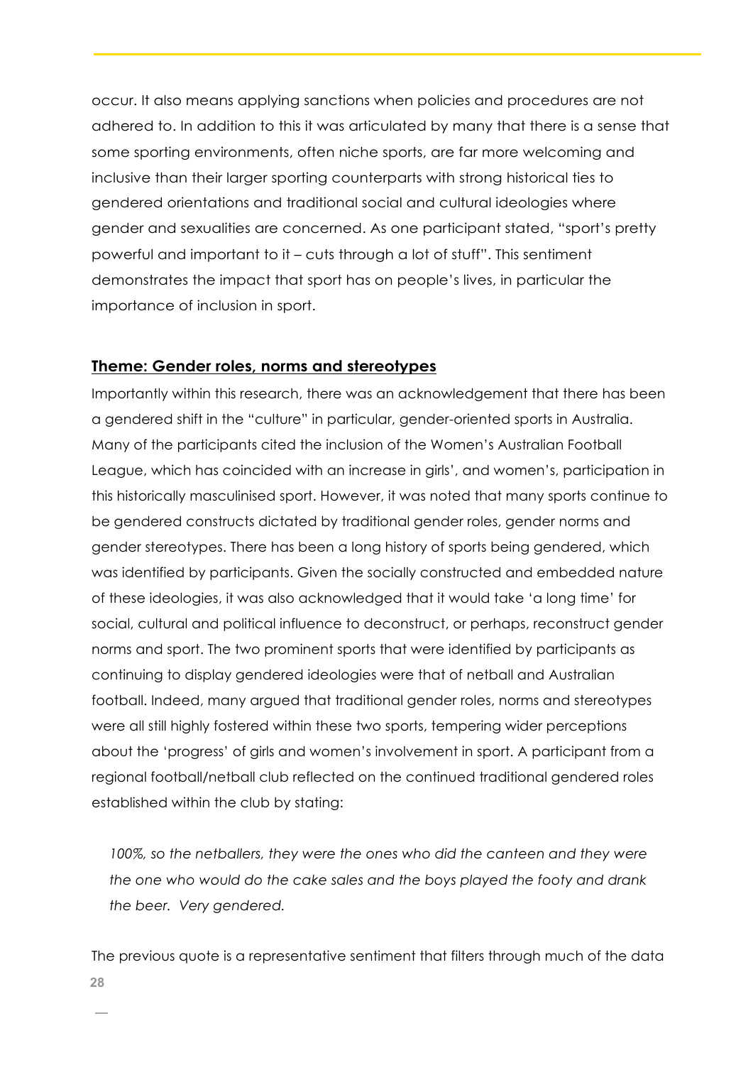occur. It also means applying sanctions when policies and procedures are not adhered to. In addition to this it was articulated by many that there is a sense that some sporting environments, often niche sports, are far more welcoming and inclusive than their larger sporting counterparts with strong historical ties to gendered orientations and traditional social and cultural ideologies where gender and sexualities are concerned. As one participant stated, "sport's pretty powerful and important to it – cuts through a lot of stuff". This sentiment demonstrates the impact that sport has on people's lives, in particular the importance of inclusion in sport.

## Theme: Gender roles, norms and stereotypes

Importantly within this research, there was an acknowledgement that there has been a gendered shift in the "culture" in particular, gender-oriented sports in Australia. Many of the participants cited the inclusion of the Women's Australian Football League, which has coincided with an increase in girls', and women's, participation in this historically masculinised sport. However, it was noted that many sports continue to be gendered constructs dictated by traditional gender roles, gender norms and gender stereotypes. There has been a long history of sports being gendered, which was identified by participants. Given the socially constructed and embedded nature of these ideologies, it was also acknowledged that it would take 'a long time' for social, cultural and political influence to deconstruct, or perhaps, reconstruct gender norms and sport. The two prominent sports that were identified by participants as continuing to display gendered ideologies were that of netball and Australian football. Indeed, many argued that traditional gender roles, norms and stereotypes were all still highly fostered within these two sports, tempering wider perceptions about the 'progress' of girls and women's involvement in sport. A participant from a regional football/netball club reflected on the continued traditional gendered roles established within the club by stating:

> *100%, so the netballers, they were the ones who did the canteen and they were the one who would do the cake sales and the boys played the footy and drank the beer. Very gendered.*

The previous quote is a representative sentiment that filters through much of the data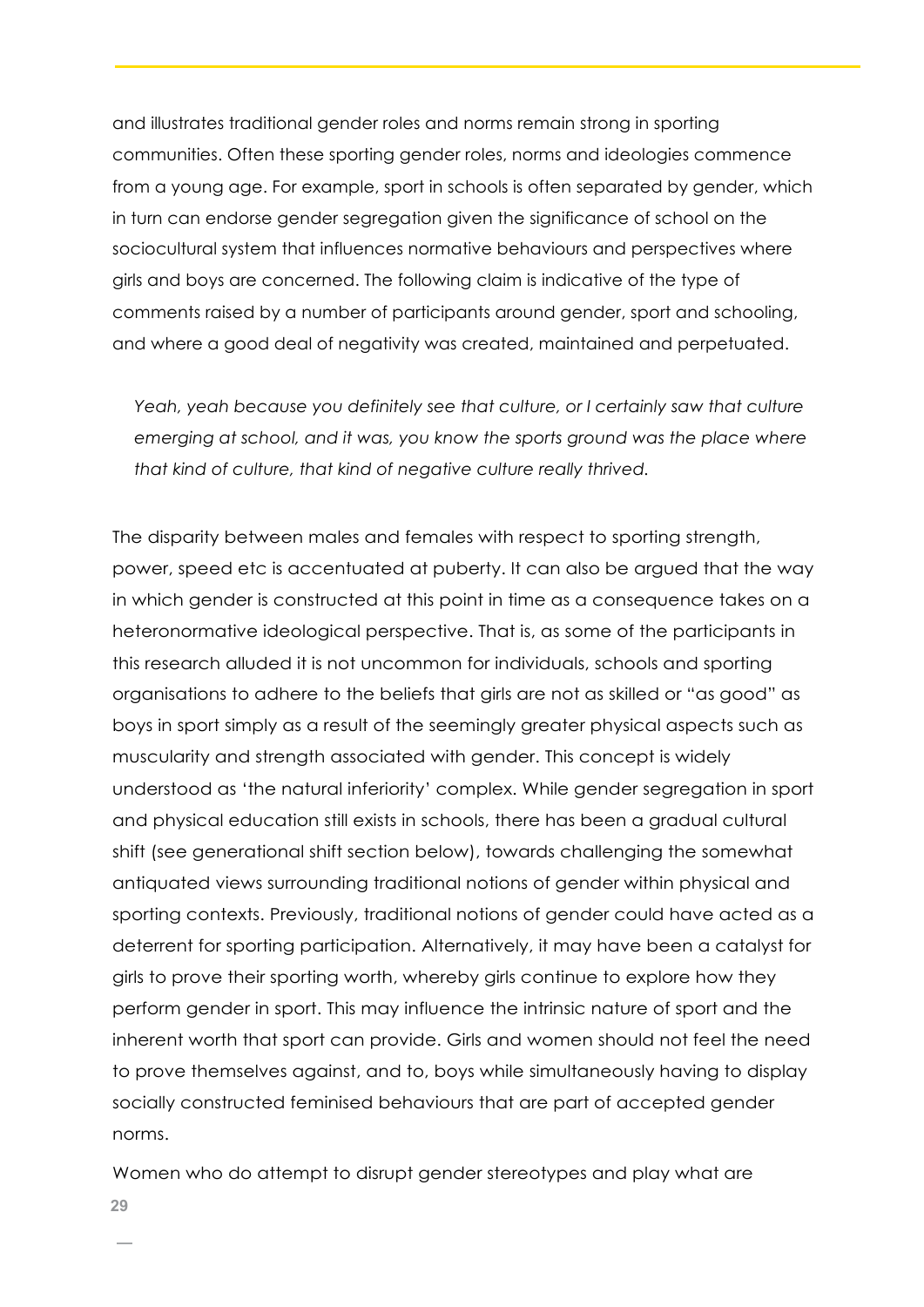and illustrates traditional gender roles and norms remain strong in sporting communities. Often these sporting gender roles, norms and ideologies commence from a young age. For example, sport in schools is often separated by gender, which in turn can endorse gender segregation given the significance of school on the sociocultural system that influences normative behaviours and perspectives where girls and boys are concerned. The following claim is indicative of the type of comments raised by a number of participants around gender, sport and schooling, and where a good deal of negativity was created, maintained and perpetuated.

> *Yeah, yeah because you definitely see that culture, or I certainly saw that culture emerging at school, and it was, you know the sports ground was the place where that kind of culture, that kind of negative culture really thrived.*

The disparity between males and females with respect to sporting strength, power, speed etc is accentuated at puberty. It can also be argued that the way in which gender is constructed at this point in time as a consequence takes on a heteronormative ideological perspective. That is, as some of the participants in this research alluded it is not uncommon for individuals, schools and sporting organisations to adhere to the beliefs that girls are not as skilled or "as good" as boys in sport simply as a result of the seemingly greater physical aspects such as muscularity and strength associated with gender. This concept is widely understood as 'the natural inferiority' complex. While gender segregation in sport and physical education still exists in schools, there has been a gradual cultural shift (see generational shift section below), towards challenging the somewhat antiquated views surrounding traditional notions of gender within physical and sporting contexts. Previously, traditional notions of gender could have acted as a deterrent for sporting participation. Alternatively, it may have been a catalyst for girls to prove their sporting worth, whereby girls continue to explore how they perform gender in sport. This may influence the intrinsic nature of sport and the inherent worth that sport can provide. Girls and women should not feel the need to prove themselves against, and to, boys while simultaneously having to display socially constructed feminised behaviours that are part of accepted gender norms.

Women who do attempt to disrupt gender stereotypes and play what are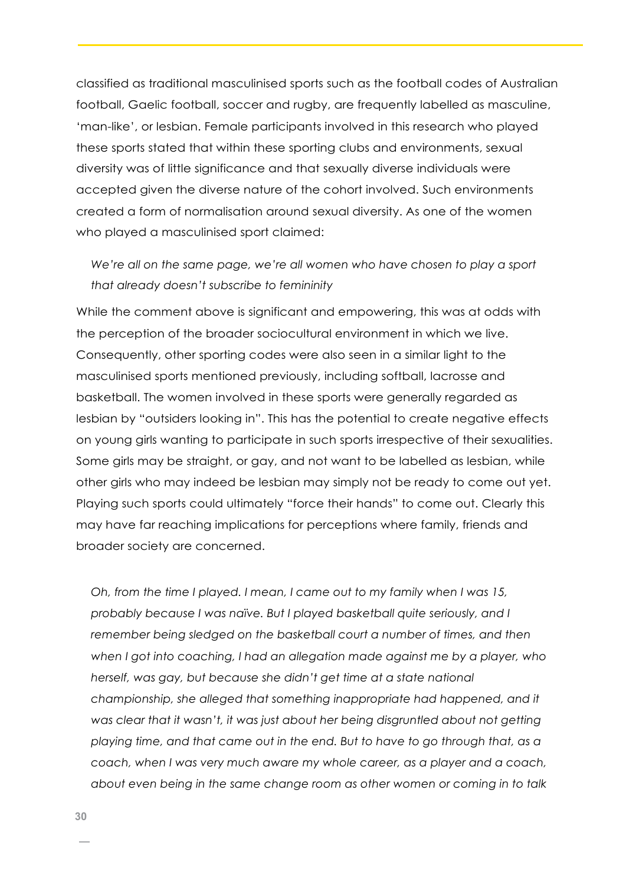classified as traditional masculinised sports such as the football codes of Australian football, Gaelic football, soccer and rugby, are frequently labelled as masculine, 'man-like', or lesbian. Female participants involved in this research who played these sports stated that within these sporting clubs and environments, sexual diversity was of little significance and that sexually diverse individuals were accepted given the diverse nature of the cohort involved. Such environments created a form of normalisation around sexual diversity. As one of the women who played a masculinised sport claimed:

> *We're all on the same page, we're all women who have chosen to play a sport that already doesn't subscribe to femininity*

While the comment above is significant and empowering, this was at odds with the perception of the broader sociocultural environment in which we live. Consequently, other sporting codes were also seen in a similar light to the masculinised sports mentioned previously, including softball, lacrosse and basketball. The women involved in these sports were generally regarded as lesbian by "outsiders looking in". This has the potential to create negative effects on young girls wanting to participate in such sports irrespective of their sexualities. Some girls may be straight, or gay, and not want to be labelled as lesbian, while other girls who may indeed be lesbian may simply not be ready to come out yet. Playing such sports could ultimately "force their hands" to come out. Clearly this may have far reaching implications for perceptions where family, friends and broader society are concerned.

> *Oh, from the time I played. I mean, I came out to my family when I was 15, probably because I was naïve. But I played basketball quite seriously, and I remember being sledged on the basketball court a number of times, and then when I got into coaching, I had an allegation made against me by a player, who herself, was gay, but because she didn't get time at a state national championship, she alleged that something inappropriate had happened, and it was clear that it wasn't, it was just about her being disgruntled about not getting playing time, and that came out in the end. But to have to go through that, as a coach, when I was very much aware my whole career, as a player and a coach, about even being in the same change room as other women or coming in to talk*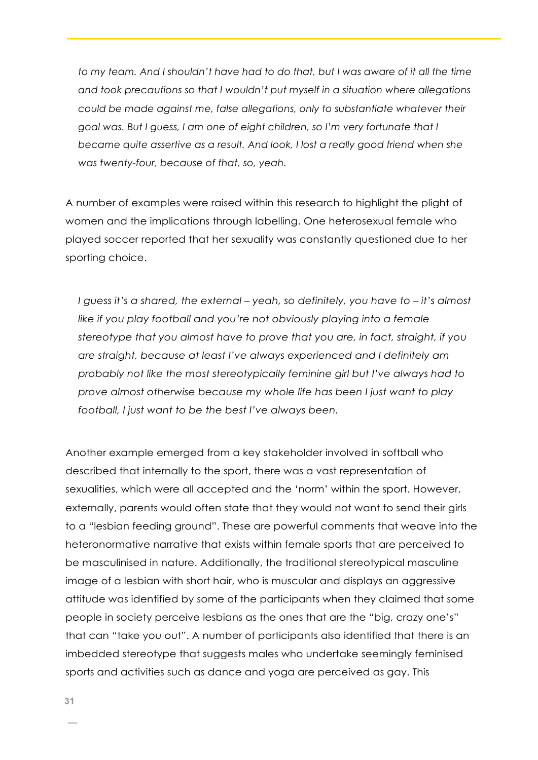*to my team. And I shouldn't have had to do that, but I was aware of it all the time and took precautions so that I wouldn't put myself in a situation where allegations could be made against me, false allegations, only to substantiate whatever their goal was. But I guess, I am one of eight children, so I'm very fortunate that I became quite assertive as a result. And look, I lost a really good friend when she was twenty-four, because of that, so, yeah.*

A number of examples were raised within this research to highlight the plight of women and the implications through labelling. One heterosexual female who played soccer reported that her sexuality was constantly questioned due to her sporting choice.

*I guess it's a shared, the external – yeah, so definitely, you have to – it's almost like if you play football and you're not obviously playing into a female stereotype that you almost have to prove that you are, in fact, straight, if you are straight, because at least I've always experienced and I definitely am probably not like the most stereotypically feminine girl but I've always had to prove almost otherwise because my whole life has been I just want to play football, I just want to be the best I've always been.*

Another example emerged from a key stakeholder involved in softball who described that internally to the sport, there was a vast representation of sexualities, which were all accepted and the 'norm' within the sport. However, externally, parents would often state that they would not want to send their girls to a "lesbian feeding ground". These are powerful comments that weave into the heteronormative narrative that exists within female sports that are perceived to be masculinised in nature. Additionally, the traditional stereotypical masculine image of a lesbian with short hair, who is muscular and displays an aggressive attitude was identified by some of the participants when they claimed that some people in society perceive lesbians as the ones that are the "big, crazy one's" that can "take you out". A number of participants also identified that there is an imbedded stereotype that suggests males who undertake seemingly feminised sports and activities such as dance and yoga are perceived as gay. This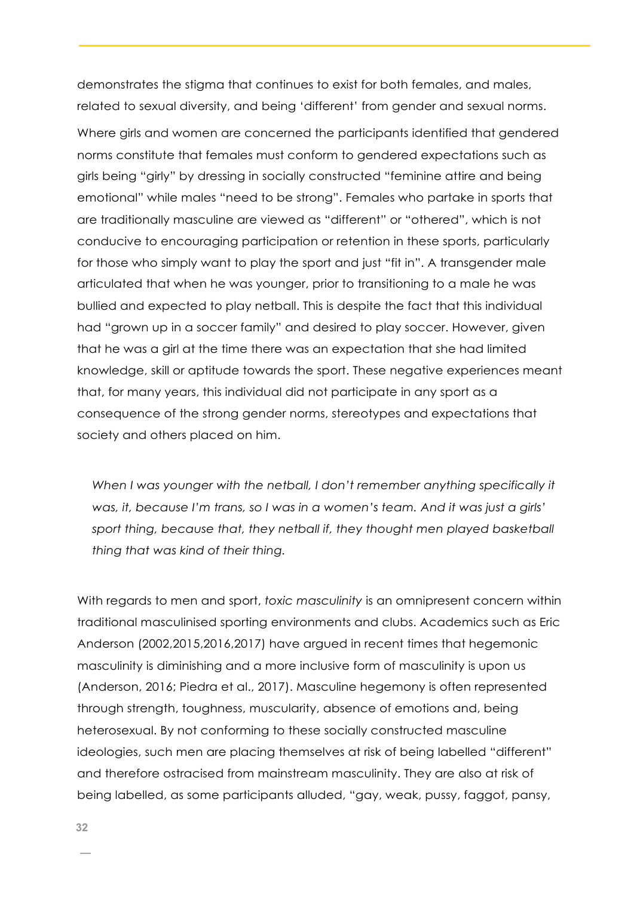demonstrates the stigma that continues to exist for both females, and males, related to sexual diversity, and being 'different' from gender and sexual norms.

Where girls and women are concerned the participants identified that gendered norms constitute that females must conform to gendered expectations such as girls being "girly" by dressing in socially constructed "feminine attire and being emotional" while males "need to be strong". Females who partake in sports that are traditionally masculine are viewed as "different" or "othered", which is not conducive to encouraging participation or retention in these sports, particularly for those who simply want to play the sport and just "fit in". A transgender male articulated that when he was younger, prior to transitioning to a male he was bullied and expected to play netball. This is despite the fact that this individual had "grown up in a soccer family" and desired to play soccer. However, given that he was a girl at the time there was an expectation that she had limited knowledge, skill or aptitude towards the sport. These negative experiences meant that, for many years, this individual did not participate in any sport as a consequence of the strong gender norms, stereotypes and expectations that society and others placed on him.

> *When I was younger with the netball, I don't remember anything specifically it was, it, because I'm trans, so I was in a women's team. And it was just a girls' sport thing, because that, they netball if, they thought men played basketball thing that was kind of their thing.*

With regards to men and sport, *toxic masculinity* is an omnipresent concern within traditional masculinised sporting environments and clubs. Academics such as Eric Anderson (2002,2015,2016,2017) have argued in recent times that hegemonic masculinity is diminishing and a more inclusive form of masculinity is upon us (Anderson, 2016; Piedra et al., 2017). Masculine hegemony is often represented through strength, toughness, muscularity, absence of emotions and, being heterosexual. By not conforming to these socially constructed masculine ideologies, such men are placing themselves at risk of being labelled "different" and therefore ostracised from mainstream masculinity. They are also at risk of being labelled, as some participants alluded, "gay, weak, pussy, faggot, pansy,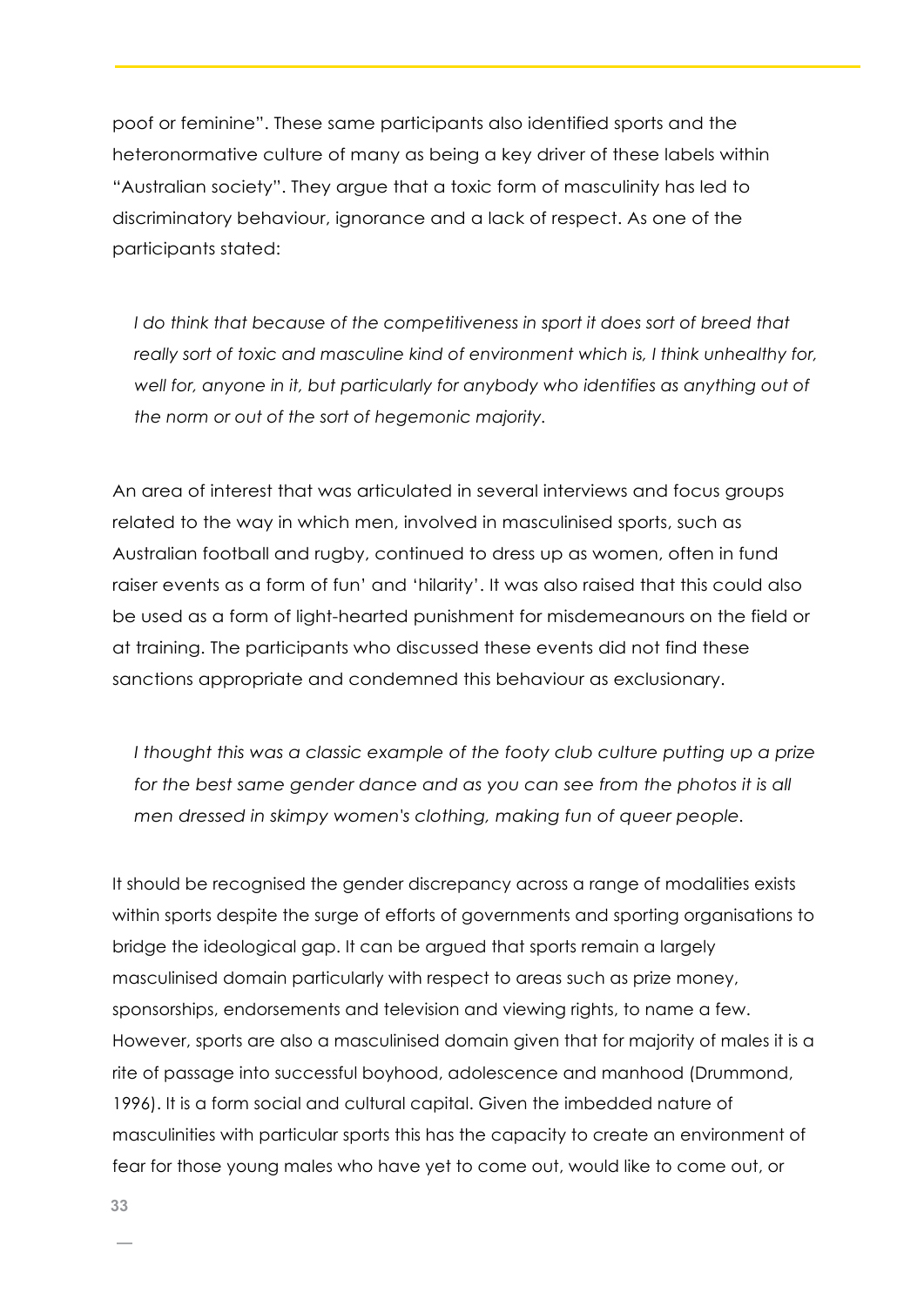poof or feminine". These same participants also identified sports and the heteronormative culture of many as being a key driver of these labels within "Australian society". They argue that a toxic form of masculinity has led to discriminatory behaviour, ignorance and a lack of respect. As one of the participants stated:

> *I do think that because of the competitiveness in sport it does sort of breed that really sort of toxic and masculine kind of environment which is, I think unhealthy for, well for, anyone in it, but particularly for anybody who identifies as anything out of the norm or out of the sort of hegemonic majority.*

An area of interest that was articulated in several interviews and focus groups related to the way in which men, involved in masculinised sports, such as Australian football and rugby, continued to dress up as women, often in fund raiser events as a form of fun' and 'hilarity'. It was also raised that this could also be used as a form of light-hearted punishment for misdemeanours on the field or at training. The participants who discussed these events did not find these sanctions appropriate and condemned this behaviour as exclusionary.

> *I thought this was a classic example of the footy club culture putting up a prize for the best same gender dance and as you can see from the photos it is all men dressed in skimpy women's clothing, making fun of queer people.*

It should be recognised the gender discrepancy across a range of modalities exists within sports despite the surge of efforts of governments and sporting organisations to bridge the ideological gap. It can be argued that sports remain a largely masculinised domain particularly with respect to areas such as prize money, sponsorships, endorsements and television and viewing rights, to name a few. However, sports are also a masculinised domain given that for majority of males it is a rite of passage into successful boyhood, adolescence and manhood (Drummond, 1996). It is a form social and cultural capital. Given the imbedded nature of masculinities with particular sports this has the capacity to create an environment of fear for those young males who have yet to come out, would like to come out, or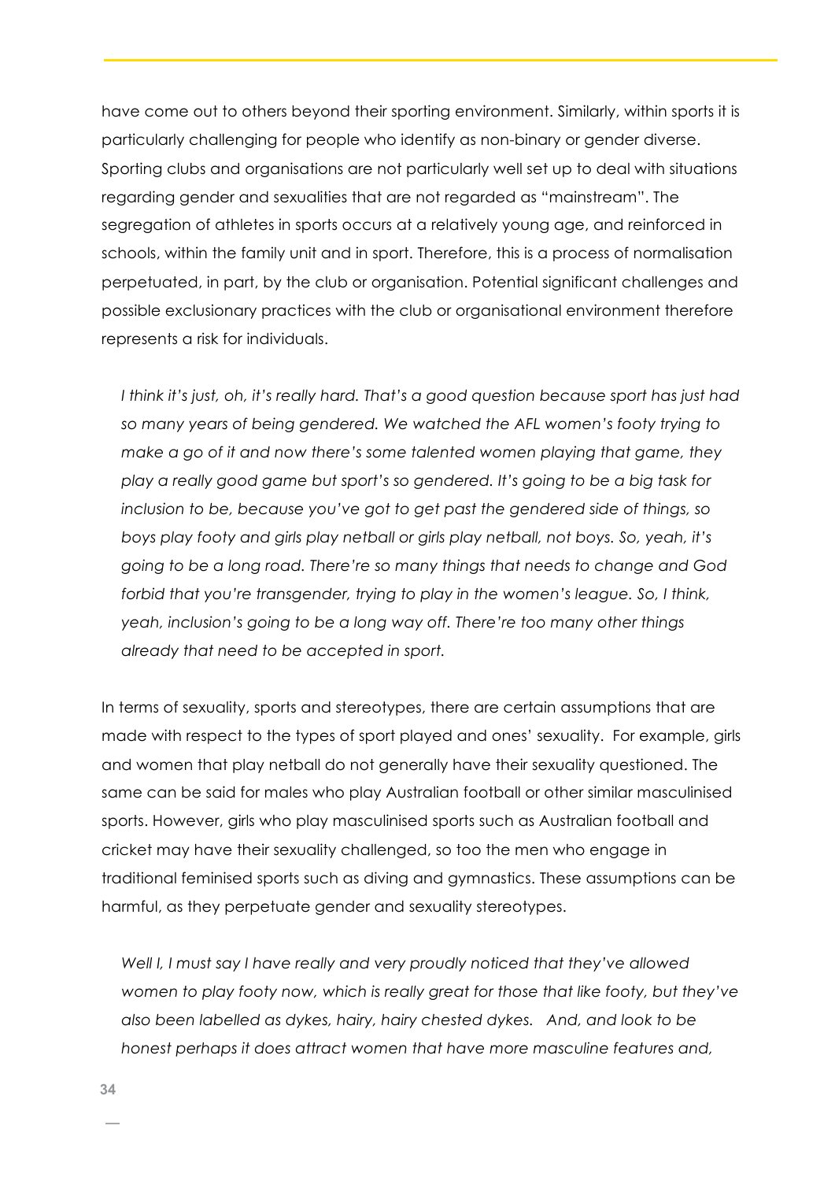have come out to others beyond their sporting environment. Similarly, within sports it is particularly challenging for people who identify as non-binary or gender diverse. Sporting clubs and organisations are not particularly well set up to deal with situations regarding gender and sexualities that are not regarded as "mainstream". The segregation of athletes in sports occurs at a relatively young age, and reinforced in schools, within the family unit and in sport. Therefore, this is a process of normalisation perpetuated, in part, by the club or organisation. Potential significant challenges and possible exclusionary practices with the club or organisational environment therefore represents a risk for individuals.

> *I think it's just, oh, it's really hard. That's a good question because sport has just had so many years of being gendered. We watched the AFL women's footy trying to make a go of it and now there's some talented women playing that game, they play a really good game but sport's so gendered. It's going to be a big task for inclusion to be, because you've got to get past the gendered side of things, so boys play footy and girls play netball or girls play netball, not boys. So, yeah, it's going to be a long road. There're so many things that needs to change and God forbid that you're transgender, trying to play in the women's league. So, I think, yeah, inclusion's going to be a long way off. There're too many other things already that need to be accepted in sport.*

In terms of sexuality, sports and stereotypes, there are certain assumptions that are made with respect to the types of sport played and ones' sexuality. For example, girls and women that play netball do not generally have their sexuality questioned. The same can be said for males who play Australian football or other similar masculinised sports. However, girls who play masculinised sports such as Australian football and cricket may have their sexuality challenged, so too the men who engage in traditional feminised sports such as diving and gymnastics. These assumptions can be harmful, as they perpetuate gender and sexuality stereotypes.

> *Well I, I must say I have really and very proudly noticed that they've allowed women to play footy now, which is really great for those that like footy, but they've also been labelled as dykes, hairy, hairy chested dykes. And, and look to be honest perhaps it does attract women that have more masculine features and,*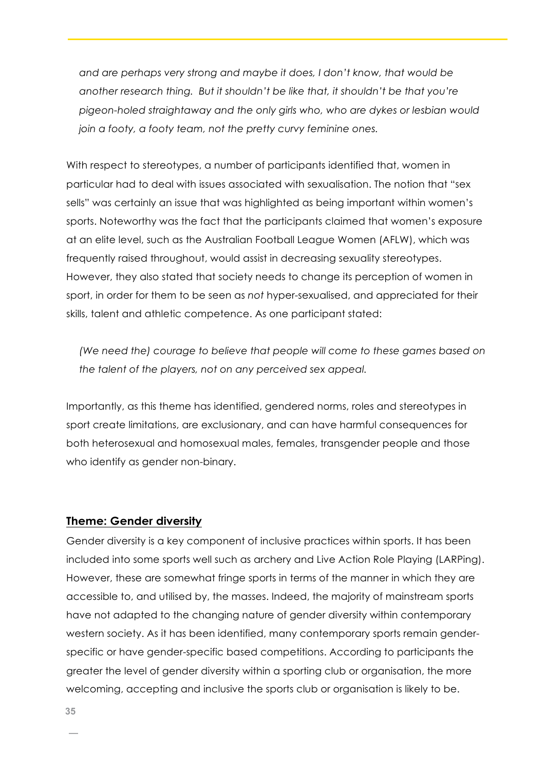*and are perhaps very strong and maybe it does, I don't know, that would be another research thing. But it shouldn't be like that, it shouldn't be that you're pigeon-holed straightaway and the only girls who, who are dykes or lesbian would join a footy, a footy team, not the pretty curvy feminine ones.*

With respect to stereotypes, a number of participants identified that, women in particular had to deal with issues associated with sexualisation. The notion that "sex sells" was certainly an issue that was highlighted as being important within women's sports. Noteworthy was the fact that the participants claimed that women's exposure at an elite level, such as the Australian Football League Women (AFLW), which was frequently raised throughout, would assist in decreasing sexuality stereotypes. However, they also stated that society needs to change its perception of women in sport, in order for them to be seen as *not* hyper-sexualised, and appreciated for their skills, talent and athletic competence. As one participant stated:

*(We need the) courage to believe that people will come to these games based on the talent of the players, not on any perceived sex appeal.*

Importantly, as this theme has identified, gendered norms, roles and stereotypes in sport create limitations, are exclusionary, and can have harmful consequences for both heterosexual and homosexual males, females, transgender people and those who identify as gender non-binary.

## Theme: Gender diversity

Gender diversity is a key component of inclusive practices within sports. It has been included into some sports well such as archery and Live Action Role Playing (LARPing). However, these are somewhat fringe sports in terms of the manner in which they are accessible to, and utilised by, the masses. Indeed, the majority of mainstream sports have not adapted to the changing nature of gender diversity within contemporary western society. As it has been identified, many contemporary sports remain gender-specific or have gender-specific based competitions. According to participants the greater the level of gender diversity within a sporting club or organisation, the more welcoming, accepting and inclusive the sports club or organisation is likely to be.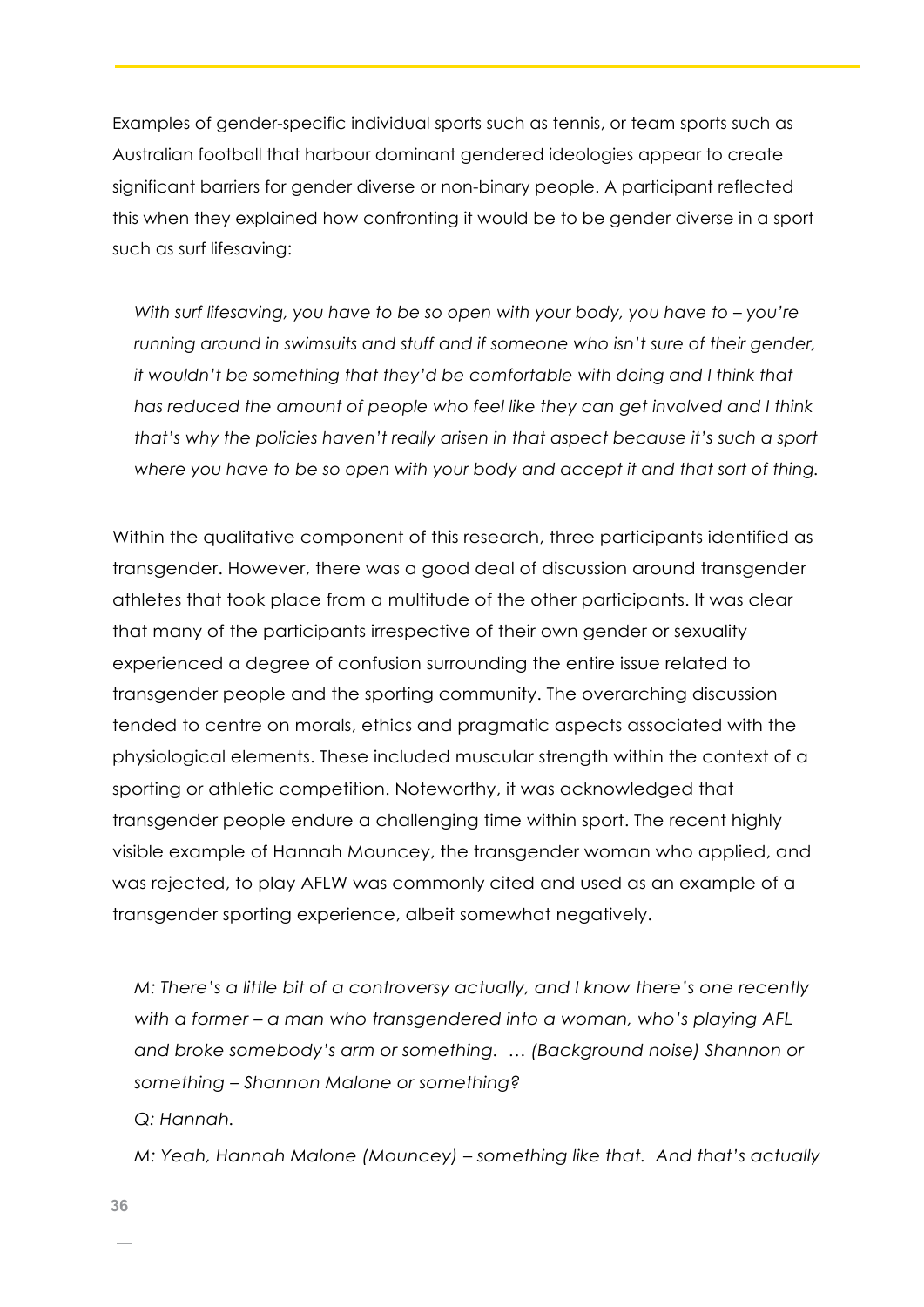Examples of gender-specific individual sports such as tennis, or team sports such as Australian football that harbour dominant gendered ideologies appear to create significant barriers for gender diverse or non-binary people. A participant reflected this when they explained how confronting it would be to be gender diverse in a sport such as surf lifesaving:

> *With surf lifesaving, you have to be so open with your body, you have to – you're running around in swimsuits and stuff and if someone who isn't sure of their gender, it wouldn't be something that they'd be comfortable with doing and I think that has reduced the amount of people who feel like they can get involved and I think that's why the policies haven't really arisen in that aspect because it's such a sport where you have to be so open with your body and accept it and that sort of thing.*

Within the qualitative component of this research, three participants identified as transgender. However, there was a good deal of discussion around transgender athletes that took place from a multitude of the other participants. It was clear that many of the participants irrespective of their own gender or sexuality experienced a degree of confusion surrounding the entire issue related to transgender people and the sporting community. The overarching discussion tended to centre on morals, ethics and pragmatic aspects associated with the physiological elements. These included muscular strength within the context of a sporting or athletic competition. Noteworthy, it was acknowledged that transgender people endure a challenging time within sport. The recent highly visible example of Hannah Mouncey, the transgender woman who applied, and was rejected, to play AFLW was commonly cited and used as an example of a transgender sporting experience, albeit somewhat negatively.

> *M: There's a little bit of a controversy actually, and I know there's one recently with a former – a man who transgendered into a woman, who's playing AFL and broke somebody's arm or something. … (Background noise) Shannon or something – Shannon Malone or something?*
>
> *Q: Hannah.*
>
> *M: Yeah, Hannah Malone (Mouncey) – something like that. And that's actually*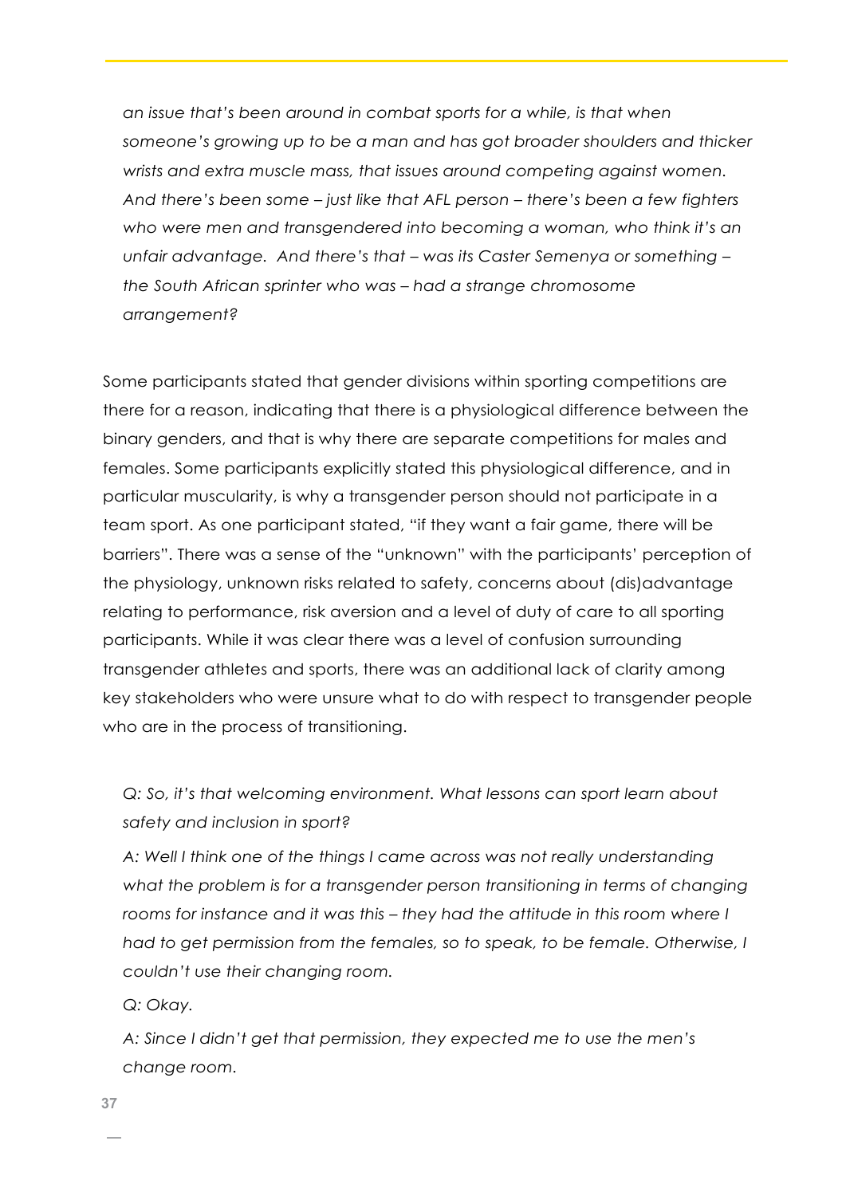*an issue that's been around in combat sports for a while, is that when someone's growing up to be a man and has got broader shoulders and thicker wrists and extra muscle mass, that issues around competing against women. And there's been some – just like that AFL person – there's been a few fighters who were men and transgendered into becoming a woman, who think it's an unfair advantage. And there's that – was its Caster Semenya or something – the South African sprinter who was – had a strange chromosome arrangement?*

Some participants stated that gender divisions within sporting competitions are there for a reason, indicating that there is a physiological difference between the binary genders, and that is why there are separate competitions for males and females. Some participants explicitly stated this physiological difference, and in particular muscularity, is why a transgender person should not participate in a team sport. As one participant stated, "if they want a fair game, there will be barriers". There was a sense of the "unknown" with the participants' perception of the physiology, unknown risks related to safety, concerns about (dis)advantage relating to performance, risk aversion and a level of duty of care to all sporting participants. While it was clear there was a level of confusion surrounding transgender athletes and sports, there was an additional lack of clarity among key stakeholders who were unsure what to do with respect to transgender people who are in the process of transitioning.

*Q: So, it's that welcoming environment. What lessons can sport learn about safety and inclusion in sport?*

*A: Well I think one of the things I came across was not really understanding what the problem is for a transgender person transitioning in terms of changing rooms for instance and it was this – they had the attitude in this room where I had to get permission from the females, so to speak, to be female. Otherwise, I couldn't use their changing room.*

*Q: Okay.*

*A: Since I didn't get that permission, they expected me to use the men's change room.*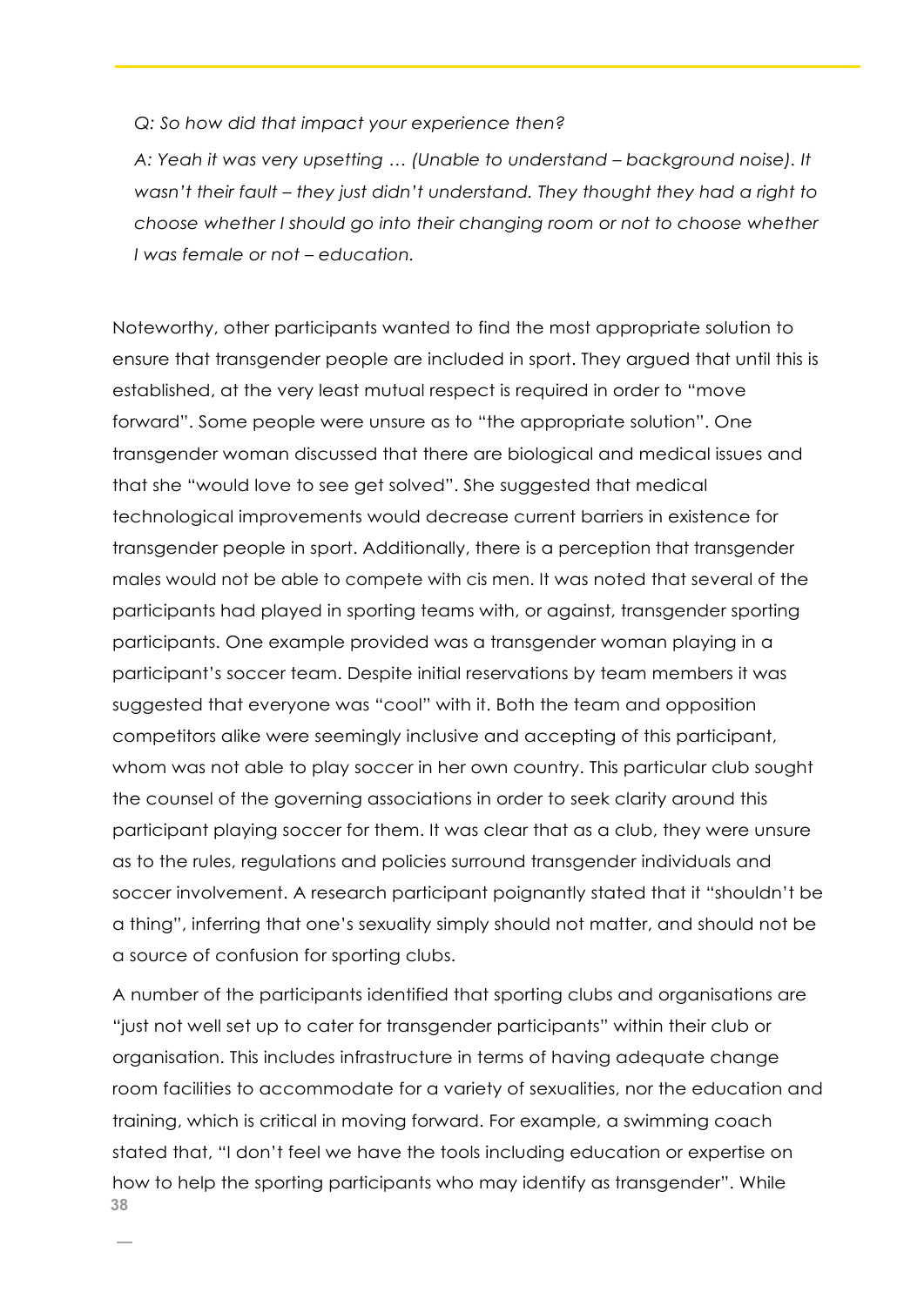*Q: So how did that impact your experience then?*

*A: Yeah it was very upsetting … (Unable to understand – background noise). It wasn't their fault – they just didn't understand. They thought they had a right to choose whether I should go into their changing room or not to choose whether I was female or not – education.*

Noteworthy, other participants wanted to find the most appropriate solution to ensure that transgender people are included in sport. They argued that until this is established, at the very least mutual respect is required in order to "move forward". Some people were unsure as to "the appropriate solution". One transgender woman discussed that there are biological and medical issues and that she "would love to see get solved". She suggested that medical technological improvements would decrease current barriers in existence for transgender people in sport. Additionally, there is a perception that transgender males would not be able to compete with cis men. It was noted that several of the participants had played in sporting teams with, or against, transgender sporting participants. One example provided was a transgender woman playing in a participant's soccer team. Despite initial reservations by team members it was suggested that everyone was "cool" with it. Both the team and opposition competitors alike were seemingly inclusive and accepting of this participant, whom was not able to play soccer in her own country. This particular club sought the counsel of the governing associations in order to seek clarity around this participant playing soccer for them. It was clear that as a club, they were unsure as to the rules, regulations and policies surround transgender individuals and soccer involvement. A research participant poignantly stated that it "shouldn't be a thing", inferring that one's sexuality simply should not matter, and should not be a source of confusion for sporting clubs.

A number of the participants identified that sporting clubs and organisations are "just not well set up to cater for transgender participants" within their club or organisation. This includes infrastructure in terms of having adequate change room facilities to accommodate for a variety of sexualities, nor the education and training, which is critical in moving forward. For example, a swimming coach stated that, "I don't feel we have the tools including education or expertise on how to help the sporting participants who may identify as transgender". While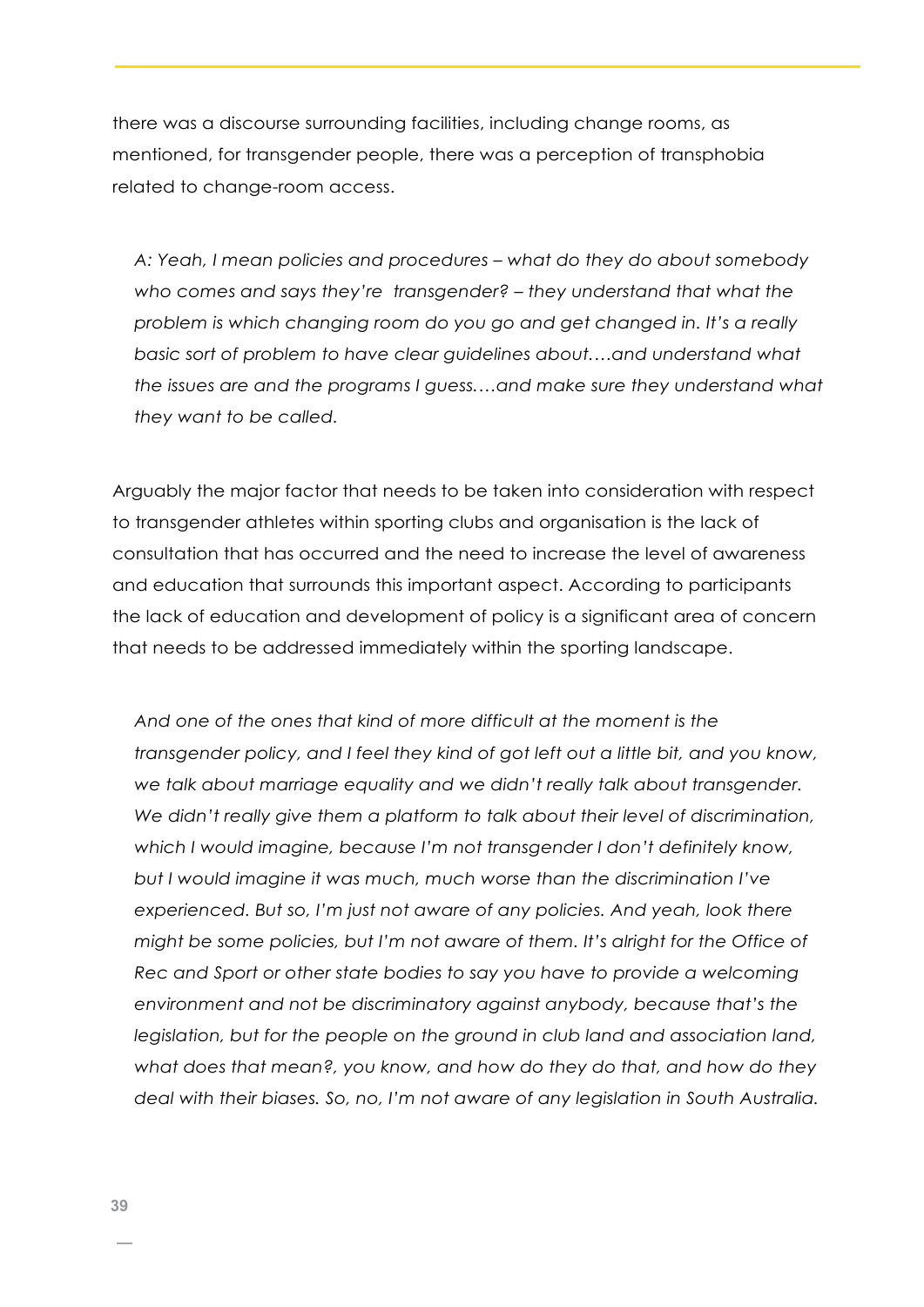there was a discourse surrounding facilities, including change rooms, as mentioned, for transgender people, there was a perception of transphobia related to change-room access.

> *A: Yeah, I mean policies and procedures – what do they do about somebody who comes and says they're transgender? – they understand that what the problem is which changing room do you go and get changed in. It's a really basic sort of problem to have clear guidelines about….and understand what the issues are and the programs I guess….and make sure they understand what they want to be called.*

Arguably the major factor that needs to be taken into consideration with respect to transgender athletes within sporting clubs and organisation is the lack of consultation that has occurred and the need to increase the level of awareness and education that surrounds this important aspect. According to participants the lack of education and development of policy is a significant area of concern that needs to be addressed immediately within the sporting landscape.

> *And one of the ones that kind of more difficult at the moment is the transgender policy, and I feel they kind of got left out a little bit, and you know, we talk about marriage equality and we didn't really talk about transgender. We didn't really give them a platform to talk about their level of discrimination, which I would imagine, because I'm not transgender I don't definitely know, but I would imagine it was much, much worse than the discrimination I've experienced. But so, I'm just not aware of any policies. And yeah, look there might be some policies, but I'm not aware of them. It's alright for the Office of Rec and Sport or other state bodies to say you have to provide a welcoming environment and not be discriminatory against anybody, because that's the legislation, but for the people on the ground in club land and association land, what does that mean?, you know, and how do they do that, and how do they deal with their biases. So, no, I'm not aware of any legislation in South Australia.*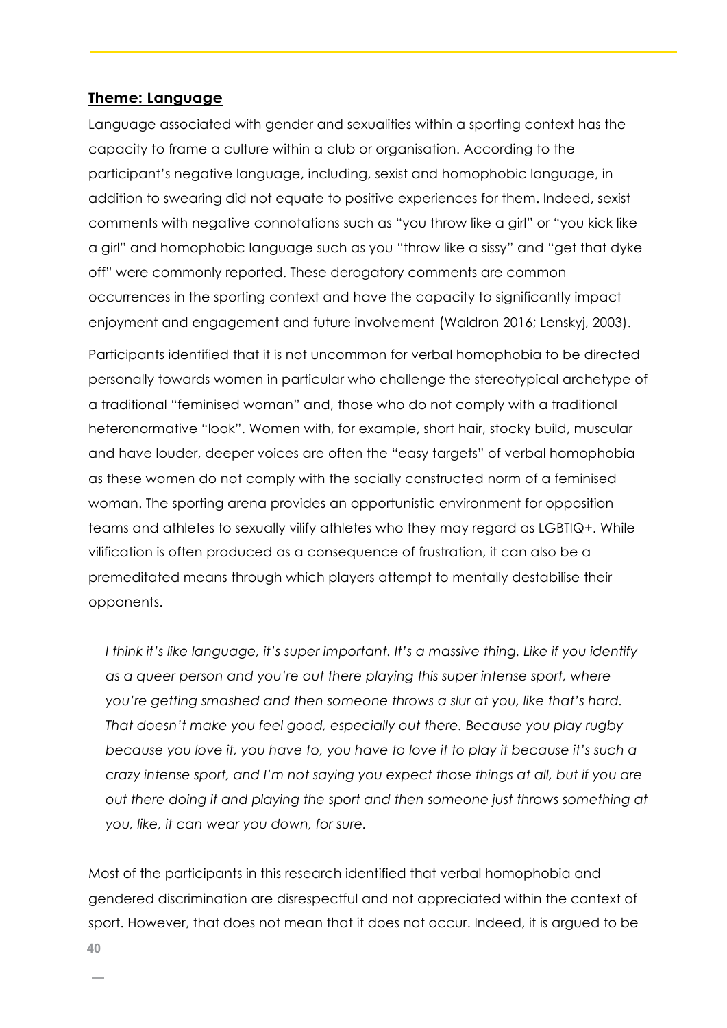**Theme: Language**

Language associated with gender and sexualities within a sporting context has the capacity to frame a culture within a club or organisation. According to the participant's negative language, including, sexist and homophobic language, in addition to swearing did not equate to positive experiences for them. Indeed, sexist comments with negative connotations such as "you throw like a girl" or "you kick like a girl" and homophobic language such as you "throw like a sissy" and "get that dyke off" were commonly reported. These derogatory comments are common occurrences in the sporting context and have the capacity to significantly impact enjoyment and engagement and future involvement (Waldron 2016; Lenskyj, 2003).

Participants identified that it is not uncommon for verbal homophobia to be directed personally towards women in particular who challenge the stereotypical archetype of a traditional "feminised woman" and, those who do not comply with a traditional heteronormative "look". Women with, for example, short hair, stocky build, muscular and have louder, deeper voices are often the "easy targets" of verbal homophobia as these women do not comply with the socially constructed norm of a feminised woman. The sporting arena provides an opportunistic environment for opposition teams and athletes to sexually vilify athletes who they may regard as LGBTIQ+. While vilification is often produced as a consequence of frustration, it can also be a premeditated means through which players attempt to mentally destabilise their opponents.

> *I think it's like language, it's super important. It's a massive thing. Like if you identify as a queer person and you're out there playing this super intense sport, where you're getting smashed and then someone throws a slur at you, like that's hard. That doesn't make you feel good, especially out there. Because you play rugby because you love it, you have to, you have to love it to play it because it's such a crazy intense sport, and I'm not saying you expect those things at all, but if you are out there doing it and playing the sport and then someone just throws something at you, like, it can wear you down, for sure.*

Most of the participants in this research identified that verbal homophobia and gendered discrimination are disrespectful and not appreciated within the context of sport. However, that does not mean that it does not occur. Indeed, it is argued to be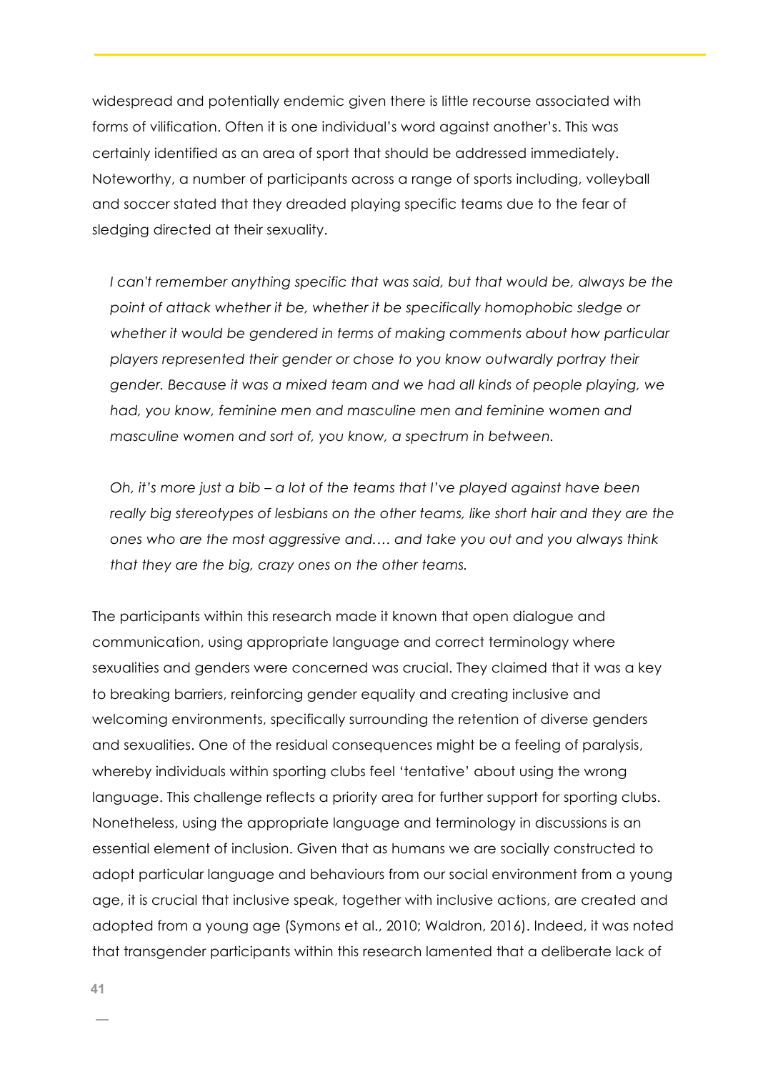widespread and potentially endemic given there is little recourse associated with forms of vilification. Often it is one individual's word against another's. This was certainly identified as an area of sport that should be addressed immediately. Noteworthy, a number of participants across a range of sports including, volleyball and soccer stated that they dreaded playing specific teams due to the fear of sledging directed at their sexuality.

> *I can't remember anything specific that was said, but that would be, always be the point of attack whether it be, whether it be specifically homophobic sledge or whether it would be gendered in terms of making comments about how particular players represented their gender or chose to you know outwardly portray their gender. Because it was a mixed team and we had all kinds of people playing, we had, you know, feminine men and masculine men and feminine women and masculine women and sort of, you know, a spectrum in between.*

> *Oh, it's more just a bib – a lot of the teams that I've played against have been really big stereotypes of lesbians on the other teams, like short hair and they are the ones who are the most aggressive and…. and take you out and you always think that they are the big, crazy ones on the other teams.*

The participants within this research made it known that open dialogue and communication, using appropriate language and correct terminology where sexualities and genders were concerned was crucial. They claimed that it was a key to breaking barriers, reinforcing gender equality and creating inclusive and welcoming environments, specifically surrounding the retention of diverse genders and sexualities. One of the residual consequences might be a feeling of paralysis, whereby individuals within sporting clubs feel 'tentative' about using the wrong language. This challenge reflects a priority area for further support for sporting clubs. Nonetheless, using the appropriate language and terminology in discussions is an essential element of inclusion. Given that as humans we are socially constructed to adopt particular language and behaviours from our social environment from a young age, it is crucial that inclusive speak, together with inclusive actions, are created and adopted from a young age (Symons et al., 2010; Waldron, 2016). Indeed, it was noted that transgender participants within this research lamented that a deliberate lack of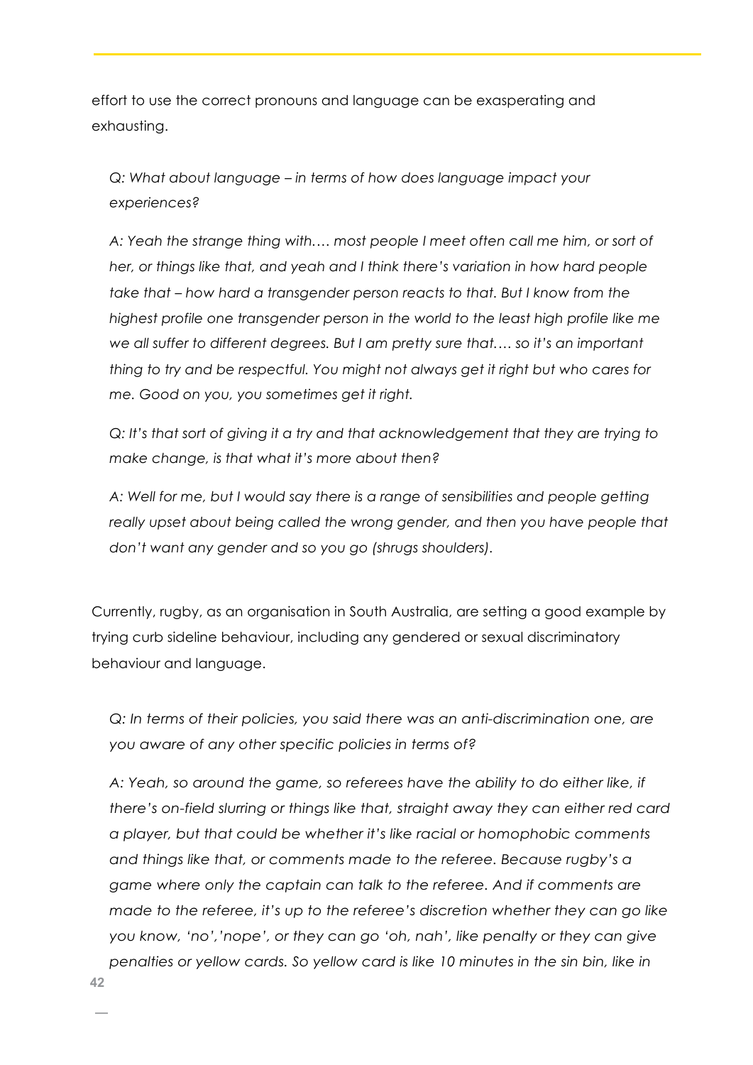effort to use the correct pronouns and language can be exasperating and exhausting.

> *Q: What about language – in terms of how does language impact your experiences?*
>
> *A: Yeah the strange thing with…. most people I meet often call me him, or sort of her, or things like that, and yeah and I think there's variation in how hard people take that – how hard a transgender person reacts to that. But I know from the highest profile one transgender person in the world to the least high profile like me we all suffer to different degrees. But I am pretty sure that…. so it's an important thing to try and be respectful. You might not always get it right but who cares for me. Good on you, you sometimes get it right.*
>
> *Q: It's that sort of giving it a try and that acknowledgement that they are trying to make change, is that what it's more about then?*
>
> *A: Well for me, but I would say there is a range of sensibilities and people getting really upset about being called the wrong gender, and then you have people that don't want any gender and so you go (shrugs shoulders).*

Currently, rugby, as an organisation in South Australia, are setting a good example by trying curb sideline behaviour, including any gendered or sexual discriminatory behaviour and language.

> *Q: In terms of their policies, you said there was an anti-discrimination one, are you aware of any other specific policies in terms of?*
>
> *A: Yeah, so around the game, so referees have the ability to do either like, if there's on-field slurring or things like that, straight away they can either red card a player, but that could be whether it's like racial or homophobic comments and things like that, or comments made to the referee. Because rugby's a game where only the captain can talk to the referee. And if comments are made to the referee, it's up to the referee's discretion whether they can go like you know, 'no','nope', or they can go 'oh, nah', like penalty or they can give penalties or yellow cards. So yellow card is like 10 minutes in the sin bin, like in*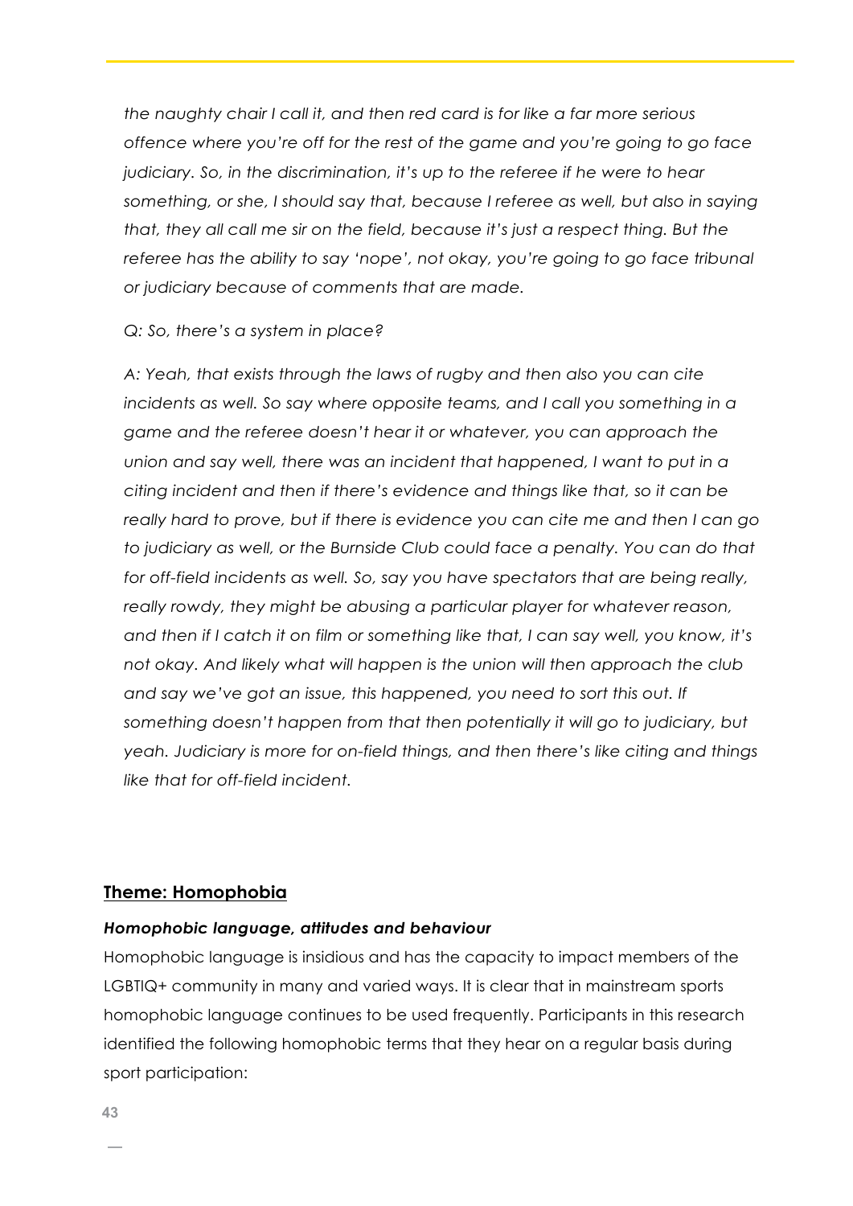*the naughty chair I call it, and then red card is for like a far more serious offence where you're off for the rest of the game and you're going to go face judiciary. So, in the discrimination, it's up to the referee if he were to hear something, or she, I should say that, because I referee as well, but also in saying that, they all call me sir on the field, because it's just a respect thing. But the referee has the ability to say 'nope', not okay, you're going to go face tribunal or judiciary because of comments that are made.*

*Q: So, there's a system in place?*

*A: Yeah, that exists through the laws of rugby and then also you can cite incidents as well. So say where opposite teams, and I call you something in a game and the referee doesn't hear it or whatever, you can approach the union and say well, there was an incident that happened, I want to put in a citing incident and then if there's evidence and things like that, so it can be really hard to prove, but if there is evidence you can cite me and then I can go to judiciary as well, or the Burnside Club could face a penalty. You can do that for off-field incidents as well. So, say you have spectators that are being really, really rowdy, they might be abusing a particular player for whatever reason, and then if I catch it on film or something like that, I can say well, you know, it's not okay. And likely what will happen is the union will then approach the club and say we've got an issue, this happened, you need to sort this out. If something doesn't happen from that then potentially it will go to judiciary, but yeah. Judiciary is more for on-field things, and then there's like citing and things like that for off-field incident.*

## Theme: Homophobia

### *Homophobic language, attitudes and behaviour*

Homophobic language is insidious and has the capacity to impact members of the LGBTIQ+ community in many and varied ways. It is clear that in mainstream sports homophobic language continues to be used frequently. Participants in this research identified the following homophobic terms that they hear on a regular basis during sport participation: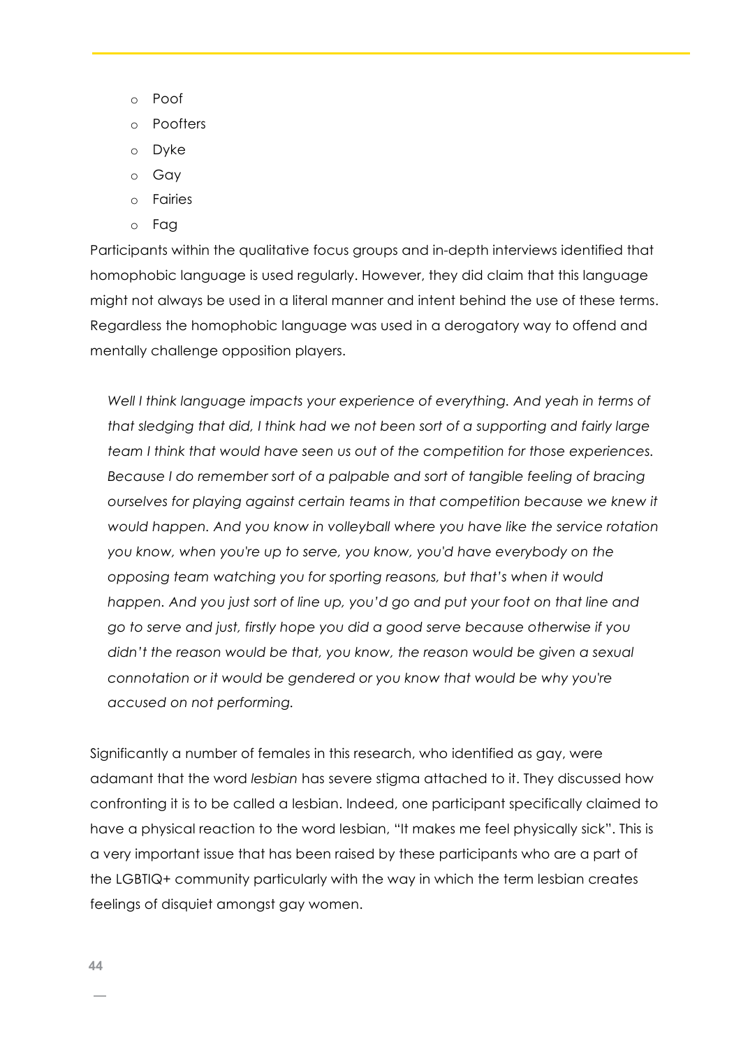- Poof
- Poofters
- Dyke
- Gay
- Fairies
- Fag

Participants within the qualitative focus groups and in-depth interviews identified that homophobic language is used regularly. However, they did claim that this language might not always be used in a literal manner and intent behind the use of these terms. Regardless the homophobic language was used in a derogatory way to offend and mentally challenge opposition players.

> *Well I think language impacts your experience of everything. And yeah in terms of that sledging that did, I think had we not been sort of a supporting and fairly large team I think that would have seen us out of the competition for those experiences. Because I do remember sort of a palpable and sort of tangible feeling of bracing ourselves for playing against certain teams in that competition because we knew it would happen. And you know in volleyball where you have like the service rotation you know, when you're up to serve, you know, you'd have everybody on the opposing team watching you for sporting reasons, but that's when it would happen. And you just sort of line up, you'd go and put your foot on that line and go to serve and just, firstly hope you did a good serve because otherwise if you didn't the reason would be that, you know, the reason would be given a sexual connotation or it would be gendered or you know that would be why you're accused on not performing.*

Significantly a number of females in this research, who identified as gay, were adamant that the word *lesbian* has severe stigma attached to it. They discussed how confronting it is to be called a lesbian. Indeed, one participant specifically claimed to have a physical reaction to the word lesbian, "It makes me feel physically sick". This is a very important issue that has been raised by these participants who are a part of the LGBTIQ+ community particularly with the way in which the term lesbian creates feelings of disquiet amongst gay women.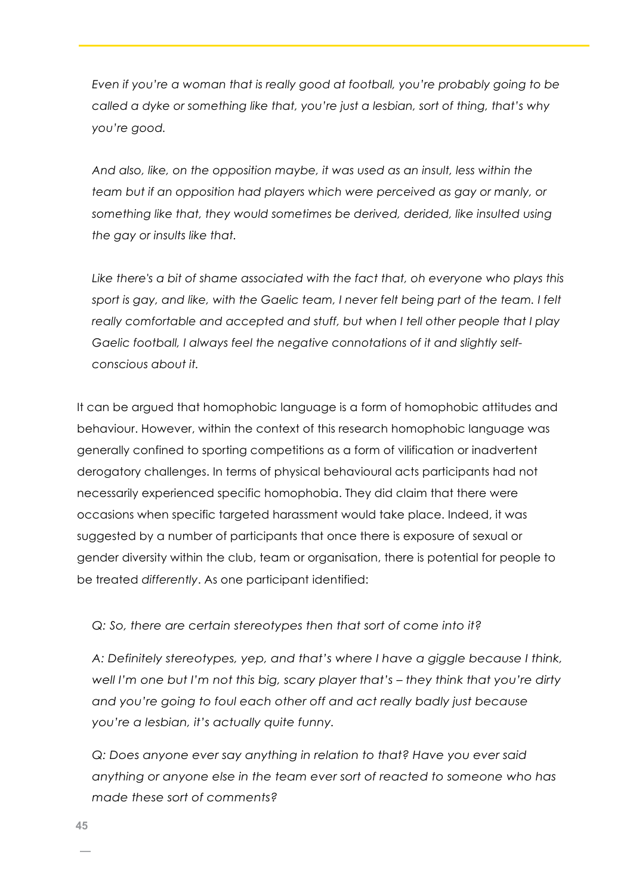*Even if you're a woman that is really good at football, you're probably going to be called a dyke or something like that, you're just a lesbian, sort of thing, that's why you're good.*

*And also, like, on the opposition maybe, it was used as an insult, less within the team but if an opposition had players which were perceived as gay or manly, or something like that, they would sometimes be derived, derided, like insulted using the gay or insults like that.*

*Like there's a bit of shame associated with the fact that, oh everyone who plays this sport is gay, and like, with the Gaelic team, I never felt being part of the team. I felt really comfortable and accepted and stuff, but when I tell other people that I play Gaelic football, I always feel the negative connotations of it and slightly self-conscious about it.*

It can be argued that homophobic language is a form of homophobic attitudes and behaviour. However, within the context of this research homophobic language was generally confined to sporting competitions as a form of vilification or inadvertent derogatory challenges. In terms of physical behavioural acts participants had not necessarily experienced specific homophobia. They did claim that there were occasions when specific targeted harassment would take place. Indeed, it was suggested by a number of participants that once there is exposure of sexual or gender diversity within the club, team or organisation, there is potential for people to be treated *differently*. As one participant identified:

*Q: So, there are certain stereotypes then that sort of come into it?*

*A: Definitely stereotypes, yep, and that's where I have a giggle because I think, well I'm one but I'm not this big, scary player that's – they think that you're dirty and you're going to foul each other off and act really badly just because you're a lesbian, it's actually quite funny.*

*Q: Does anyone ever say anything in relation to that? Have you ever said anything or anyone else in the team ever sort of reacted to someone who has made these sort of comments?*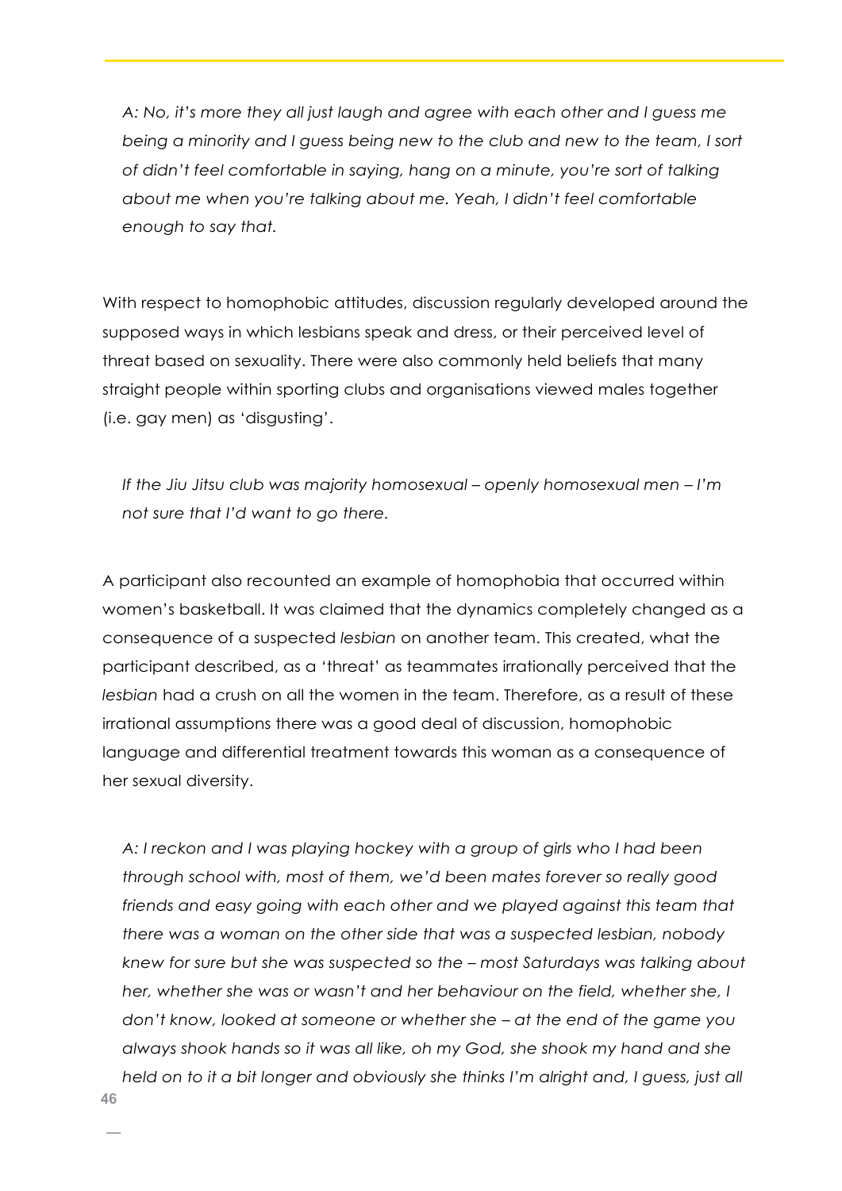*A: No, it's more they all just laugh and agree with each other and I guess me being a minority and I guess being new to the club and new to the team, I sort of didn't feel comfortable in saying, hang on a minute, you're sort of talking about me when you're talking about me. Yeah, I didn't feel comfortable enough to say that.*

With respect to homophobic attitudes, discussion regularly developed around the supposed ways in which lesbians speak and dress, or their perceived level of threat based on sexuality. There were also commonly held beliefs that many straight people within sporting clubs and organisations viewed males together (i.e. gay men) as 'disgusting'.

*If the Jiu Jitsu club was majority homosexual – openly homosexual men – I'm not sure that I'd want to go there.*

A participant also recounted an example of homophobia that occurred within women's basketball. It was claimed that the dynamics completely changed as a consequence of a suspected *lesbian* on another team. This created, what the participant described, as a 'threat' as teammates irrationally perceived that the *lesbian* had a crush on all the women in the team. Therefore, as a result of these irrational assumptions there was a good deal of discussion, homophobic language and differential treatment towards this woman as a consequence of her sexual diversity.

*A: I reckon and I was playing hockey with a group of girls who I had been through school with, most of them, we'd been mates forever so really good friends and easy going with each other and we played against this team that there was a woman on the other side that was a suspected lesbian, nobody knew for sure but she was suspected so the – most Saturdays was talking about her, whether she was or wasn't and her behaviour on the field, whether she, I don't know, looked at someone or whether she – at the end of the game you always shook hands so it was all like, oh my God, she shook my hand and she held on to it a bit longer and obviously she thinks I'm alright and, I guess, just all*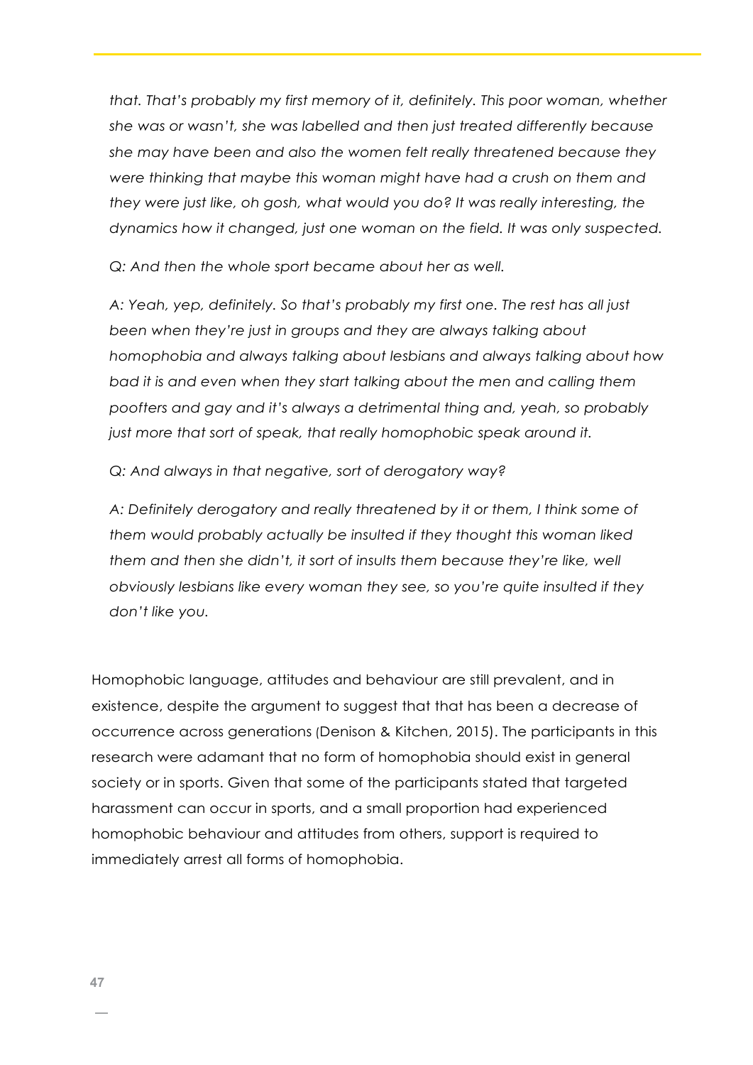*that. That's probably my first memory of it, definitely. This poor woman, whether she was or wasn't, she was labelled and then just treated differently because she may have been and also the women felt really threatened because they were thinking that maybe this woman might have had a crush on them and they were just like, oh gosh, what would you do? It was really interesting, the dynamics how it changed, just one woman on the field. It was only suspected.*

*Q: And then the whole sport became about her as well.*

*A: Yeah, yep, definitely. So that's probably my first one. The rest has all just been when they're just in groups and they are always talking about homophobia and always talking about lesbians and always talking about how bad it is and even when they start talking about the men and calling them poofters and gay and it's always a detrimental thing and, yeah, so probably just more that sort of speak, that really homophobic speak around it.*

*Q: And always in that negative, sort of derogatory way?*

*A: Definitely derogatory and really threatened by it or them, I think some of them would probably actually be insulted if they thought this woman liked them and then she didn't, it sort of insults them because they're like, well obviously lesbians like every woman they see, so you're quite insulted if they don't like you.*

Homophobic language, attitudes and behaviour are still prevalent, and in existence, despite the argument to suggest that that has been a decrease of occurrence across generations (Denison & Kitchen, 2015). The participants in this research were adamant that no form of homophobia should exist in general society or in sports. Given that some of the participants stated that targeted harassment can occur in sports, and a small proportion had experienced homophobic behaviour and attitudes from others, support is required to immediately arrest all forms of homophobia.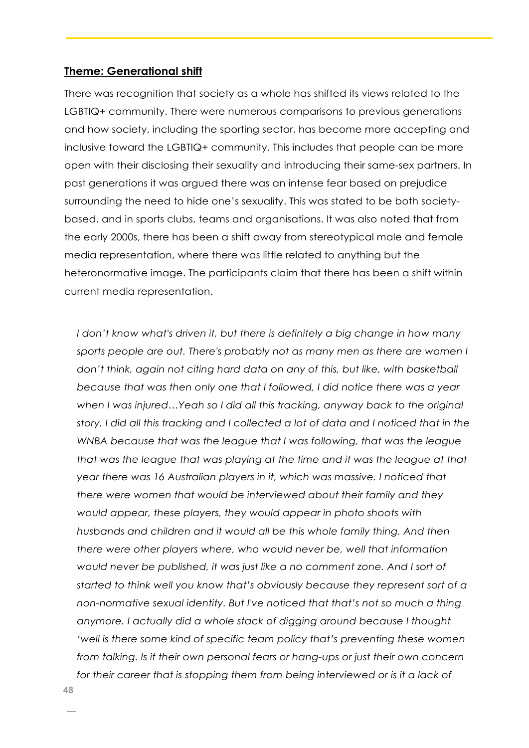**Theme: Generational shift**

There was recognition that society as a whole has shifted its views related to the LGBTIQ+ community. There were numerous comparisons to previous generations and how society, including the sporting sector, has become more accepting and inclusive toward the LGBTIQ+ community. This includes that people can be more open with their disclosing their sexuality and introducing their same-sex partners. In past generations it was argued there was an intense fear based on prejudice surrounding the need to hide one's sexuality. This was stated to be both society-based, and in sports clubs, teams and organisations. It was also noted that from the early 2000s, there has been a shift away from stereotypical male and female media representation, where there was little related to anything but the heteronormative image. The participants claim that there has been a shift within current media representation.

> *I don't know what's driven it, but there is definitely a big change in how many sports people are out. There's probably not as many men as there are women I don't think, again not citing hard data on any of this, but like, with basketball because that was then only one that I followed, I did notice there was a year when I was injured…Yeah so I did all this tracking, anyway back to the original story, I did all this tracking and I collected a lot of data and I noticed that in the WNBA because that was the league that I was following, that was the league that was the league that was playing at the time and it was the league at that year there was 16 Australian players in it, which was massive. I noticed that there were women that would be interviewed about their family and they would appear, these players, they would appear in photo shoots with husbands and children and it would all be this whole family thing. And then there were other players where, who would never be, well that information would never be published, it was just like a no comment zone. And I sort of started to think well you know that's obviously because they represent sort of a non-normative sexual identity. But I've noticed that that's not so much a thing anymore. I actually did a whole stack of digging around because I thought 'well is there some kind of specific team policy that's preventing these women from talking. Is it their own personal fears or hang-ups or just their own concern for their career that is stopping them from being interviewed or is it a lack of*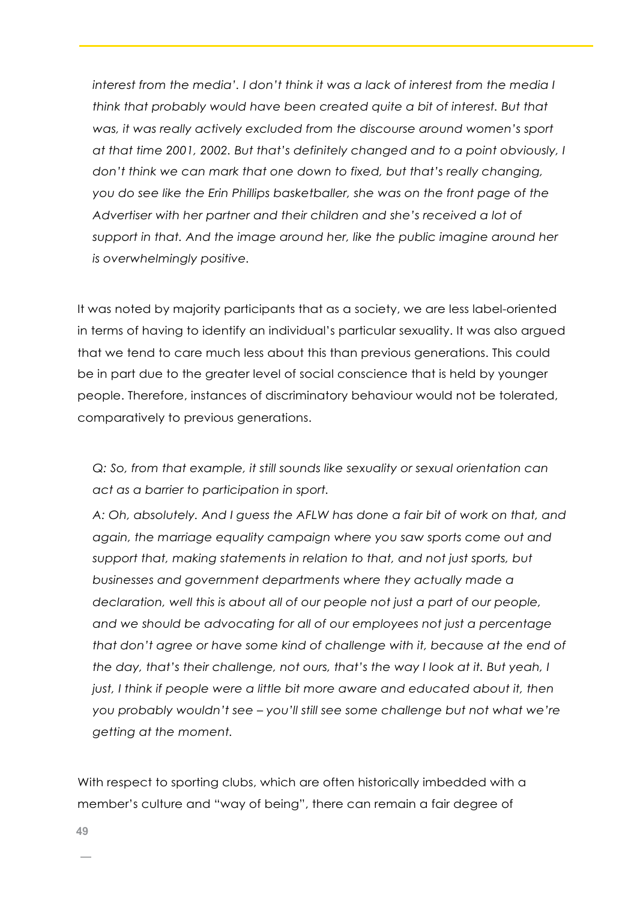*interest from the media'. I don't think it was a lack of interest from the media I think that probably would have been created quite a bit of interest. But that was, it was really actively excluded from the discourse around women's sport at that time 2001, 2002. But that's definitely changed and to a point obviously, I don't think we can mark that one down to fixed, but that's really changing, you do see like the Erin Phillips basketballer, she was on the front page of the Advertiser with her partner and their children and she's received a lot of support in that. And the image around her, like the public imagine around her is overwhelmingly positive.*

It was noted by majority participants that as a society, we are less label-oriented in terms of having to identify an individual's particular sexuality. It was also argued that we tend to care much less about this than previous generations. This could be in part due to the greater level of social conscience that is held by younger people. Therefore, instances of discriminatory behaviour would not be tolerated, comparatively to previous generations.

*Q: So, from that example, it still sounds like sexuality or sexual orientation can act as a barrier to participation in sport.*

*A: Oh, absolutely. And I guess the AFLW has done a fair bit of work on that, and again, the marriage equality campaign where you saw sports come out and support that, making statements in relation to that, and not just sports, but businesses and government departments where they actually made a declaration, well this is about all of our people not just a part of our people, and we should be advocating for all of our employees not just a percentage that don't agree or have some kind of challenge with it, because at the end of the day, that's their challenge, not ours, that's the way I look at it. But yeah, I just, I think if people were a little bit more aware and educated about it, then you probably wouldn't see – you'll still see some challenge but not what we're getting at the moment.*

With respect to sporting clubs, which are often historically imbedded with a member's culture and "way of being", there can remain a fair degree of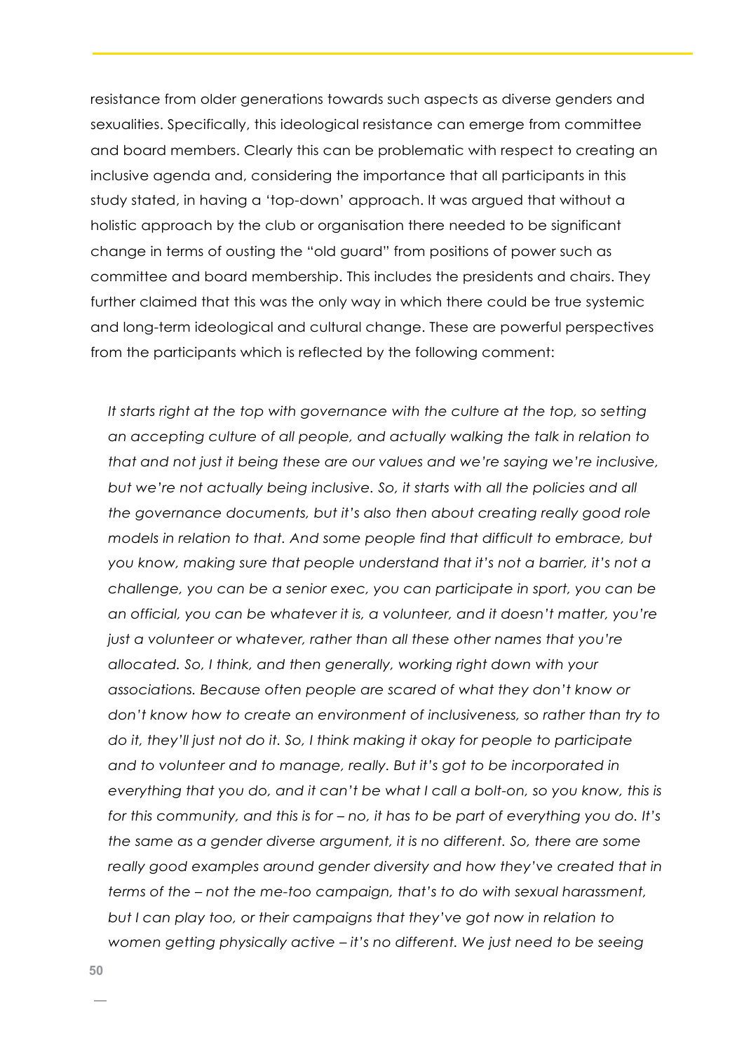resistance from older generations towards such aspects as diverse genders and sexualities. Specifically, this ideological resistance can emerge from committee and board members. Clearly this can be problematic with respect to creating an inclusive agenda and, considering the importance that all participants in this study stated, in having a 'top-down' approach. It was argued that without a holistic approach by the club or organisation there needed to be significant change in terms of ousting the "old guard" from positions of power such as committee and board membership. This includes the presidents and chairs. They further claimed that this was the only way in which there could be true systemic and long-term ideological and cultural change. These are powerful perspectives from the participants which is reflected by the following comment:

> *It starts right at the top with governance with the culture at the top, so setting an accepting culture of all people, and actually walking the talk in relation to that and not just it being these are our values and we're saying we're inclusive, but we're not actually being inclusive. So, it starts with all the policies and all the governance documents, but it's also then about creating really good role models in relation to that. And some people find that difficult to embrace, but you know, making sure that people understand that it's not a barrier, it's not a challenge, you can be a senior exec, you can participate in sport, you can be an official, you can be whatever it is, a volunteer, and it doesn't matter, you're just a volunteer or whatever, rather than all these other names that you're allocated. So, I think, and then generally, working right down with your associations. Because often people are scared of what they don't know or don't know how to create an environment of inclusiveness, so rather than try to do it, they'll just not do it. So, I think making it okay for people to participate and to volunteer and to manage, really. But it's got to be incorporated in everything that you do, and it can't be what I call a bolt-on, so you know, this is for this community, and this is for – no, it has to be part of everything you do. It's the same as a gender diverse argument, it is no different. So, there are some really good examples around gender diversity and how they've created that in terms of the – not the me-too campaign, that's to do with sexual harassment, but I can play too, or their campaigns that they've got now in relation to women getting physically active – it's no different. We just need to be seeing*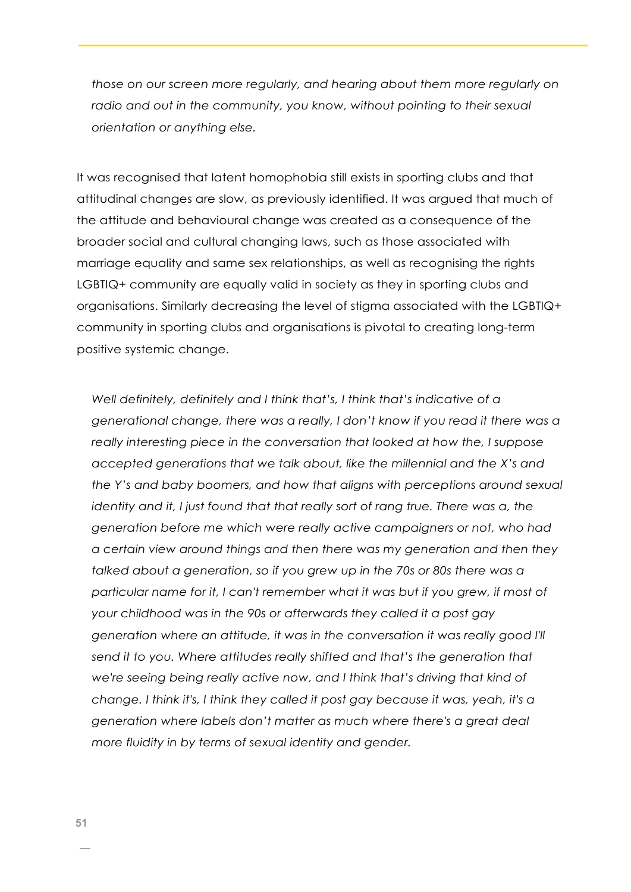*those on our screen more regularly, and hearing about them more regularly on radio and out in the community, you know, without pointing to their sexual orientation or anything else.*

It was recognised that latent homophobia still exists in sporting clubs and that attitudinal changes are slow, as previously identified. It was argued that much of the attitude and behavioural change was created as a consequence of the broader social and cultural changing laws, such as those associated with marriage equality and same sex relationships, as well as recognising the rights LGBTIQ+ community are equally valid in society as they in sporting clubs and organisations. Similarly decreasing the level of stigma associated with the LGBTIQ+ community in sporting clubs and organisations is pivotal to creating long-term positive systemic change.

*Well definitely, definitely and I think that's, I think that's indicative of a generational change, there was a really, I don't know if you read it there was a really interesting piece in the conversation that looked at how the, I suppose accepted generations that we talk about, like the millennial and the X's and the Y's and baby boomers, and how that aligns with perceptions around sexual identity and it, I just found that that really sort of rang true. There was a, the generation before me which were really active campaigners or not, who had a certain view around things and then there was my generation and then they talked about a generation, so if you grew up in the 70s or 80s there was a particular name for it, I can't remember what it was but if you grew, if most of your childhood was in the 90s or afterwards they called it a post gay generation where an attitude, it was in the conversation it was really good I'll send it to you. Where attitudes really shifted and that's the generation that we're seeing being really active now, and I think that's driving that kind of change. I think it's, I think they called it post gay because it was, yeah, it's a generation where labels don't matter as much where there's a great deal more fluidity in by terms of sexual identity and gender.*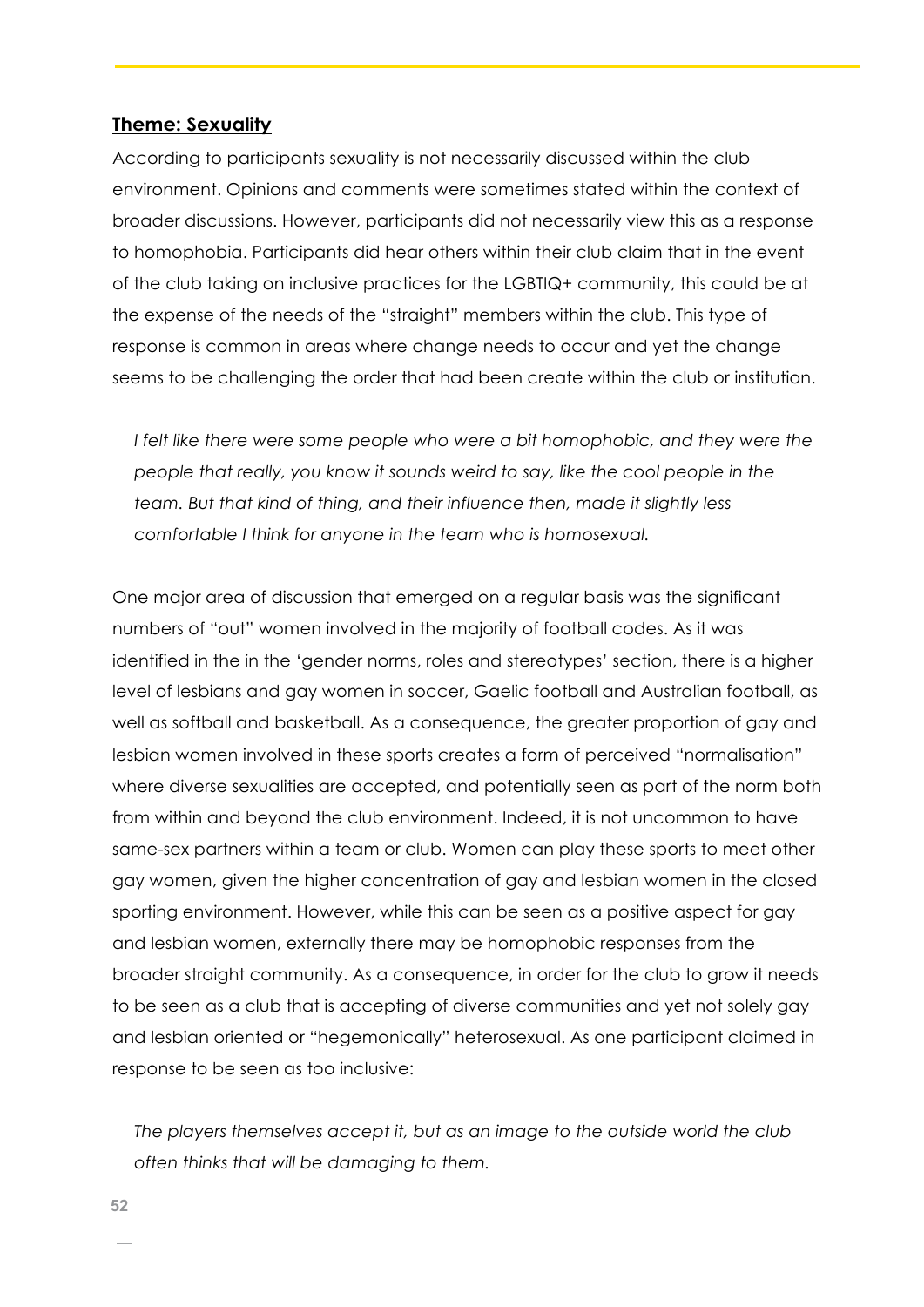## Theme: Sexuality

According to participants sexuality is not necessarily discussed within the club environment. Opinions and comments were sometimes stated within the context of broader discussions. However, participants did not necessarily view this as a response to homophobia. Participants did hear others within their club claim that in the event of the club taking on inclusive practices for the LGBTIQ+ community, this could be at the expense of the needs of the "straight" members within the club. This type of response is common in areas where change needs to occur and yet the change seems to be challenging the order that had been create within the club or institution.

> *I felt like there were some people who were a bit homophobic, and they were the people that really, you know it sounds weird to say, like the cool people in the team. But that kind of thing, and their influence then, made it slightly less comfortable I think for anyone in the team who is homosexual.*

One major area of discussion that emerged on a regular basis was the significant numbers of "out" women involved in the majority of football codes. As it was identified in the in the 'gender norms, roles and stereotypes' section, there is a higher level of lesbians and gay women in soccer, Gaelic football and Australian football, as well as softball and basketball. As a consequence, the greater proportion of gay and lesbian women involved in these sports creates a form of perceived "normalisation" where diverse sexualities are accepted, and potentially seen as part of the norm both from within and beyond the club environment. Indeed, it is not uncommon to have same-sex partners within a team or club. Women can play these sports to meet other gay women, given the higher concentration of gay and lesbian women in the closed sporting environment. However, while this can be seen as a positive aspect for gay and lesbian women, externally there may be homophobic responses from the broader straight community. As a consequence, in order for the club to grow it needs to be seen as a club that is accepting of diverse communities and yet not solely gay and lesbian oriented or "hegemonically" heterosexual. As one participant claimed in response to be seen as too inclusive:

> *The players themselves accept it, but as an image to the outside world the club often thinks that will be damaging to them.*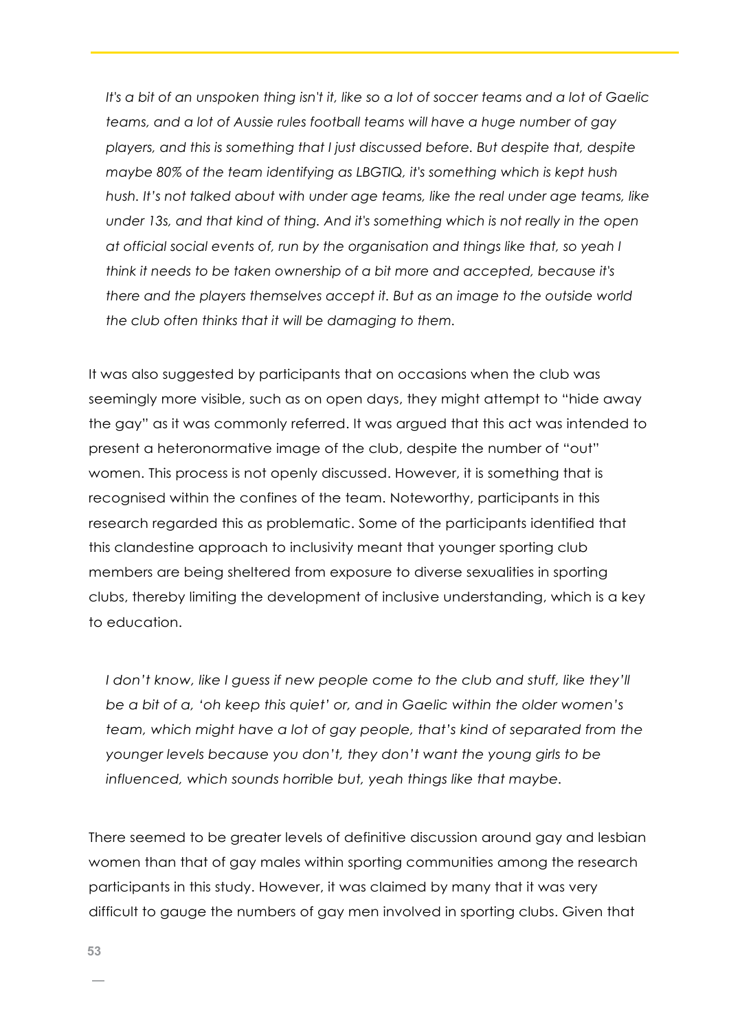*It's a bit of an unspoken thing isn't it, like so a lot of soccer teams and a lot of Gaelic teams, and a lot of Aussie rules football teams will have a huge number of gay players, and this is something that I just discussed before. But despite that, despite maybe 80% of the team identifying as LBGTIQ, it's something which is kept hush hush. It's not talked about with under age teams, like the real under age teams, like under 13s, and that kind of thing. And it's something which is not really in the open at official social events of, run by the organisation and things like that, so yeah I think it needs to be taken ownership of a bit more and accepted, because it's there and the players themselves accept it. But as an image to the outside world the club often thinks that it will be damaging to them.*

It was also suggested by participants that on occasions when the club was seemingly more visible, such as on open days, they might attempt to "hide away the gay" as it was commonly referred. It was argued that this act was intended to present a heteronormative image of the club, despite the number of "out" women. This process is not openly discussed. However, it is something that is recognised within the confines of the team. Noteworthy, participants in this research regarded this as problematic. Some of the participants identified that this clandestine approach to inclusivity meant that younger sporting club members are being sheltered from exposure to diverse sexualities in sporting clubs, thereby limiting the development of inclusive understanding, which is a key to education.

*I don't know, like I guess if new people come to the club and stuff, like they'll be a bit of a, 'oh keep this quiet' or, and in Gaelic within the older women's team, which might have a lot of gay people, that's kind of separated from the younger levels because you don't, they don't want the young girls to be influenced, which sounds horrible but, yeah things like that maybe.*

There seemed to be greater levels of definitive discussion around gay and lesbian women than that of gay males within sporting communities among the research participants in this study. However, it was claimed by many that it was very difficult to gauge the numbers of gay men involved in sporting clubs. Given that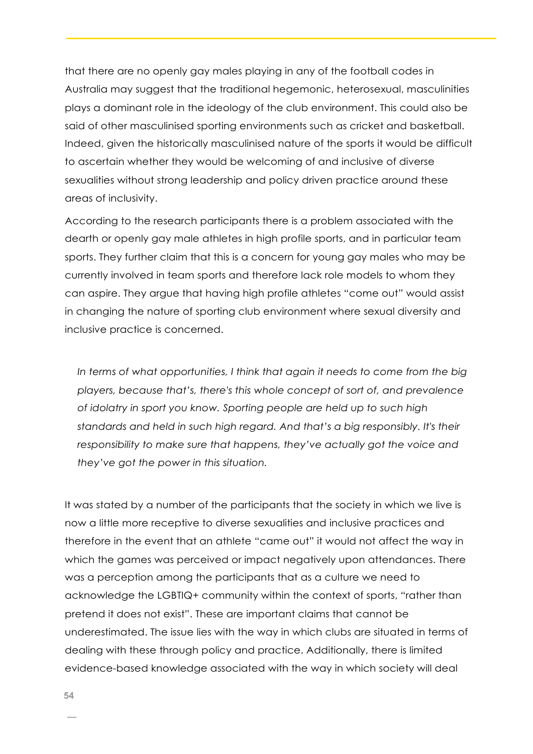that there are no openly gay males playing in any of the football codes in Australia may suggest that the traditional hegemonic, heterosexual, masculinities plays a dominant role in the ideology of the club environment. This could also be said of other masculinised sporting environments such as cricket and basketball. Indeed, given the historically masculinised nature of the sports it would be difficult to ascertain whether they would be welcoming of and inclusive of diverse sexualities without strong leadership and policy driven practice around these areas of inclusivity.

According to the research participants there is a problem associated with the dearth or openly gay male athletes in high profile sports, and in particular team sports. They further claim that this is a concern for young gay males who may be currently involved in team sports and therefore lack role models to whom they can aspire. They argue that having high profile athletes "come out" would assist in changing the nature of sporting club environment where sexual diversity and inclusive practice is concerned.

> *In terms of what opportunities, I think that again it needs to come from the big players, because that's, there's this whole concept of sort of, and prevalence of idolatry in sport you know. Sporting people are held up to such high standards and held in such high regard. And that's a big responsibly. It's their responsibility to make sure that happens, they've actually got the voice and they've got the power in this situation.*

It was stated by a number of the participants that the society in which we live is now a little more receptive to diverse sexualities and inclusive practices and therefore in the event that an athlete "came out" it would not affect the way in which the games was perceived or impact negatively upon attendances. There was a perception among the participants that as a culture we need to acknowledge the LGBTIQ+ community within the context of sports, "rather than pretend it does not exist". These are important claims that cannot be underestimated. The issue lies with the way in which clubs are situated in terms of dealing with these through policy and practice. Additionally, there is limited evidence-based knowledge associated with the way in which society will deal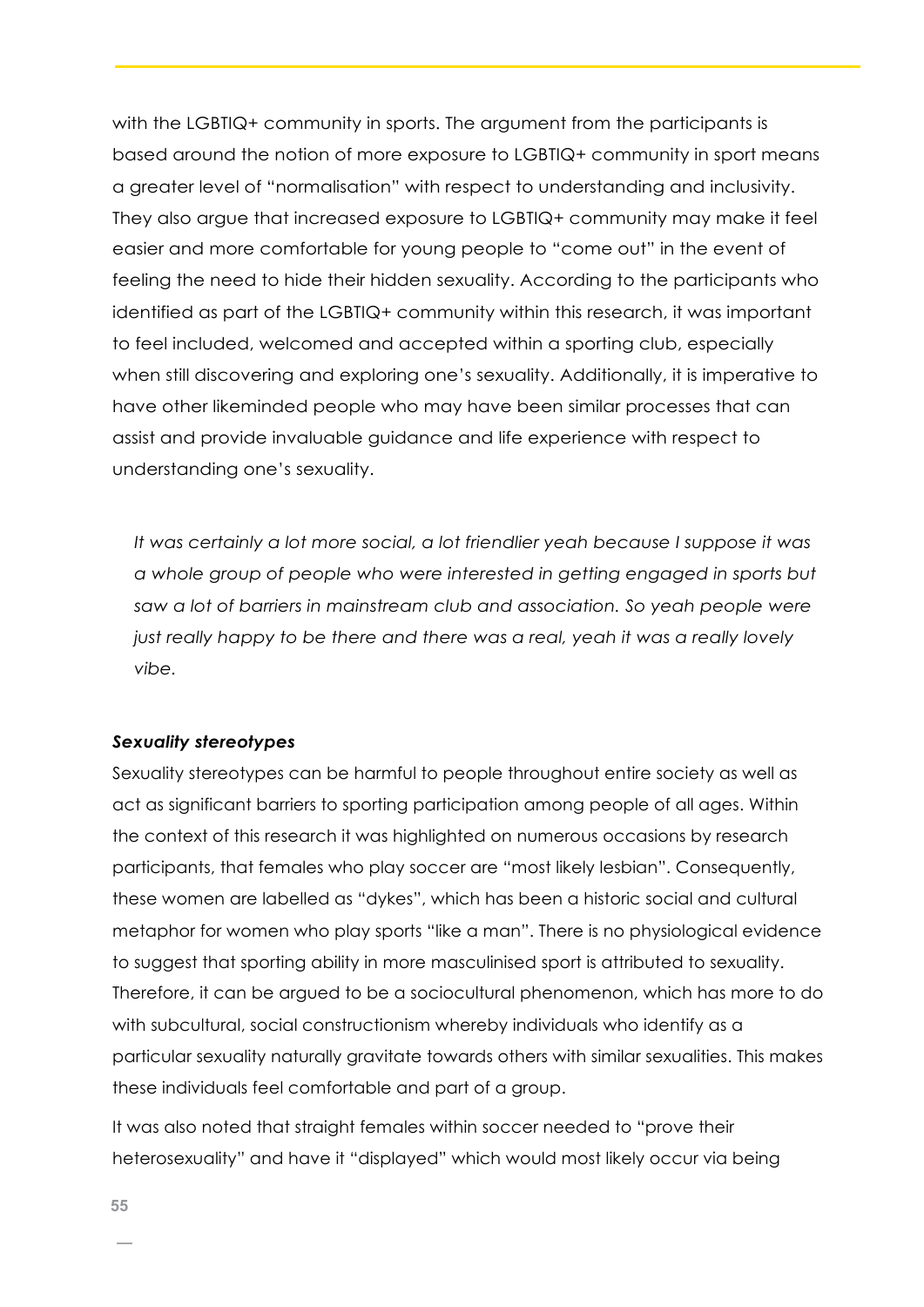with the LGBTIQ+ community in sports. The argument from the participants is based around the notion of more exposure to LGBTIQ+ community in sport means a greater level of "normalisation" with respect to understanding and inclusivity. They also argue that increased exposure to LGBTIQ+ community may make it feel easier and more comfortable for young people to "come out" in the event of feeling the need to hide their hidden sexuality. According to the participants who identified as part of the LGBTIQ+ community within this research, it was important to feel included, welcomed and accepted within a sporting club, especially when still discovering and exploring one's sexuality. Additionally, it is imperative to have other likeminded people who may have been similar processes that can assist and provide invaluable guidance and life experience with respect to understanding one's sexuality.

> *It was certainly a lot more social, a lot friendlier yeah because I suppose it was a whole group of people who were interested in getting engaged in sports but saw a lot of barriers in mainstream club and association. So yeah people were just really happy to be there and there was a real, yeah it was a really lovely vibe.*

***Sexuality stereotypes***

Sexuality stereotypes can be harmful to people throughout entire society as well as act as significant barriers to sporting participation among people of all ages. Within the context of this research it was highlighted on numerous occasions by research participants, that females who play soccer are "most likely lesbian". Consequently, these women are labelled as "dykes", which has been a historic social and cultural metaphor for women who play sports "like a man". There is no physiological evidence to suggest that sporting ability in more masculinised sport is attributed to sexuality. Therefore, it can be argued to be a sociocultural phenomenon, which has more to do with subcultural, social constructionism whereby individuals who identify as a particular sexuality naturally gravitate towards others with similar sexualities. This makes these individuals feel comfortable and part of a group.

It was also noted that straight females within soccer needed to "prove their heterosexuality" and have it "displayed" which would most likely occur via being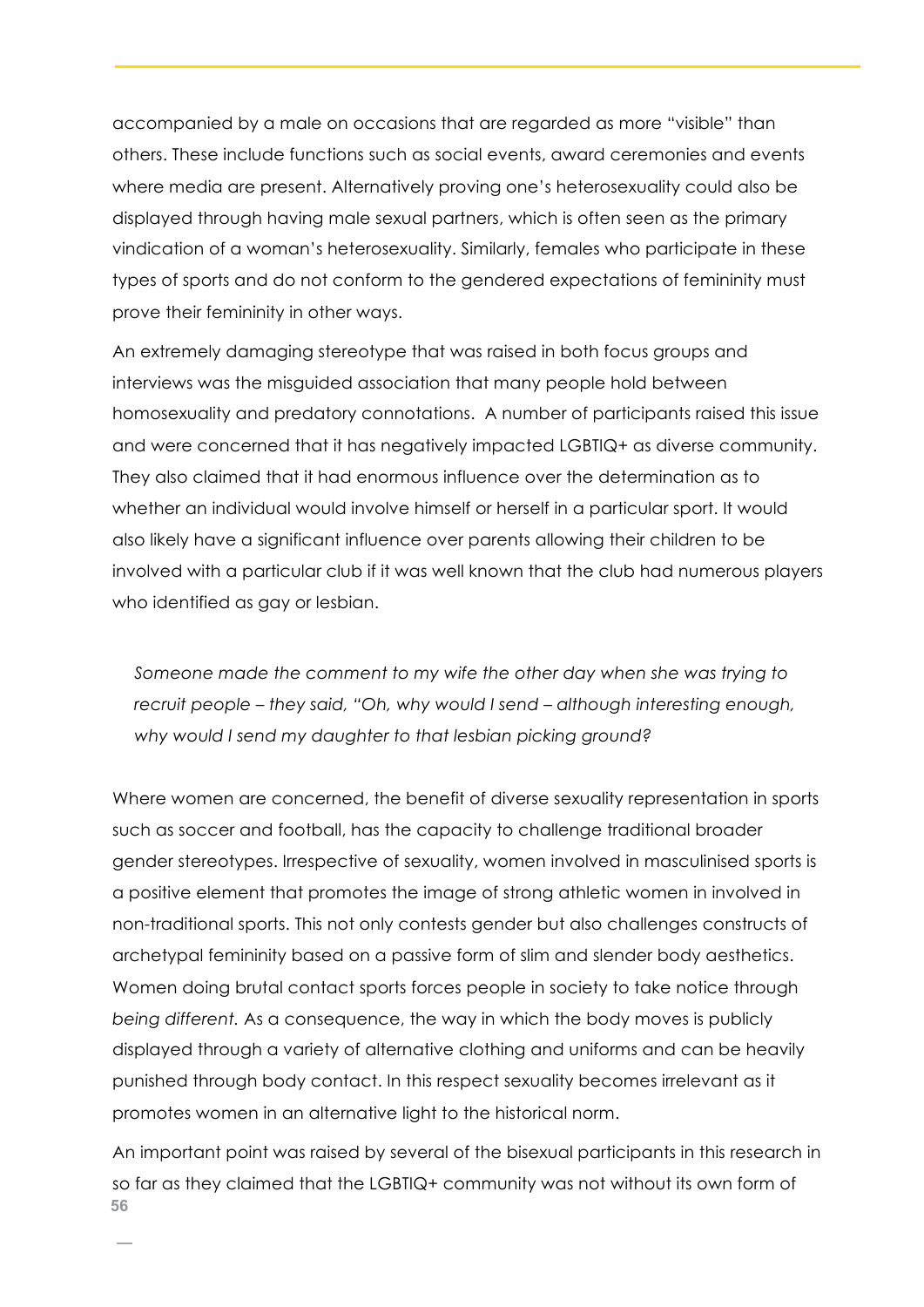accompanied by a male on occasions that are regarded as more "visible" than others. These include functions such as social events, award ceremonies and events where media are present. Alternatively proving one's heterosexuality could also be displayed through having male sexual partners, which is often seen as the primary vindication of a woman's heterosexuality. Similarly, females who participate in these types of sports and do not conform to the gendered expectations of femininity must prove their femininity in other ways.

An extremely damaging stereotype that was raised in both focus groups and interviews was the misguided association that many people hold between homosexuality and predatory connotations. A number of participants raised this issue and were concerned that it has negatively impacted LGBTIQ+ as diverse community. They also claimed that it had enormous influence over the determination as to whether an individual would involve himself or herself in a particular sport. It would also likely have a significant influence over parents allowing their children to be involved with a particular club if it was well known that the club had numerous players who identified as gay or lesbian.

> *Someone made the comment to my wife the other day when she was trying to recruit people – they said, "Oh, why would I send – although interesting enough, why would I send my daughter to that lesbian picking ground?*

Where women are concerned, the benefit of diverse sexuality representation in sports such as soccer and football, has the capacity to challenge traditional broader gender stereotypes. Irrespective of sexuality, women involved in masculinised sports is a positive element that promotes the image of strong athletic women in involved in non-traditional sports. This not only contests gender but also challenges constructs of archetypal femininity based on a passive form of slim and slender body aesthetics. Women doing brutal contact sports forces people in society to take notice through *being different.* As a consequence, the way in which the body moves is publicly displayed through a variety of alternative clothing and uniforms and can be heavily punished through body contact. In this respect sexuality becomes irrelevant as it promotes women in an alternative light to the historical norm.

An important point was raised by several of the bisexual participants in this research in so far as they claimed that the LGBTIQ+ community was not without its own form of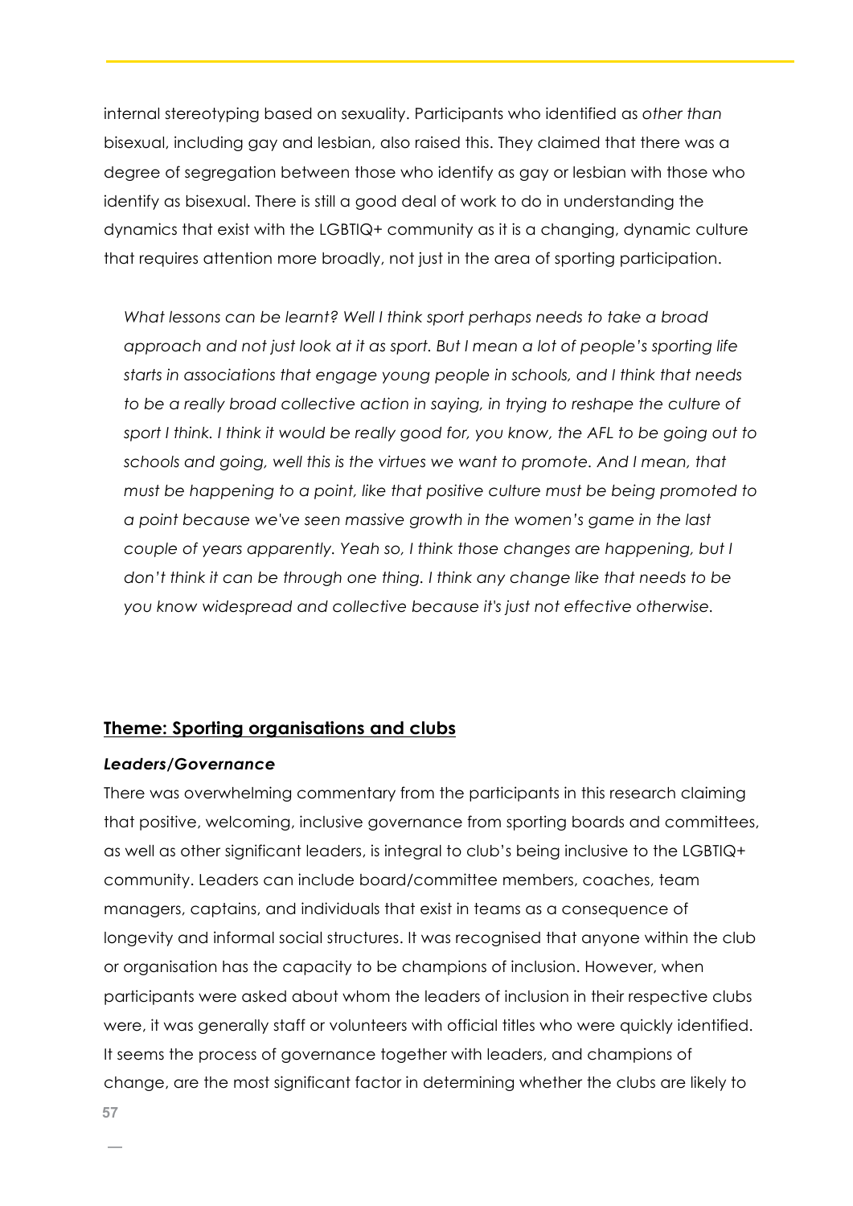internal stereotyping based on sexuality. Participants who identified as *other than* bisexual, including gay and lesbian, also raised this. They claimed that there was a degree of segregation between those who identify as gay or lesbian with those who identify as bisexual. There is still a good deal of work to do in understanding the dynamics that exist with the LGBTIQ+ community as it is a changing, dynamic culture that requires attention more broadly, not just in the area of sporting participation.

> *What lessons can be learnt? Well I think sport perhaps needs to take a broad approach and not just look at it as sport. But I mean a lot of people's sporting life starts in associations that engage young people in schools, and I think that needs to be a really broad collective action in saying, in trying to reshape the culture of sport I think. I think it would be really good for, you know, the AFL to be going out to schools and going, well this is the virtues we want to promote. And I mean, that must be happening to a point, like that positive culture must be being promoted to a point because we've seen massive growth in the women's game in the last couple of years apparently. Yeah so, I think those changes are happening, but I don't think it can be through one thing. I think any change like that needs to be you know widespread and collective because it's just not effective otherwise.*

## Theme: Sporting organisations and clubs

### *Leaders/Governance*

There was overwhelming commentary from the participants in this research claiming that positive, welcoming, inclusive governance from sporting boards and committees, as well as other significant leaders, is integral to club's being inclusive to the LGBTIQ+ community. Leaders can include board/committee members, coaches, team managers, captains, and individuals that exist in teams as a consequence of longevity and informal social structures. It was recognised that anyone within the club or organisation has the capacity to be champions of inclusion. However, when participants were asked about whom the leaders of inclusion in their respective clubs were, it was generally staff or volunteers with official titles who were quickly identified. It seems the process of governance together with leaders, and champions of change, are the most significant factor in determining whether the clubs are likely to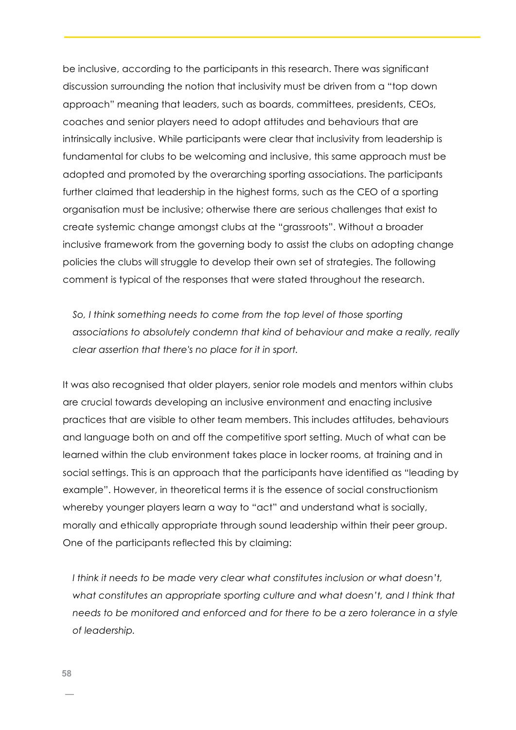be inclusive, according to the participants in this research. There was significant discussion surrounding the notion that inclusivity must be driven from a "top down approach" meaning that leaders, such as boards, committees, presidents, CEOs, coaches and senior players need to adopt attitudes and behaviours that are intrinsically inclusive. While participants were clear that inclusivity from leadership is fundamental for clubs to be welcoming and inclusive, this same approach must be adopted and promoted by the overarching sporting associations. The participants further claimed that leadership in the highest forms, such as the CEO of a sporting organisation must be inclusive; otherwise there are serious challenges that exist to create systemic change amongst clubs at the "grassroots". Without a broader inclusive framework from the governing body to assist the clubs on adopting change policies the clubs will struggle to develop their own set of strategies. The following comment is typical of the responses that were stated throughout the research.

> *So, I think something needs to come from the top level of those sporting associations to absolutely condemn that kind of behaviour and make a really, really clear assertion that there's no place for it in sport.*

It was also recognised that older players, senior role models and mentors within clubs are crucial towards developing an inclusive environment and enacting inclusive practices that are visible to other team members. This includes attitudes, behaviours and language both on and off the competitive sport setting. Much of what can be learned within the club environment takes place in locker rooms, at training and in social settings. This is an approach that the participants have identified as "leading by example". However, in theoretical terms it is the essence of social constructionism whereby younger players learn a way to "act" and understand what is socially, morally and ethically appropriate through sound leadership within their peer group. One of the participants reflected this by claiming:

> *I think it needs to be made very clear what constitutes inclusion or what doesn't, what constitutes an appropriate sporting culture and what doesn't, and I think that needs to be monitored and enforced and for there to be a zero tolerance in a style of leadership.*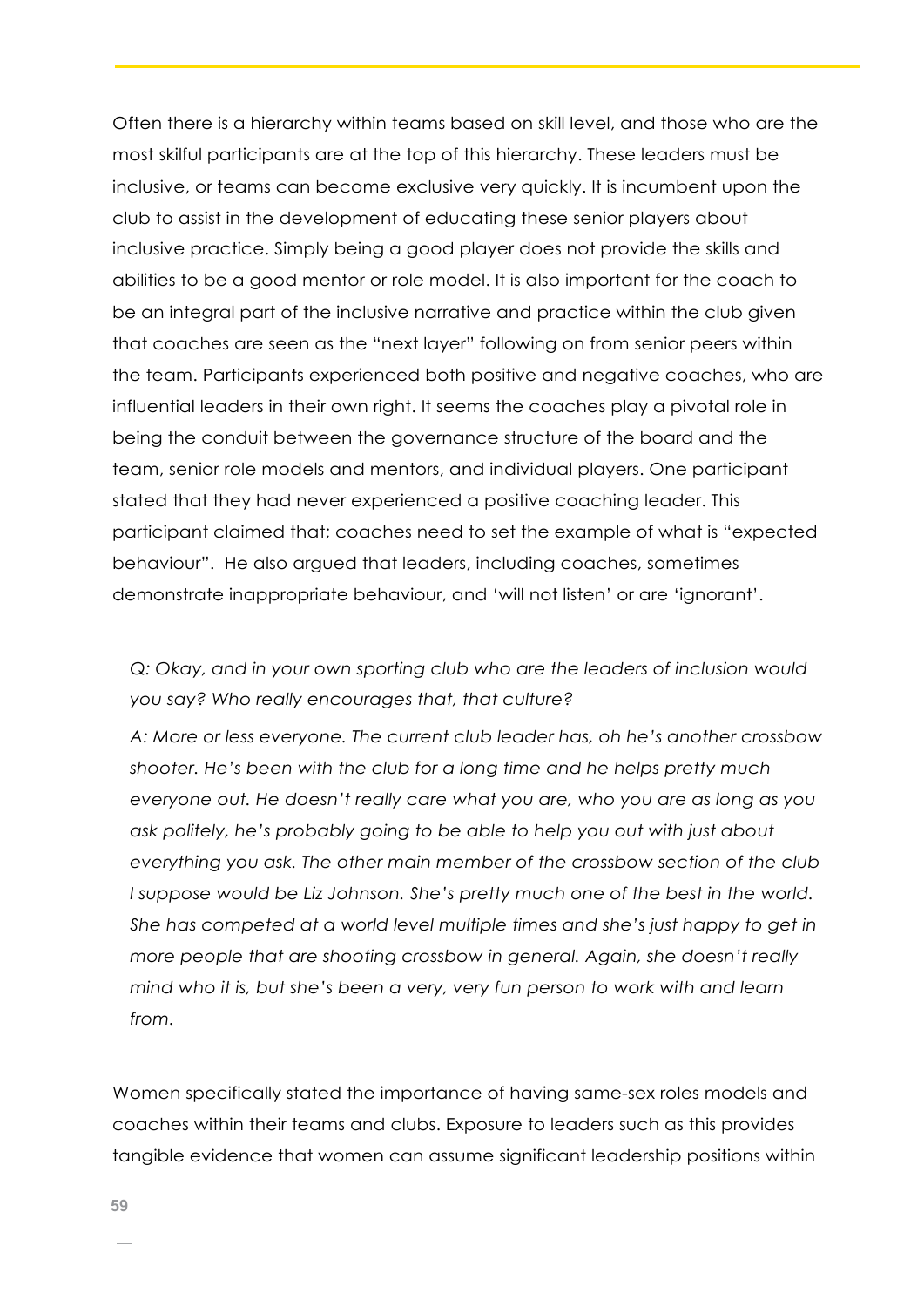Often there is a hierarchy within teams based on skill level, and those who are the most skilful participants are at the top of this hierarchy. These leaders must be inclusive, or teams can become exclusive very quickly. It is incumbent upon the club to assist in the development of educating these senior players about inclusive practice. Simply being a good player does not provide the skills and abilities to be a good mentor or role model. It is also important for the coach to be an integral part of the inclusive narrative and practice within the club given that coaches are seen as the "next layer" following on from senior peers within the team. Participants experienced both positive and negative coaches, who are influential leaders in their own right. It seems the coaches play a pivotal role in being the conduit between the governance structure of the board and the team, senior role models and mentors, and individual players. One participant stated that they had never experienced a positive coaching leader. This participant claimed that; coaches need to set the example of what is "expected behaviour". He also argued that leaders, including coaches, sometimes demonstrate inappropriate behaviour, and 'will not listen' or are 'ignorant'.

> *Q: Okay, and in your own sporting club who are the leaders of inclusion would you say? Who really encourages that, that culture?*
>
> *A: More or less everyone. The current club leader has, oh he's another crossbow shooter. He's been with the club for a long time and he helps pretty much everyone out. He doesn't really care what you are, who you are as long as you ask politely, he's probably going to be able to help you out with just about everything you ask. The other main member of the crossbow section of the club I suppose would be Liz Johnson. She's pretty much one of the best in the world. She has competed at a world level multiple times and she's just happy to get in more people that are shooting crossbow in general. Again, she doesn't really mind who it is, but she's been a very, very fun person to work with and learn from.*

Women specifically stated the importance of having same-sex roles models and coaches within their teams and clubs. Exposure to leaders such as this provides tangible evidence that women can assume significant leadership positions within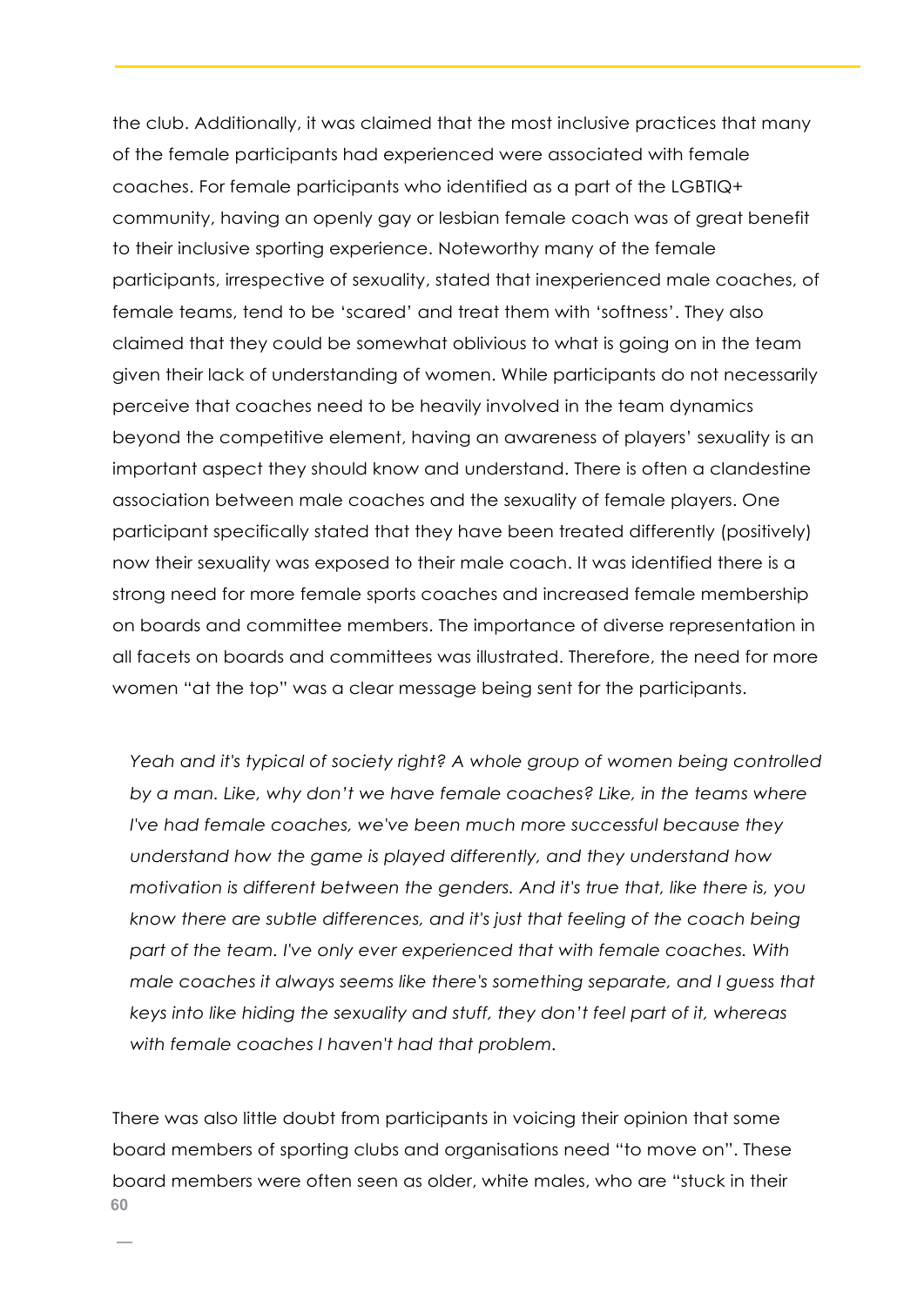the club. Additionally, it was claimed that the most inclusive practices that many of the female participants had experienced were associated with female coaches. For female participants who identified as a part of the LGBTIQ+ community, having an openly gay or lesbian female coach was of great benefit to their inclusive sporting experience. Noteworthy many of the female participants, irrespective of sexuality, stated that inexperienced male coaches, of female teams, tend to be 'scared' and treat them with 'softness'. They also claimed that they could be somewhat oblivious to what is going on in the team given their lack of understanding of women. While participants do not necessarily perceive that coaches need to be heavily involved in the team dynamics beyond the competitive element, having an awareness of players' sexuality is an important aspect they should know and understand. There is often a clandestine association between male coaches and the sexuality of female players. One participant specifically stated that they have been treated differently (positively) now their sexuality was exposed to their male coach. It was identified there is a strong need for more female sports coaches and increased female membership on boards and committee members. The importance of diverse representation in all facets on boards and committees was illustrated. Therefore, the need for more women "at the top" was a clear message being sent for the participants.

> *Yeah and it's typical of society right? A whole group of women being controlled by a man. Like, why don't we have female coaches? Like, in the teams where I've had female coaches, we've been much more successful because they understand how the game is played differently, and they understand how motivation is different between the genders. And it's true that, like there is, you know there are subtle differences, and it's just that feeling of the coach being part of the team. I've only ever experienced that with female coaches. With male coaches it always seems like there's something separate, and I guess that keys into like hiding the sexuality and stuff, they don't feel part of it, whereas with female coaches I haven't had that problem.*

There was also little doubt from participants in voicing their opinion that some board members of sporting clubs and organisations need "to move on". These board members were often seen as older, white males, who are "stuck in their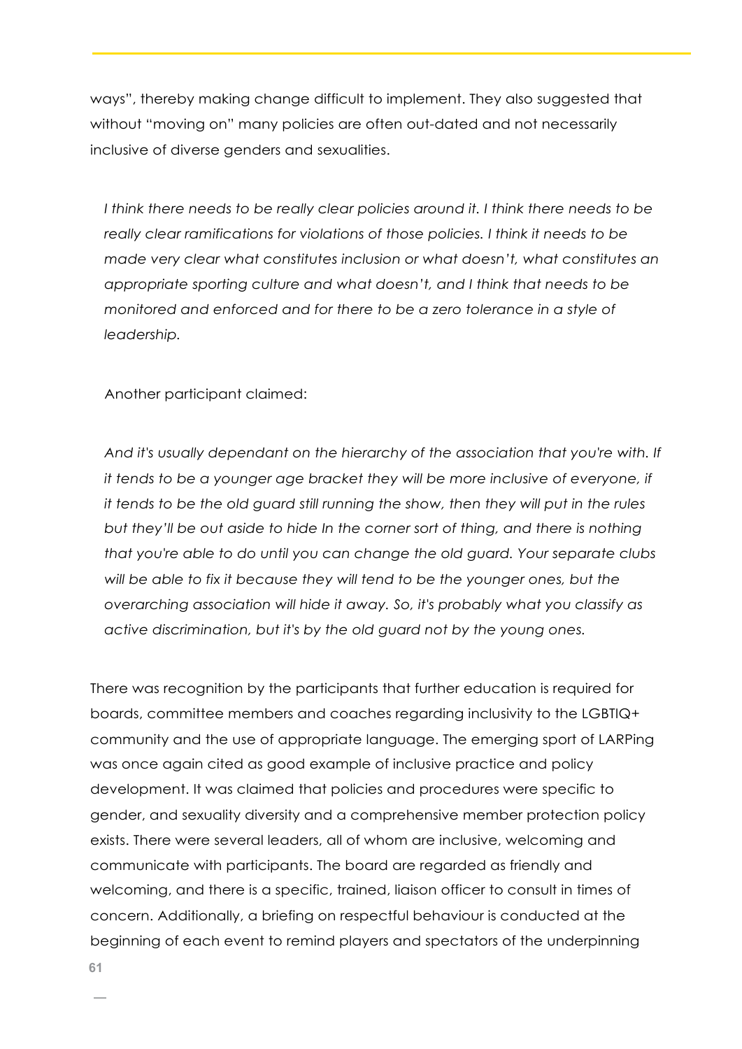ways", thereby making change difficult to implement. They also suggested that without "moving on" many policies are often out-dated and not necessarily inclusive of diverse genders and sexualities.

> *I think there needs to be really clear policies around it. I think there needs to be really clear ramifications for violations of those policies. I think it needs to be made very clear what constitutes inclusion or what doesn't, what constitutes an appropriate sporting culture and what doesn't, and I think that needs to be monitored and enforced and for there to be a zero tolerance in a style of leadership.*

Another participant claimed:

> *And it's usually dependant on the hierarchy of the association that you're with. If it tends to be a younger age bracket they will be more inclusive of everyone, if it tends to be the old guard still running the show, then they will put in the rules but they'll be out aside to hide In the corner sort of thing, and there is nothing that you're able to do until you can change the old guard. Your separate clubs will be able to fix it because they will tend to be the younger ones, but the overarching association will hide it away. So, it's probably what you classify as active discrimination, but it's by the old guard not by the young ones.*

There was recognition by the participants that further education is required for boards, committee members and coaches regarding inclusivity to the LGBTIQ+ community and the use of appropriate language. The emerging sport of LARPing was once again cited as good example of inclusive practice and policy development. It was claimed that policies and procedures were specific to gender, and sexuality diversity and a comprehensive member protection policy exists. There were several leaders, all of whom are inclusive, welcoming and communicate with participants. The board are regarded as friendly and welcoming, and there is a specific, trained, liaison officer to consult in times of concern. Additionally, a briefing on respectful behaviour is conducted at the beginning of each event to remind players and spectators of the underpinning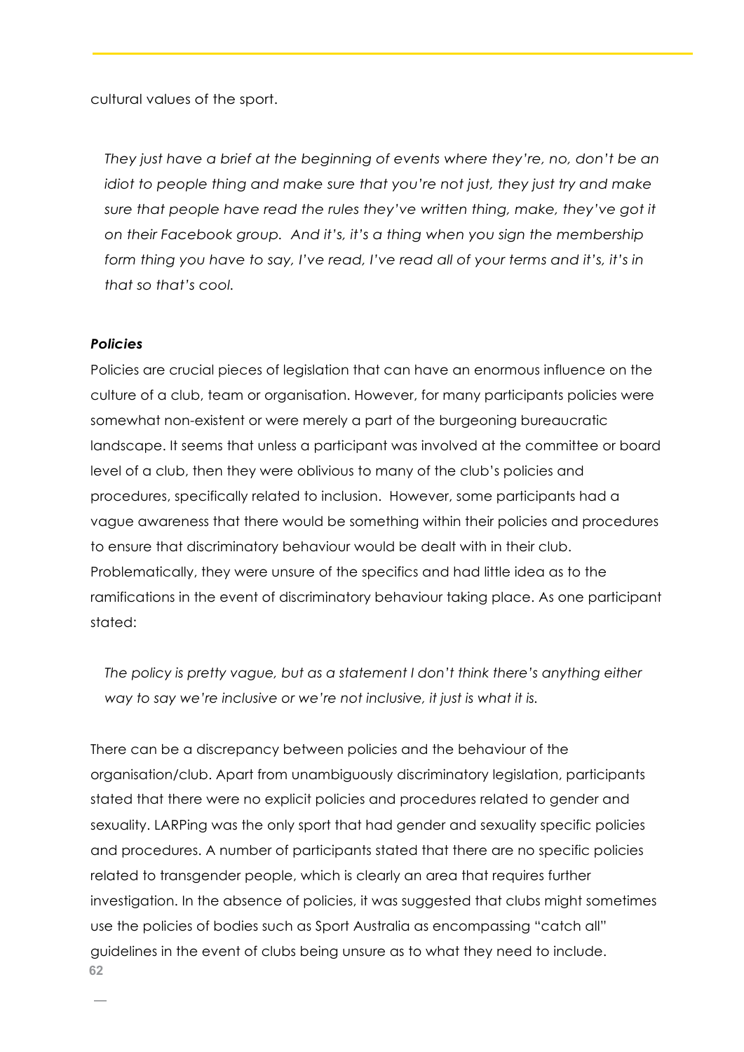cultural values of the sport.

> *They just have a brief at the beginning of events where they're, no, don't be an idiot to people thing and make sure that you're not just, they just try and make sure that people have read the rules they've written thing, make, they've got it on their Facebook group. And it's, it's a thing when you sign the membership form thing you have to say, I've read, I've read all of your terms and it's, it's in that so that's cool.*

***Policies***

Policies are crucial pieces of legislation that can have an enormous influence on the culture of a club, team or organisation. However, for many participants policies were somewhat non-existent or were merely a part of the burgeoning bureaucratic landscape. It seems that unless a participant was involved at the committee or board level of a club, then they were oblivious to many of the club's policies and procedures, specifically related to inclusion. However, some participants had a vague awareness that there would be something within their policies and procedures to ensure that discriminatory behaviour would be dealt with in their club. Problematically, they were unsure of the specifics and had little idea as to the ramifications in the event of discriminatory behaviour taking place. As one participant stated:

> *The policy is pretty vague, but as a statement I don't think there's anything either way to say we're inclusive or we're not inclusive, it just is what it is.*

There can be a discrepancy between policies and the behaviour of the organisation/club. Apart from unambiguously discriminatory legislation, participants stated that there were no explicit policies and procedures related to gender and sexuality. LARPing was the only sport that had gender and sexuality specific policies and procedures. A number of participants stated that there are no specific policies related to transgender people, which is clearly an area that requires further investigation. In the absence of policies, it was suggested that clubs might sometimes use the policies of bodies such as Sport Australia as encompassing "catch all" guidelines in the event of clubs being unsure as to what they need to include.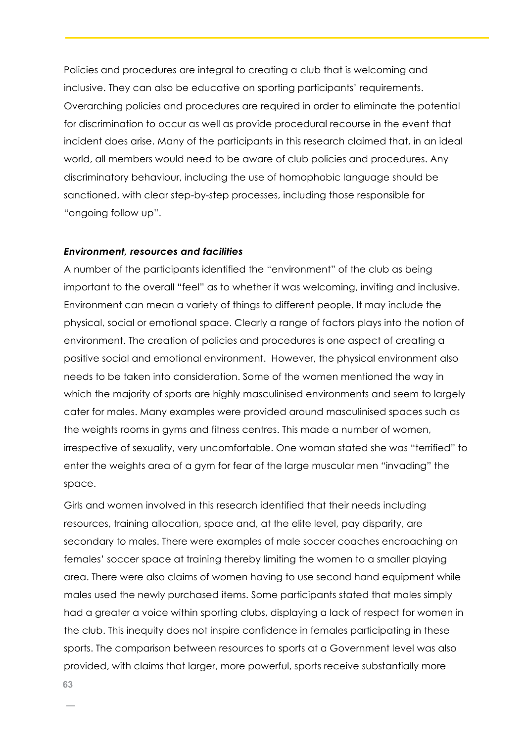Policies and procedures are integral to creating a club that is welcoming and inclusive. They can also be educative on sporting participants' requirements. Overarching policies and procedures are required in order to eliminate the potential for discrimination to occur as well as provide procedural recourse in the event that incident does arise. Many of the participants in this research claimed that, in an ideal world, all members would need to be aware of club policies and procedures. Any discriminatory behaviour, including the use of homophobic language should be sanctioned, with clear step-by-step processes, including those responsible for "ongoing follow up".

***Environment, resources and facilities***

A number of the participants identified the "environment" of the club as being important to the overall "feel" as to whether it was welcoming, inviting and inclusive. Environment can mean a variety of things to different people. It may include the physical, social or emotional space. Clearly a range of factors plays into the notion of environment. The creation of policies and procedures is one aspect of creating a positive social and emotional environment. However, the physical environment also needs to be taken into consideration. Some of the women mentioned the way in which the majority of sports are highly masculinised environments and seem to largely cater for males. Many examples were provided around masculinised spaces such as the weights rooms in gyms and fitness centres. This made a number of women, irrespective of sexuality, very uncomfortable. One woman stated she was "terrified" to enter the weights area of a gym for fear of the large muscular men "invading" the space.

Girls and women involved in this research identified that their needs including resources, training allocation, space and, at the elite level, pay disparity, are secondary to males. There were examples of male soccer coaches encroaching on females' soccer space at training thereby limiting the women to a smaller playing area. There were also claims of women having to use second hand equipment while males used the newly purchased items. Some participants stated that males simply had a greater a voice within sporting clubs, displaying a lack of respect for women in the club. This inequity does not inspire confidence in females participating in these sports. The comparison between resources to sports at a Government level was also provided, with claims that larger, more powerful, sports receive substantially more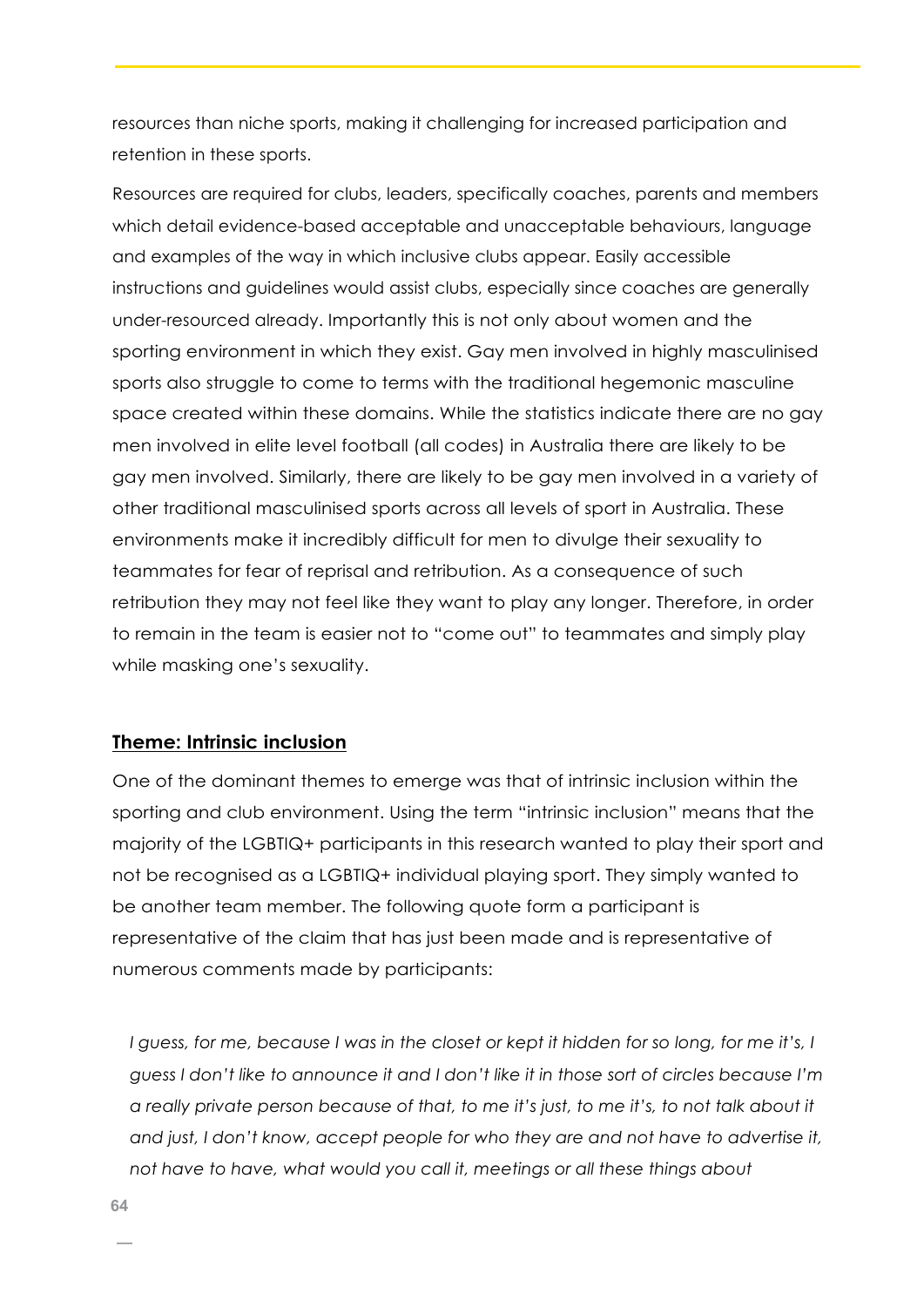resources than niche sports, making it challenging for increased participation and retention in these sports.

Resources are required for clubs, leaders, specifically coaches, parents and members which detail evidence-based acceptable and unacceptable behaviours, language and examples of the way in which inclusive clubs appear. Easily accessible instructions and guidelines would assist clubs, especially since coaches are generally under-resourced already. Importantly this is not only about women and the sporting environment in which they exist. Gay men involved in highly masculinised sports also struggle to come to terms with the traditional hegemonic masculine space created within these domains. While the statistics indicate there are no gay men involved in elite level football (all codes) in Australia there are likely to be gay men involved. Similarly, there are likely to be gay men involved in a variety of other traditional masculinised sports across all levels of sport in Australia. These environments make it incredibly difficult for men to divulge their sexuality to teammates for fear of reprisal and retribution. As a consequence of such retribution they may not feel like they want to play any longer. Therefore, in order to remain in the team is easier not to "come out" to teammates and simply play while masking one's sexuality.

## **Theme: Intrinsic inclusion**

One of the dominant themes to emerge was that of intrinsic inclusion within the sporting and club environment. Using the term "intrinsic inclusion" means that the majority of the LGBTIQ+ participants in this research wanted to play their sport and not be recognised as a LGBTIQ+ individual playing sport. They simply wanted to be another team member. The following quote form a participant is representative of the claim that has just been made and is representative of numerous comments made by participants:

> *I guess, for me, because I was in the closet or kept it hidden for so long, for me it's, I guess I don't like to announce it and I don't like it in those sort of circles because I'm a really private person because of that, to me it's just, to me it's, to not talk about it and just, I don't know, accept people for who they are and not have to advertise it, not have to have, what would you call it, meetings or all these things about*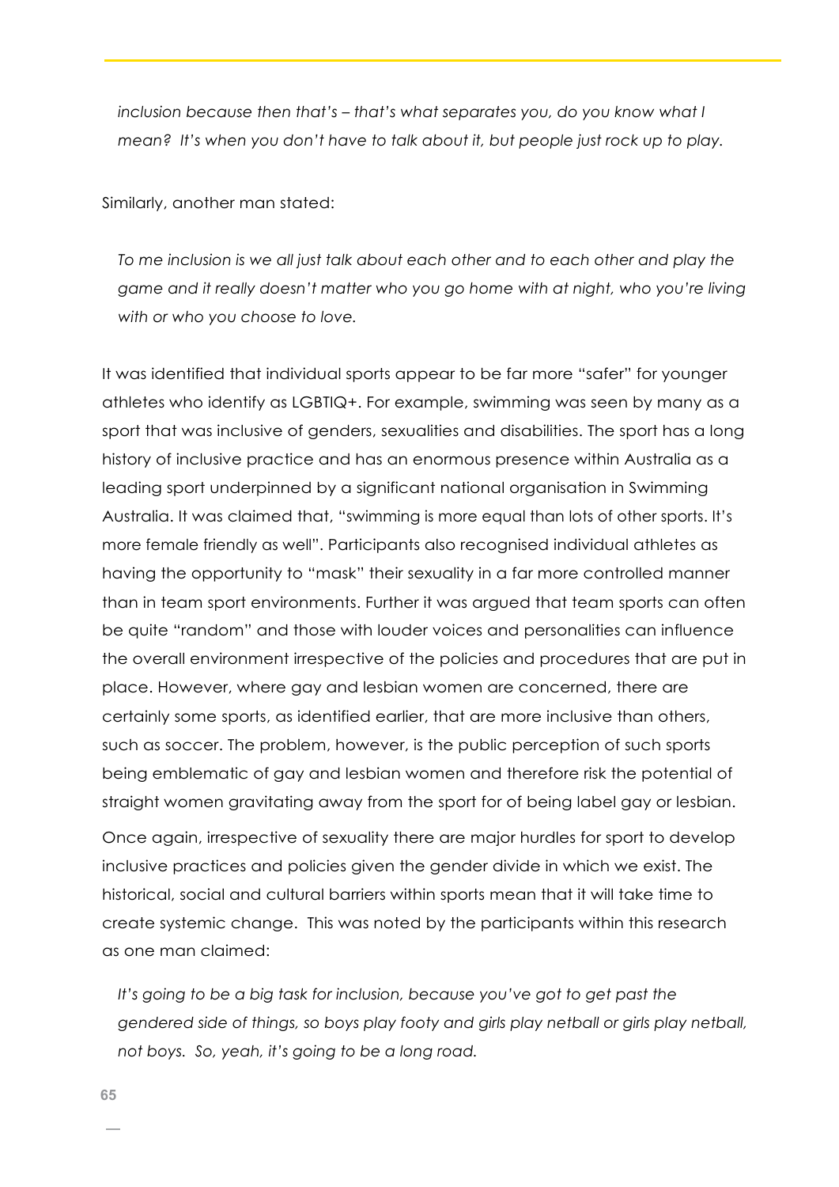*inclusion because then that's – that's what separates you, do you know what I mean? It's when you don't have to talk about it, but people just rock up to play.*

Similarly, another man stated:

*To me inclusion is we all just talk about each other and to each other and play the game and it really doesn't matter who you go home with at night, who you're living with or who you choose to love.*

It was identified that individual sports appear to be far more "safer" for younger athletes who identify as LGBTIQ+. For example, swimming was seen by many as a sport that was inclusive of genders, sexualities and disabilities. The sport has a long history of inclusive practice and has an enormous presence within Australia as a leading sport underpinned by a significant national organisation in Swimming Australia. It was claimed that, "swimming is more equal than lots of other sports. It's more female friendly as well". Participants also recognised individual athletes as having the opportunity to "mask" their sexuality in a far more controlled manner than in team sport environments. Further it was argued that team sports can often be quite "random" and those with louder voices and personalities can influence the overall environment irrespective of the policies and procedures that are put in place. However, where gay and lesbian women are concerned, there are certainly some sports, as identified earlier, that are more inclusive than others, such as soccer. The problem, however, is the public perception of such sports being emblematic of gay and lesbian women and therefore risk the potential of straight women gravitating away from the sport for of being label gay or lesbian.

Once again, irrespective of sexuality there are major hurdles for sport to develop inclusive practices and policies given the gender divide in which we exist. The historical, social and cultural barriers within sports mean that it will take time to create systemic change. This was noted by the participants within this research as one man claimed:

*It's going to be a big task for inclusion, because you've got to get past the gendered side of things, so boys play footy and girls play netball or girls play netball, not boys. So, yeah, it's going to be a long road.*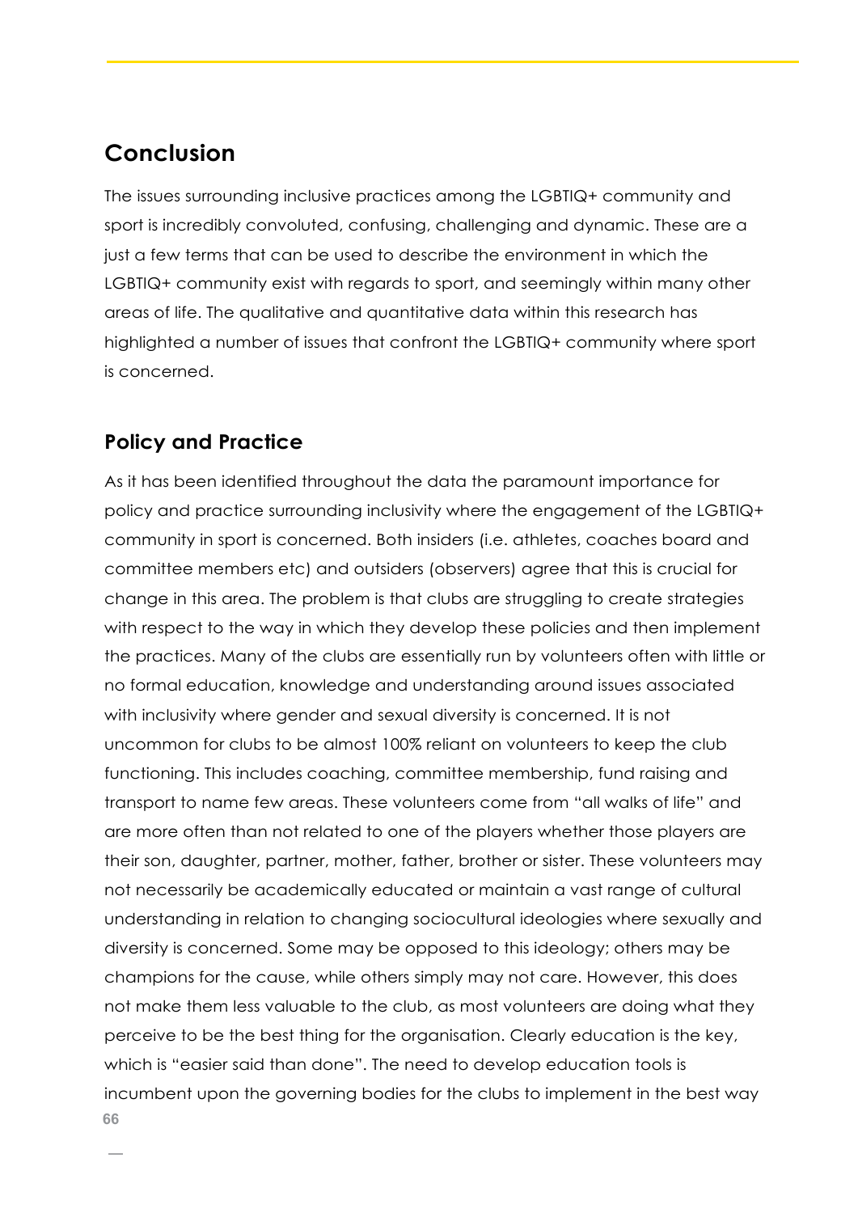## Conclusion

The issues surrounding inclusive practices among the LGBTIQ+ community and sport is incredibly convoluted, confusing, challenging and dynamic. These are a just a few terms that can be used to describe the environment in which the LGBTIQ+ community exist with regards to sport, and seemingly within many other areas of life. The qualitative and quantitative data within this research has highlighted a number of issues that confront the LGBTIQ+ community where sport is concerned.

### Policy and Practice

As it has been identified throughout the data the paramount importance for policy and practice surrounding inclusivity where the engagement of the LGBTIQ+ community in sport is concerned. Both insiders (i.e. athletes, coaches board and committee members etc) and outsiders (observers) agree that this is crucial for change in this area. The problem is that clubs are struggling to create strategies with respect to the way in which they develop these policies and then implement the practices. Many of the clubs are essentially run by volunteers often with little or no formal education, knowledge and understanding around issues associated with inclusivity where gender and sexual diversity is concerned. It is not uncommon for clubs to be almost 100% reliant on volunteers to keep the club functioning. This includes coaching, committee membership, fund raising and transport to name few areas. These volunteers come from "all walks of life" and are more often than not related to one of the players whether those players are their son, daughter, partner, mother, father, brother or sister. These volunteers may not necessarily be academically educated or maintain a vast range of cultural understanding in relation to changing sociocultural ideologies where sexually and diversity is concerned. Some may be opposed to this ideology; others may be champions for the cause, while others simply may not care. However, this does not make them less valuable to the club, as most volunteers are doing what they perceive to be the best thing for the organisation. Clearly education is the key, which is "easier said than done". The need to develop education tools is incumbent upon the governing bodies for the clubs to implement in the best way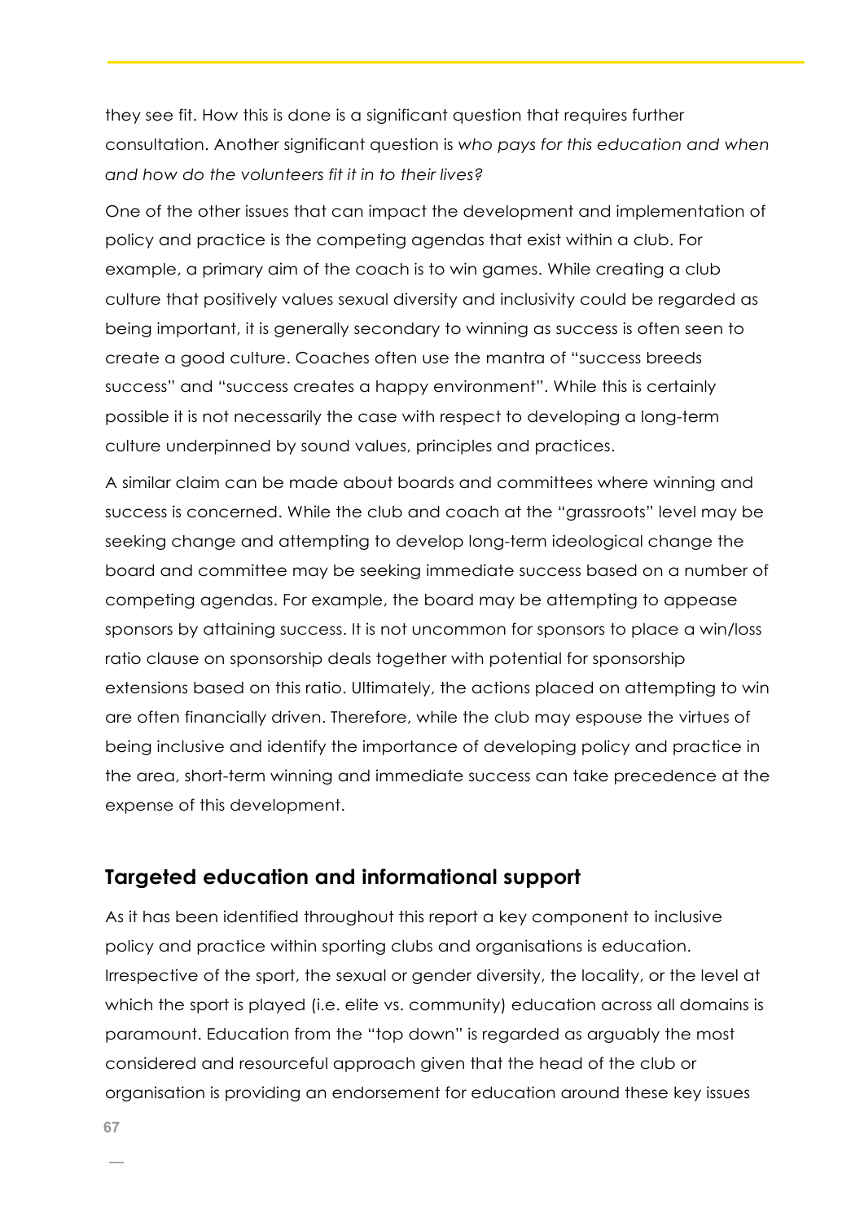they see fit. How this is done is a significant question that requires further consultation. Another significant question is *who pays for this education and when and how do the volunteers fit it in to their lives?*

One of the other issues that can impact the development and implementation of policy and practice is the competing agendas that exist within a club. For example, a primary aim of the coach is to win games. While creating a club culture that positively values sexual diversity and inclusivity could be regarded as being important, it is generally secondary to winning as success is often seen to create a good culture. Coaches often use the mantra of "success breeds success" and "success creates a happy environment". While this is certainly possible it is not necessarily the case with respect to developing a long-term culture underpinned by sound values, principles and practices.

A similar claim can be made about boards and committees where winning and success is concerned. While the club and coach at the "grassroots" level may be seeking change and attempting to develop long-term ideological change the board and committee may be seeking immediate success based on a number of competing agendas. For example, the board may be attempting to appease sponsors by attaining success. It is not uncommon for sponsors to place a win/loss ratio clause on sponsorship deals together with potential for sponsorship extensions based on this ratio. Ultimately, the actions placed on attempting to win are often financially driven. Therefore, while the club may espouse the virtues of being inclusive and identify the importance of developing policy and practice in the area, short-term winning and immediate success can take precedence at the expense of this development.

## Targeted education and informational support

As it has been identified throughout this report a key component to inclusive policy and practice within sporting clubs and organisations is education. Irrespective of the sport, the sexual or gender diversity, the locality, or the level at which the sport is played (i.e. elite vs. community) education across all domains is paramount. Education from the "top down" is regarded as arguably the most considered and resourceful approach given that the head of the club or organisation is providing an endorsement for education around these key issues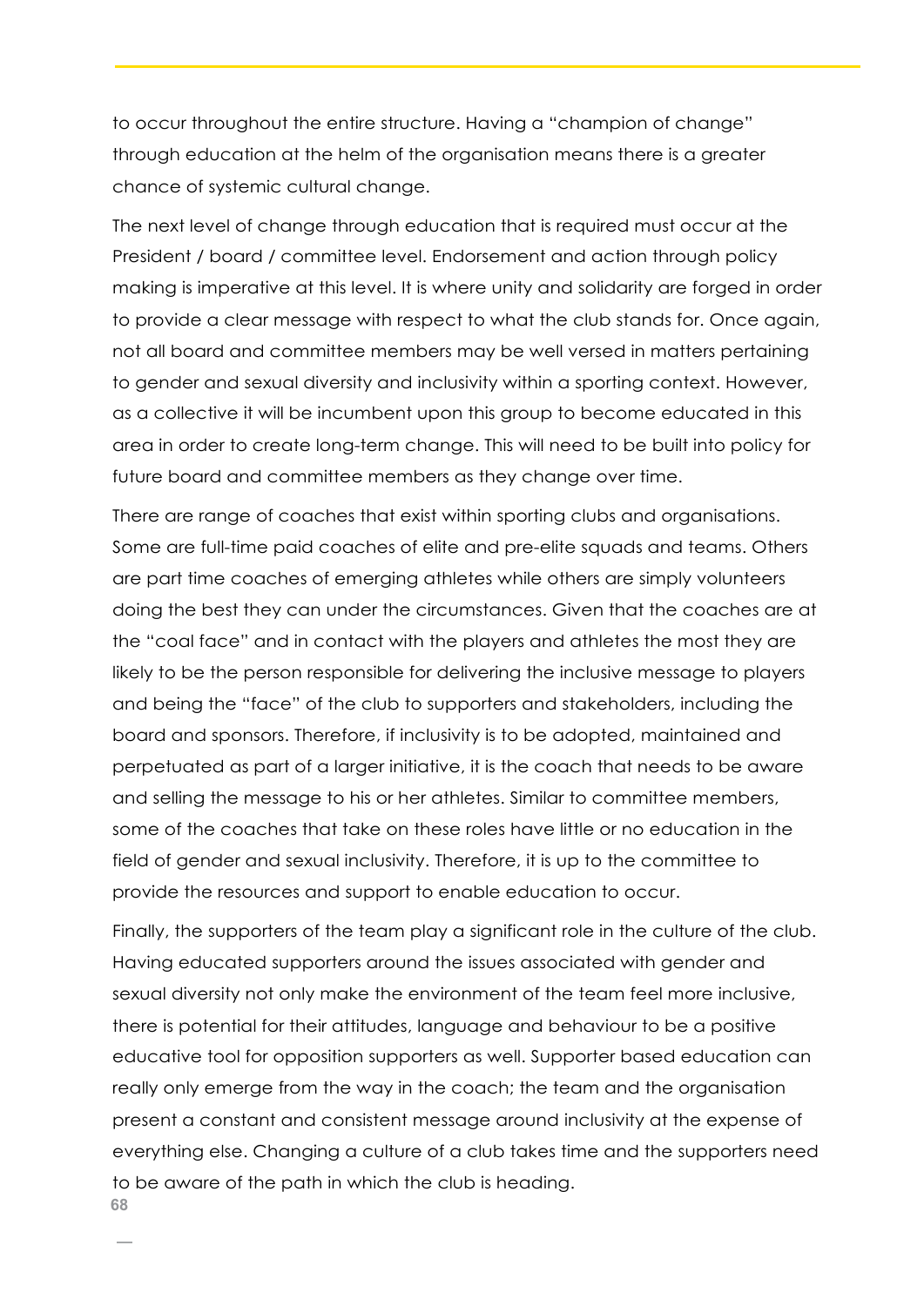to occur throughout the entire structure. Having a "champion of change" through education at the helm of the organisation means there is a greater chance of systemic cultural change.

The next level of change through education that is required must occur at the President / board / committee level. Endorsement and action through policy making is imperative at this level. It is where unity and solidarity are forged in order to provide a clear message with respect to what the club stands for. Once again, not all board and committee members may be well versed in matters pertaining to gender and sexual diversity and inclusivity within a sporting context. However, as a collective it will be incumbent upon this group to become educated in this area in order to create long-term change. This will need to be built into policy for future board and committee members as they change over time.

There are range of coaches that exist within sporting clubs and organisations. Some are full-time paid coaches of elite and pre-elite squads and teams. Others are part time coaches of emerging athletes while others are simply volunteers doing the best they can under the circumstances. Given that the coaches are at the "coal face" and in contact with the players and athletes the most they are likely to be the person responsible for delivering the inclusive message to players and being the "face" of the club to supporters and stakeholders, including the board and sponsors. Therefore, if inclusivity is to be adopted, maintained and perpetuated as part of a larger initiative, it is the coach that needs to be aware and selling the message to his or her athletes. Similar to committee members, some of the coaches that take on these roles have little or no education in the field of gender and sexual inclusivity. Therefore, it is up to the committee to provide the resources and support to enable education to occur.

Finally, the supporters of the team play a significant role in the culture of the club. Having educated supporters around the issues associated with gender and sexual diversity not only make the environment of the team feel more inclusive, there is potential for their attitudes, language and behaviour to be a positive educative tool for opposition supporters as well. Supporter based education can really only emerge from the way in the coach; the team and the organisation present a constant and consistent message around inclusivity at the expense of everything else. Changing a culture of a club takes time and the supporters need to be aware of the path in which the club is heading.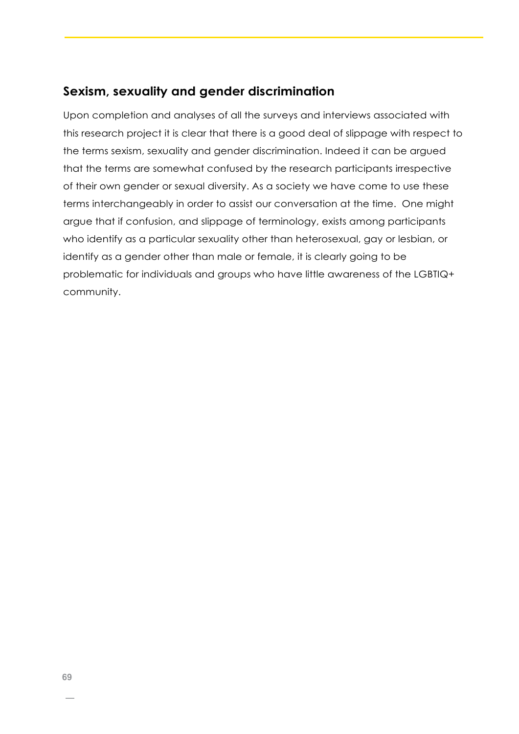## Sexism, sexuality and gender discrimination

Upon completion and analyses of all the surveys and interviews associated with this research project it is clear that there is a good deal of slippage with respect to the terms sexism, sexuality and gender discrimination. Indeed it can be argued that the terms are somewhat confused by the research participants irrespective of their own gender or sexual diversity. As a society we have come to use these terms interchangeably in order to assist our conversation at the time.  One might argue that if confusion, and slippage of terminology, exists among participants who identify as a particular sexuality other than heterosexual, gay or lesbian, or identify as a gender other than male or female, it is clearly going to be problematic for individuals and groups who have little awareness of the LGBTIQ+ community.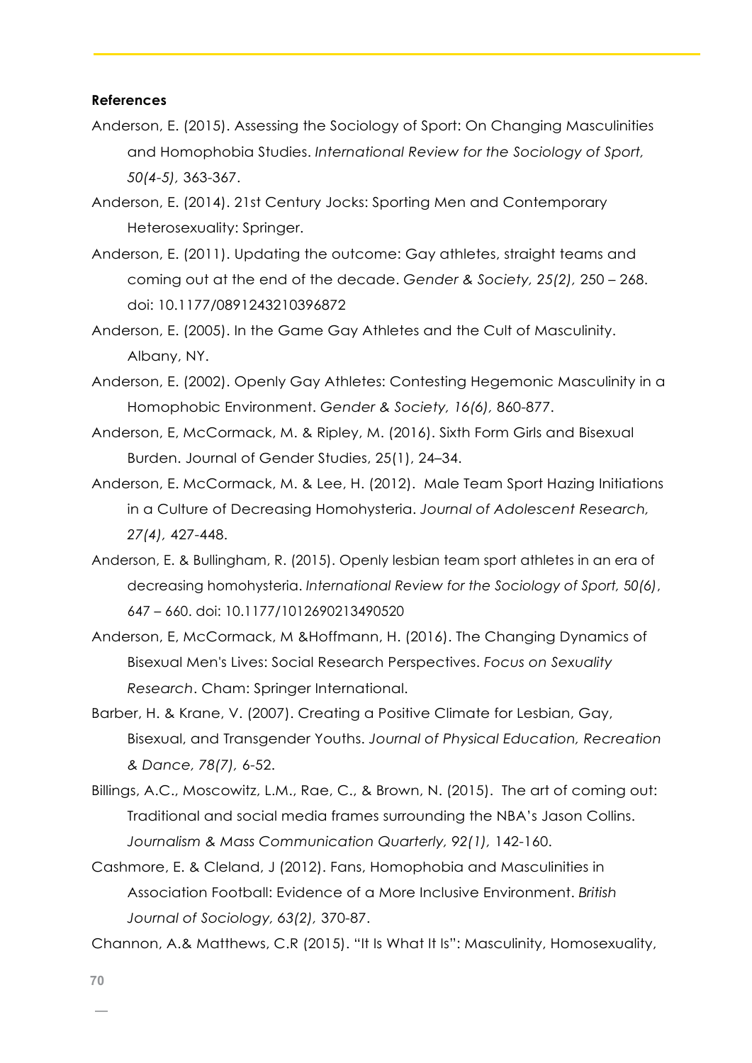**References**

Anderson, E. (2015). Assessing the Sociology of Sport: On Changing Masculinities and Homophobia Studies. *International Review for the Sociology of Sport, 50(4-5),* 363-367.

Anderson, E. (2014). 21st Century Jocks: Sporting Men and Contemporary Heterosexuality: Springer.

Anderson, E. (2011). Updating the outcome: Gay athletes, straight teams and coming out at the end of the decade. *Gender & Society, 25(2),* 250 – 268. doi: 10.1177/0891243210396872

Anderson, E. (2005). In the Game Gay Athletes and the Cult of Masculinity. Albany, NY.

Anderson, E. (2002). Openly Gay Athletes: Contesting Hegemonic Masculinity in a Homophobic Environment. *Gender & Society, 16(6),* 860-877.

Anderson, E, McCormack, M. & Ripley, M. (2016). Sixth Form Girls and Bisexual Burden. Journal of Gender Studies, 25(1), 24–34.

Anderson, E. McCormack, M. & Lee, H. (2012). Male Team Sport Hazing Initiations in a Culture of Decreasing Homohysteria. *Journal of Adolescent Research, 27(4),* 427-448.

Anderson, E. & Bullingham, R. (2015). Openly lesbian team sport athletes in an era of decreasing homohysteria. *International Review for the Sociology of Sport, 50(6)*, 647 – 660. doi: 10.1177/1012690213490520

Anderson, E, McCormack, M &Hoffmann, H. (2016). The Changing Dynamics of Bisexual Men's Lives: Social Research Perspectives. *Focus on Sexuality Research*. Cham: Springer International.

Barber, H. & Krane, V. (2007). Creating a Positive Climate for Lesbian, Gay, Bisexual, and Transgender Youths. *Journal of Physical Education, Recreation & Dance, 78(7),* 6-52.

Billings, A.C., Moscowitz, L.M., Rae, C., & Brown, N. (2015). The art of coming out: Traditional and social media frames surrounding the NBA's Jason Collins. *Journalism & Mass Communication Quarterly, 92(1),* 142-160.

Cashmore, E. & Cleland, J (2012). Fans, Homophobia and Masculinities in Association Football: Evidence of a More Inclusive Environment. *British Journal of Sociology, 63(2),* 370-87.

Channon, A.& Matthews, C.R (2015). "It Is What It Is": Masculinity, Homosexuality,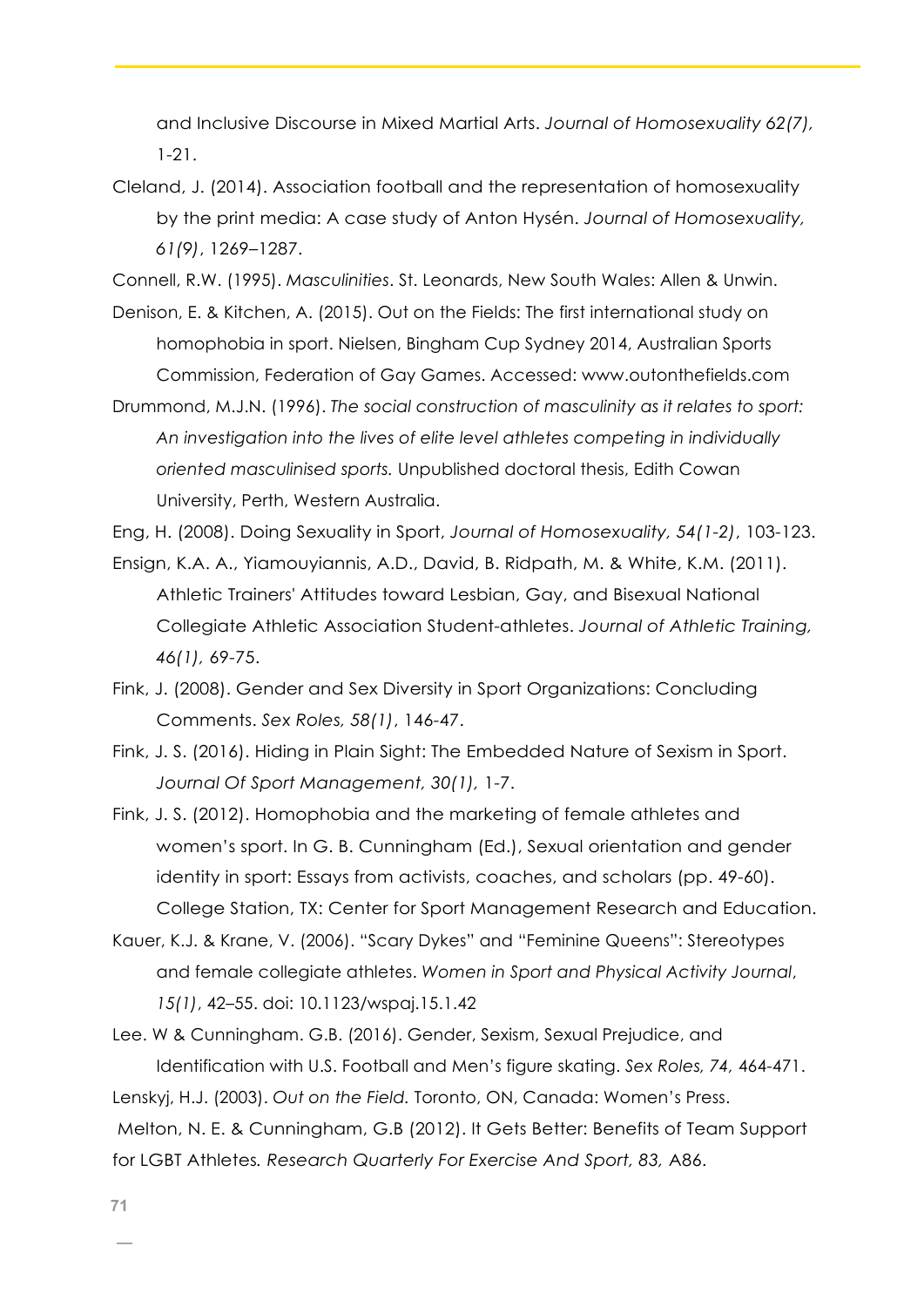and Inclusive Discourse in Mixed Martial Arts. *Journal of Homosexuality 62(7),* 1-21.

Cleland, J. (2014). Association football and the representation of homosexuality by the print media: A case study of Anton Hysén. *Journal of Homosexuality, 61(9)*, 1269–1287.

Connell, R.W. (1995). *Masculinities*. St. Leonards, New South Wales: Allen & Unwin.

Denison, E. & Kitchen, A. (2015). Out on the Fields: The first international study on homophobia in sport. Nielsen, Bingham Cup Sydney 2014, Australian Sports Commission, Federation of Gay Games. Accessed: www.outonthefields.com

Drummond, M.J.N. (1996). *The social construction of masculinity as it relates to sport: An investigation into the lives of elite level athletes competing in individually oriented masculinised sports.* Unpublished doctoral thesis, Edith Cowan University, Perth, Western Australia.

Eng, H. (2008). Doing Sexuality in Sport, *Journal of Homosexuality, 54(1-2)*, 103-123.

Ensign, K.A. A., Yiamouyiannis, A.D., David, B. Ridpath, M. & White, K.M. (2011). Athletic Trainers' Attitudes toward Lesbian, Gay, and Bisexual National Collegiate Athletic Association Student-athletes. *Journal of Athletic Training, 46(1), 69-75*.

Fink, J. (2008). Gender and Sex Diversity in Sport Organizations: Concluding Comments. *Sex Roles, 58(1)*, 146-47.

Fink, J. S. (2016). Hiding in Plain Sight: The Embedded Nature of Sexism in Sport. *Journal Of Sport Management, 30(1),* 1-7.

Fink, J. S. (2012). Homophobia and the marketing of female athletes and women's sport. In G. B. Cunningham (Ed.), Sexual orientation and gender identity in sport: Essays from activists, coaches, and scholars (pp. 49-60). College Station, TX: Center for Sport Management Research and Education.

Kauer, K.J. & Krane, V. (2006). "Scary Dykes" and "Feminine Queens": Stereotypes and female collegiate athletes. *Women in Sport and Physical Activity Journal*, *15(1)*, 42–55. doi: 10.1123/wspaj.15.1.42

Lee. W & Cunningham. G.B. (2016). Gender, Sexism, Sexual Prejudice, and Identification with U.S. Football and Men's figure skating. *Sex Roles, 74,* 464-471.

Lenskyj, H.J. (2003). *Out on the Field.* Toronto, ON, Canada: Women's Press.

Melton, N. E. & Cunningham, G.B (2012). It Gets Better: Benefits of Team Support for LGBT Athletes. *Research Quarterly For Exercise And Sport, 83,* A86.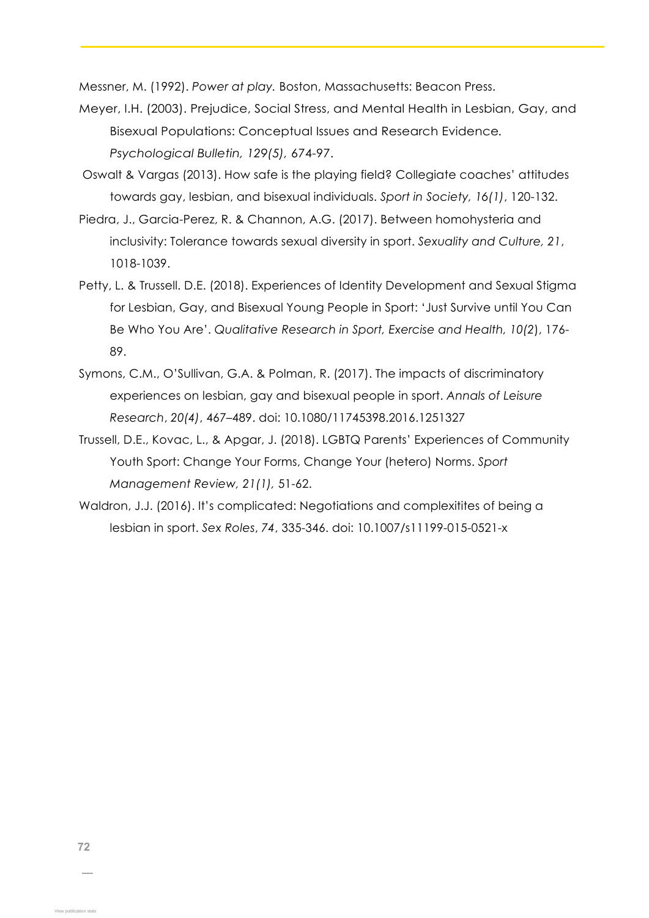Messner, M. (1992). *Power at play.* Boston, Massachusetts: Beacon Press.

Meyer, I.H. (2003). Prejudice, Social Stress, and Mental Health in Lesbian, Gay, and Bisexual Populations: Conceptual Issues and Research Evidence. *Psychological Bulletin, 129(5), 674-97*.

Oswalt & Vargas (2013). How safe is the playing field? Collegiate coaches' attitudes towards gay, lesbian, and bisexual individuals. *Sport in Society, 16(1)*, 120-132.

Piedra, J., Garcia-Perez, R. & Channon, A.G. (2017). Between homohysteria and inclusivity: Tolerance towards sexual diversity in sport. *Sexuality and Culture, 21*, 1018-1039.

Petty, L. & Trussell. D.E. (2018). Experiences of Identity Development and Sexual Stigma for Lesbian, Gay, and Bisexual Young People in Sport: 'Just Survive until You Can Be Who You Are'. *Qualitative Research in Sport, Exercise and Health, 10(2*), 176-89.

Symons, C.M., O'Sullivan, G.A. & Polman, R. (2017). The impacts of discriminatory experiences on lesbian, gay and bisexual people in sport. *Annals of Leisure Research*, *20(4)*, 467–489. doi: 10.1080/11745398.2016.1251327

Trussell, D.E., Kovac, L., & Apgar, J. (2018). LGBTQ Parents' Experiences of Community Youth Sport: Change Your Forms, Change Your (hetero) Norms. *Sport Management Review, 21(1),* 51-62.

Waldron, J.J. (2016). It's complicated: Negotiations and complexitites of being a lesbian in sport. *Sex Roles*, *74*, 335-346. doi: 10.1007/s11199-015-0521-x